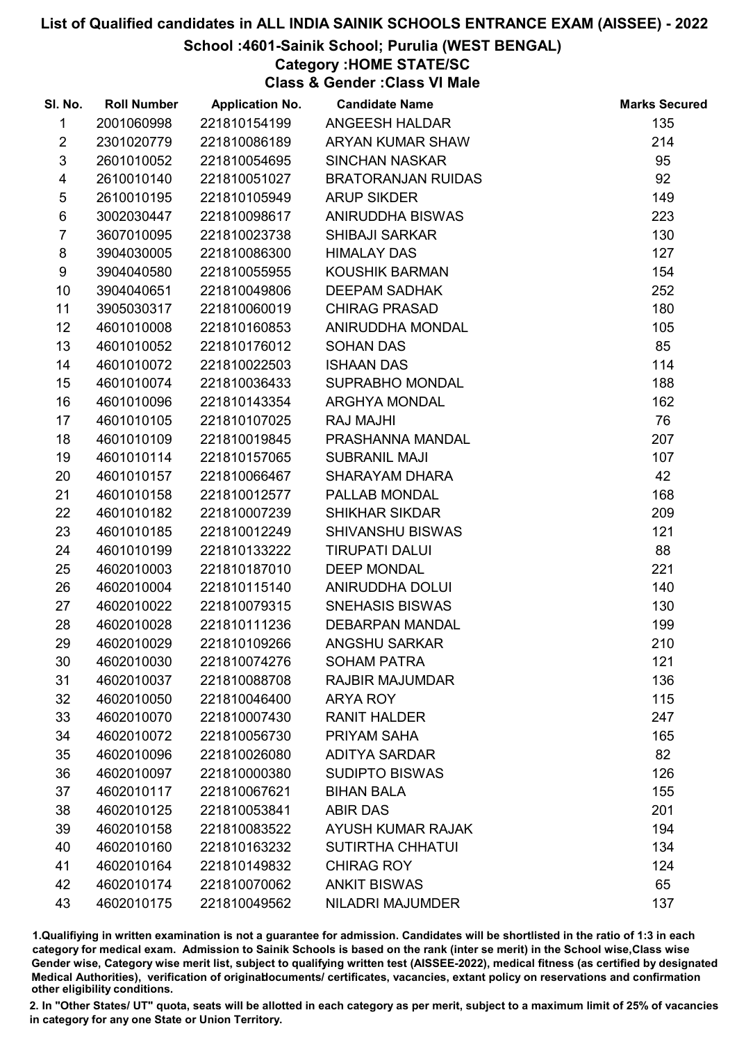# List of Qualified candidates in ALL INDIA SAINIK SCHOOLS ENTRANCE EXAM (AISSEE) - 2022

## School :4601-Sainik School; Purulia (WEST BENGAL)

### Category :HOME STATE/SC

### Class & Gender :Class VI Male

| Sl. No. | Roll Number | Application No. | Candidate Name | Marks Secured |
|---|---|---|---|---|
| 1 | 2001060998 | 221810154199 | ANGEESH HALDAR | 135 |
| 2 | 2301020779 | 221810086189 | ARYAN KUMAR SHAW | 214 |
| 3 | 2601010052 | 221810054695 | SINCHAN NASKAR | 95 |
| 4 | 2610010140 | 221810051027 | BRATORANJAN RUIDAS | 92 |
| 5 | 2610010195 | 221810105949 | ARUP SIKDER | 149 |
| 6 | 3002030447 | 221810098617 | ANIRUDDHA BISWAS | 223 |
| 7 | 3607010095 | 221810023738 | SHIBAJI SARKAR | 130 |
| 8 | 3904030005 | 221810086300 | HIMALAY DAS | 127 |
| 9 | 3904040580 | 221810055955 | KOUSHIK BARMAN | 154 |
| 10 | 3904040651 | 221810049806 | DEEPAM SADHAK | 252 |
| 11 | 3905030317 | 221810060019 | CHIRAG PRASAD | 180 |
| 12 | 4601010008 | 221810160853 | ANIRUDDHA MONDAL | 105 |
| 13 | 4601010052 | 221810176012 | SOHAN DAS | 85 |
| 14 | 4601010072 | 221810022503 | ISHAAN DAS | 114 |
| 15 | 4601010074 | 221810036433 | SUPRABHO MONDAL | 188 |
| 16 | 4601010096 | 221810143354 | ARGHYA MONDAL | 162 |
| 17 | 4601010105 | 221810107025 | RAJ MAJHI | 76 |
| 18 | 4601010109 | 221810019845 | PRASHANNA MANDAL | 207 |
| 19 | 4601010114 | 221810157065 | SUBRANIL MAJI | 107 |
| 20 | 4601010157 | 221810066467 | SHARAYAM DHARA | 42 |
| 21 | 4601010158 | 221810012577 | PALLAB MONDAL | 168 |
| 22 | 4601010182 | 221810007239 | SHIKHAR SIKDAR | 209 |
| 23 | 4601010185 | 221810012249 | SHIVANSHU BISWAS | 121 |
| 24 | 4601010199 | 221810133222 | TIRUPATI DALUI | 88 |
| 25 | 4602010003 | 221810187010 | DEEP MONDAL | 221 |
| 26 | 4602010004 | 221810115140 | ANIRUDDHA DOLUI | 140 |
| 27 | 4602010022 | 221810079315 | SNEHASIS BISWAS | 130 |
| 28 | 4602010028 | 221810111236 | DEBARPAN MANDAL | 199 |
| 29 | 4602010029 | 221810109266 | ANGSHU SARKAR | 210 |
| 30 | 4602010030 | 221810074276 | SOHAM PATRA | 121 |
| 31 | 4602010037 | 221810088708 | RAJBIR MAJUMDAR | 136 |
| 32 | 4602010050 | 221810046400 | ARYA ROY | 115 |
| 33 | 4602010070 | 221810007430 | RANIT HALDER | 247 |
| 34 | 4602010072 | 221810056730 | PRIYAM SAHA | 165 |
| 35 | 4602010096 | 221810026080 | ADITYA SARDAR | 82 |
| 36 | 4602010097 | 221810000380 | SUDIPTO BISWAS | 126 |
| 37 | 4602010117 | 221810067621 | BIHAN BALA | 155 |
| 38 | 4602010125 | 221810053841 | ABIR DAS | 201 |
| 39 | 4602010158 | 221810083522 | AYUSH KUMAR RAJAK | 194 |
| 40 | 4602010160 | 221810163232 | SUTIRTHA CHHATUI | 134 |
| 41 | 4602010164 | 221810149832 | CHIRAG ROY | 124 |
| 42 | 4602010174 | 221810070062 | ANKIT BISWAS | 65 |
| 43 | 4602010175 | 221810049562 | NILADRI MAJUMDER | 137 |

1.Qualifying in written examination is not a guarantee for admission. Candidates will be shortlisted in the ratio of 1:3 in each category for medical exam. Admission to Sainik Schools is based on the rank (inter se merit) in the School wise,Class wise Gender wise, Category wise merit list, subject to qualifying written test (AISSEE-2022), medical fitness (as certified by designated Medical Authorities), verification of originaldocuments/ certificates, vacancies, extant policy on reservations and confirmation other eligibility conditions.

2. In "Other States/ UT" quota, seats will be allotted in each category as per merit, subject to a maximum limit of 25% of vacancies in category for any one State or Union Territory.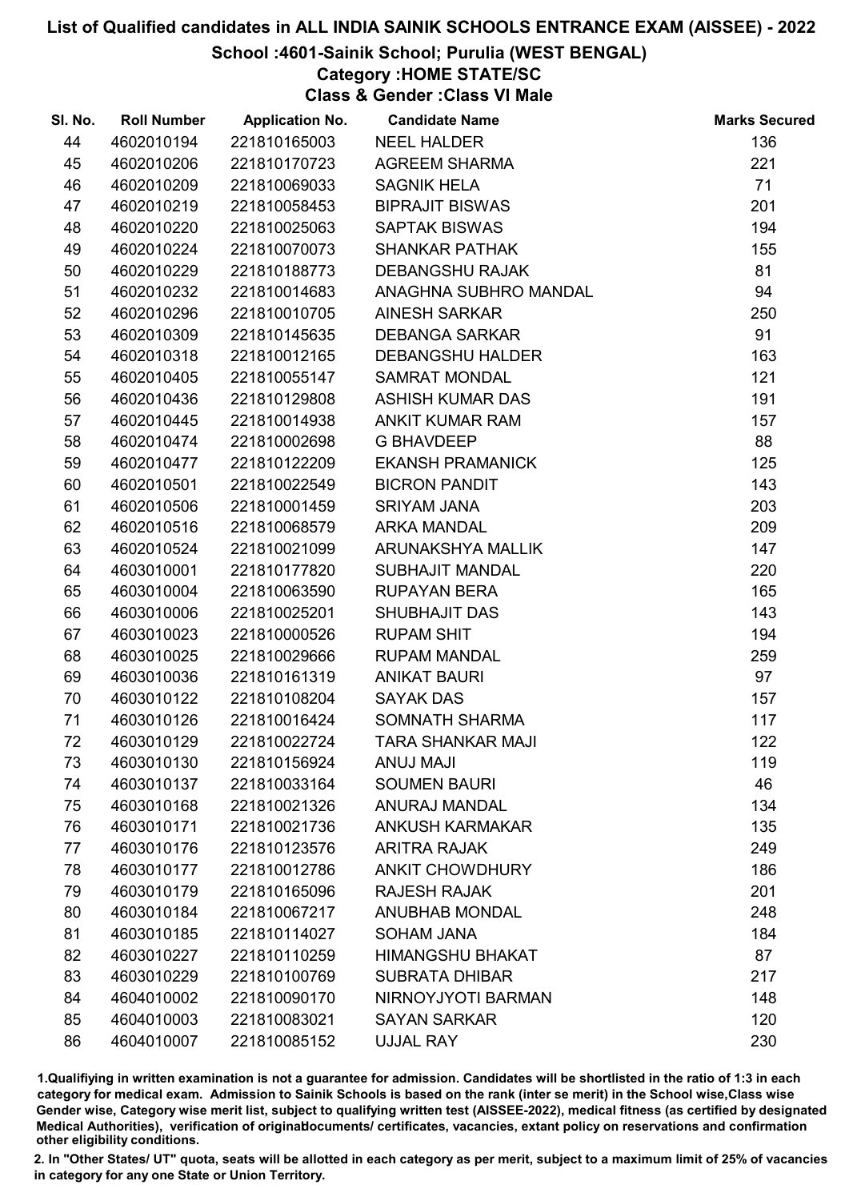# List of Qualified candidates in ALL INDIA SAINIK SCHOOLS ENTRANCE EXAM (AISSEE) - 2022

## School :4601-Sainik School; Purulia (WEST BENGAL)

### Category :HOME STATE/SC

### Class & Gender :Class VI Male

| Sl. No. | Roll Number | Application No. | Candidate Name | Marks Secured |
|---|---|---|---|---|
| 44 | 4602010194 | 221810165003 | NEEL HALDER | 136 |
| 45 | 4602010206 | 221810170723 | AGREEM SHARMA | 221 |
| 46 | 4602010209 | 221810069033 | SAGNIK HELA | 71 |
| 47 | 4602010219 | 221810058453 | BIPRAJIT BISWAS | 201 |
| 48 | 4602010220 | 221810025063 | SAPTAK BISWAS | 194 |
| 49 | 4602010224 | 221810070073 | SHANKAR PATHAK | 155 |
| 50 | 4602010229 | 221810188773 | DEBANGSHU RAJAK | 81 |
| 51 | 4602010232 | 221810014683 | ANAGHNA SUBHRO MANDAL | 94 |
| 52 | 4602010296 | 221810010705 | AINESH SARKAR | 250 |
| 53 | 4602010309 | 221810145635 | DEBANGA SARKAR | 91 |
| 54 | 4602010318 | 221810012165 | DEBANGSHU HALDER | 163 |
| 55 | 4602010405 | 221810055147 | SAMRAT MONDAL | 121 |
| 56 | 4602010436 | 221810129808 | ASHISH KUMAR DAS | 191 |
| 57 | 4602010445 | 221810014938 | ANKIT KUMAR RAM | 157 |
| 58 | 4602010474 | 221810002698 | G BHAVDEEP | 88 |
| 59 | 4602010477 | 221810122209 | EKANSH PRAMANICK | 125 |
| 60 | 4602010501 | 221810022549 | BICRON PANDIT | 143 |
| 61 | 4602010506 | 221810001459 | SRIYAM JANA | 203 |
| 62 | 4602010516 | 221810068579 | ARKA MANDAL | 209 |
| 63 | 4602010524 | 221810021099 | ARUNAKSHYA MALLIK | 147 |
| 64 | 4603010001 | 221810177820 | SUBHAJIT MANDAL | 220 |
| 65 | 4603010004 | 221810063590 | RUPAYAN BERA | 165 |
| 66 | 4603010006 | 221810025201 | SHUBHAJIT DAS | 143 |
| 67 | 4603010023 | 221810000526 | RUPAM SHIT | 194 |
| 68 | 4603010025 | 221810029666 | RUPAM MANDAL | 259 |
| 69 | 4603010036 | 221810161319 | ANIKAT BAURI | 97 |
| 70 | 4603010122 | 221810108204 | SAYAK DAS | 157 |
| 71 | 4603010126 | 221810016424 | SOMNATH SHARMA | 117 |
| 72 | 4603010129 | 221810022724 | TARA SHANKAR MAJI | 122 |
| 73 | 4603010130 | 221810156924 | ANUJ MAJI | 119 |
| 74 | 4603010137 | 221810033164 | SOUMEN BAURI | 46 |
| 75 | 4603010168 | 221810021326 | ANURAJ MANDAL | 134 |
| 76 | 4603010171 | 221810021736 | ANKUSH KARMAKAR | 135 |
| 77 | 4603010176 | 221810123576 | ARITRA RAJAK | 249 |
| 78 | 4603010177 | 221810012786 | ANKIT CHOWDHURY | 186 |
| 79 | 4603010179 | 221810165096 | RAJESH RAJAK | 201 |
| 80 | 4603010184 | 221810067217 | ANUBHAB MONDAL | 248 |
| 81 | 4603010185 | 221810114027 | SOHAM JANA | 184 |
| 82 | 4603010227 | 221810110259 | HIMANGSHU BHAKAT | 87 |
| 83 | 4603010229 | 221810100769 | SUBRATA DHIBAR | 217 |
| 84 | 4604010002 | 221810090170 | NIRNOYJYOTI BARMAN | 148 |
| 85 | 4604010003 | 221810083021 | SAYAN SARKAR | 120 |
| 86 | 4604010007 | 221810085152 | UJJAL RAY | 230 |

1.Qualifiying in written examination is not a guarantee for admission. Candidates will be shortlisted in the ratio of 1:3 in each category for medical exam. Admission to Sainik Schools is based on the rank (inter se merit) in the School wise,Class wise Gender wise, Category wise merit list, subject to qualifying written test (AISSEE-2022), medical fitness (as certified by designated Medical Authorities), verification of originaldocuments/ certificates, vacancies, extant policy on reservations and confirmation other eligibility conditions.

2. In "Other States/ UT" quota, seats will be allotted in each category as per merit, subject to a maximum limit of 25% of vacancies in category for any one State or Union Territory.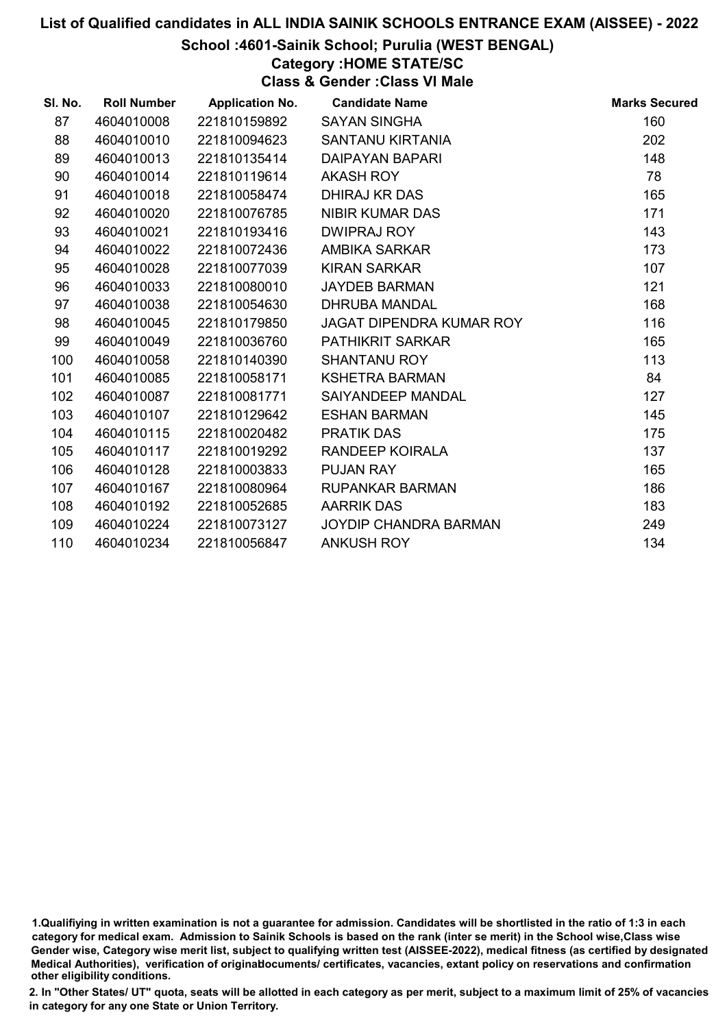# List of Qualified candidates in ALL INDIA SAINIK SCHOOLS ENTRANCE EXAM (AISSEE) - 2022

## School :4601-Sainik School; Purulia (WEST BENGAL)

### Category :HOME STATE/SC

### Class & Gender :Class VI Male

| Sl. No. | Roll Number | Application No. | Candidate Name | Marks Secured |
|---|---|---|---|---|
| 87 | 4604010008 | 221810159892 | SAYAN SINGHA | 160 |
| 88 | 4604010010 | 221810094623 | SANTANU KIRTANIA | 202 |
| 89 | 4604010013 | 221810135414 | DAIPAYAN BAPARI | 148 |
| 90 | 4604010014 | 221810119614 | AKASH ROY | 78 |
| 91 | 4604010018 | 221810058474 | DHIRAJ KR DAS | 165 |
| 92 | 4604010020 | 221810076785 | NIBIR KUMAR DAS | 171 |
| 93 | 4604010021 | 221810193416 | DWIPRAJ ROY | 143 |
| 94 | 4604010022 | 221810072436 | AMBIKA SARKAR | 173 |
| 95 | 4604010028 | 221810077039 | KIRAN SARKAR | 107 |
| 96 | 4604010033 | 221810080010 | JAYDEB BARMAN | 121 |
| 97 | 4604010038 | 221810054630 | DHRUBA MANDAL | 168 |
| 98 | 4604010045 | 221810179850 | JAGAT DIPENDRA KUMAR ROY | 116 |
| 99 | 4604010049 | 221810036760 | PATHIKRIT SARKAR | 165 |
| 100 | 4604010058 | 221810140390 | SHANTANU ROY | 113 |
| 101 | 4604010085 | 221810058171 | KSHETRA BARMAN | 84 |
| 102 | 4604010087 | 221810081771 | SAIYANDEEP MANDAL | 127 |
| 103 | 4604010107 | 221810129642 | ESHAN BARMAN | 145 |
| 104 | 4604010115 | 221810020482 | PRATIK DAS | 175 |
| 105 | 4604010117 | 221810019292 | RANDEEP KOIRALA | 137 |
| 106 | 4604010128 | 221810003833 | PUJAN RAY | 165 |
| 107 | 4604010167 | 221810080964 | RUPANKAR BARMAN | 186 |
| 108 | 4604010192 | 221810052685 | AARRIK DAS | 183 |
| 109 | 4604010224 | 221810073127 | JOYDIP CHANDRA BARMAN | 249 |
| 110 | 4604010234 | 221810056847 | ANKUSH ROY | 134 |

1.Qualifiying in written examination is not a guarantee for admission. Candidates will be shortlisted in the ratio of 1:3 in each category for medical exam. Admission to Sainik Schools is based on the rank (inter se merit) in the School wise,Class wise Gender wise, Category wise merit list, subject to qualifying written test (AISSEE-2022), medical fitness (as certified by designated Medical Authorities), verification of originaldocuments/ certificates, vacancies, extant policy on reservations and confirmation other eligibility conditions.

2. In "Other States/ UT" quota, seats will be allotted in each category as per merit, subject to a maximum limit of 25% of vacancies in category for any one State or Union Territory.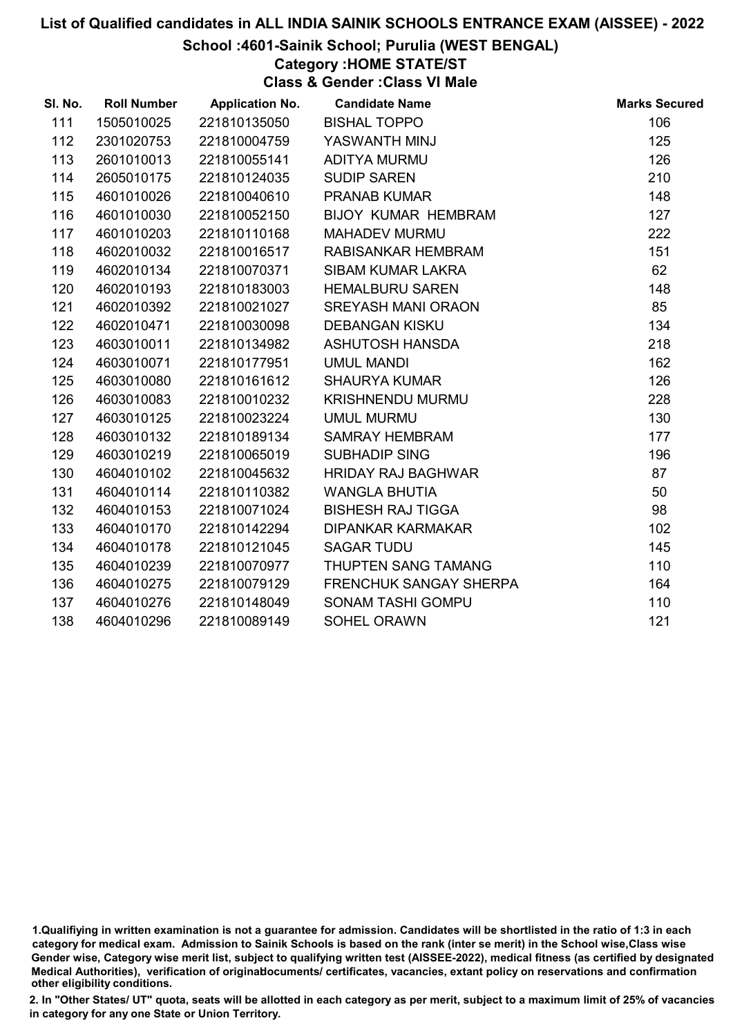# List of Qualified candidates in ALL INDIA SAINIK SCHOOLS ENTRANCE EXAM (AISSEE) - 2022

## School :4601-Sainik School; Purulia (WEST BENGAL)

### Category :HOME STATE/ST

### Class & Gender :Class VI Male

| Sl. No. | Roll Number | Application No. | Candidate Name | Marks Secured |
|---|---|---|---|---|
| 111 | 1505010025 | 221810135050 | BISHAL TOPPO | 106 |
| 112 | 2301020753 | 221810004759 | YASWANTH MINJ | 125 |
| 113 | 2601010013 | 221810055141 | ADITYA MURMU | 126 |
| 114 | 2605010175 | 221810124035 | SUDIP SAREN | 210 |
| 115 | 4601010026 | 221810040610 | PRANAB KUMAR | 148 |
| 116 | 4601010030 | 221810052150 | BIJOY KUMAR HEMBRAM | 127 |
| 117 | 4601010203 | 221810110168 | MAHADEV MURMU | 222 |
| 118 | 4602010032 | 221810016517 | RABISANKAR HEMBRAM | 151 |
| 119 | 4602010134 | 221810070371 | SIBAM KUMAR LAKRA | 62 |
| 120 | 4602010193 | 221810183003 | HEMALBURU SAREN | 148 |
| 121 | 4602010392 | 221810021027 | SREYASH MANI ORAON | 85 |
| 122 | 4602010471 | 221810030098 | DEBANGAN KISKU | 134 |
| 123 | 4603010011 | 221810134982 | ASHUTOSH HANSDA | 218 |
| 124 | 4603010071 | 221810177951 | UMUL MANDI | 162 |
| 125 | 4603010080 | 221810161612 | SHAURYA KUMAR | 126 |
| 126 | 4603010083 | 221810010232 | KRISHNENDU MURMU | 228 |
| 127 | 4603010125 | 221810023224 | UMUL MURMU | 130 |
| 128 | 4603010132 | 221810189134 | SAMRAY HEMBRAM | 177 |
| 129 | 4603010219 | 221810065019 | SUBHADIP SING | 196 |
| 130 | 4604010102 | 221810045632 | HRIDAY RAJ BAGHWAR | 87 |
| 131 | 4604010114 | 221810110382 | WANGLA BHUTIA | 50 |
| 132 | 4604010153 | 221810071024 | BISHESH RAJ TIGGA | 98 |
| 133 | 4604010170 | 221810142294 | DIPANKAR KARMAKAR | 102 |
| 134 | 4604010178 | 221810121045 | SAGAR TUDU | 145 |
| 135 | 4604010239 | 221810070977 | THUPTEN SANG TAMANG | 110 |
| 136 | 4604010275 | 221810079129 | FRENCHUK SANGAY SHERPA | 164 |
| 137 | 4604010276 | 221810148049 | SONAM TASHI GOMPU | 110 |
| 138 | 4604010296 | 221810089149 | SOHEL ORAWN | 121 |

1.Qualifiying in written examination is not a guarantee for admission. Candidates will be shortlisted in the ratio of 1:3 in each category for medical exam. Admission to Sainik Schools is based on the rank (inter se merit) in the School wise,Class wise Gender wise, Category wise merit list, subject to qualifying written test (AISSEE-2022), medical fitness (as certified by designated Medical Authorities), verification of originaldocuments/ certificates, vacancies, extant policy on reservations and confirmation other eligibility conditions.

2. In "Other States/ UT" quota, seats will be allotted in each category as per merit, subject to a maximum limit of 25% of vacancies in category for any one State or Union Territory.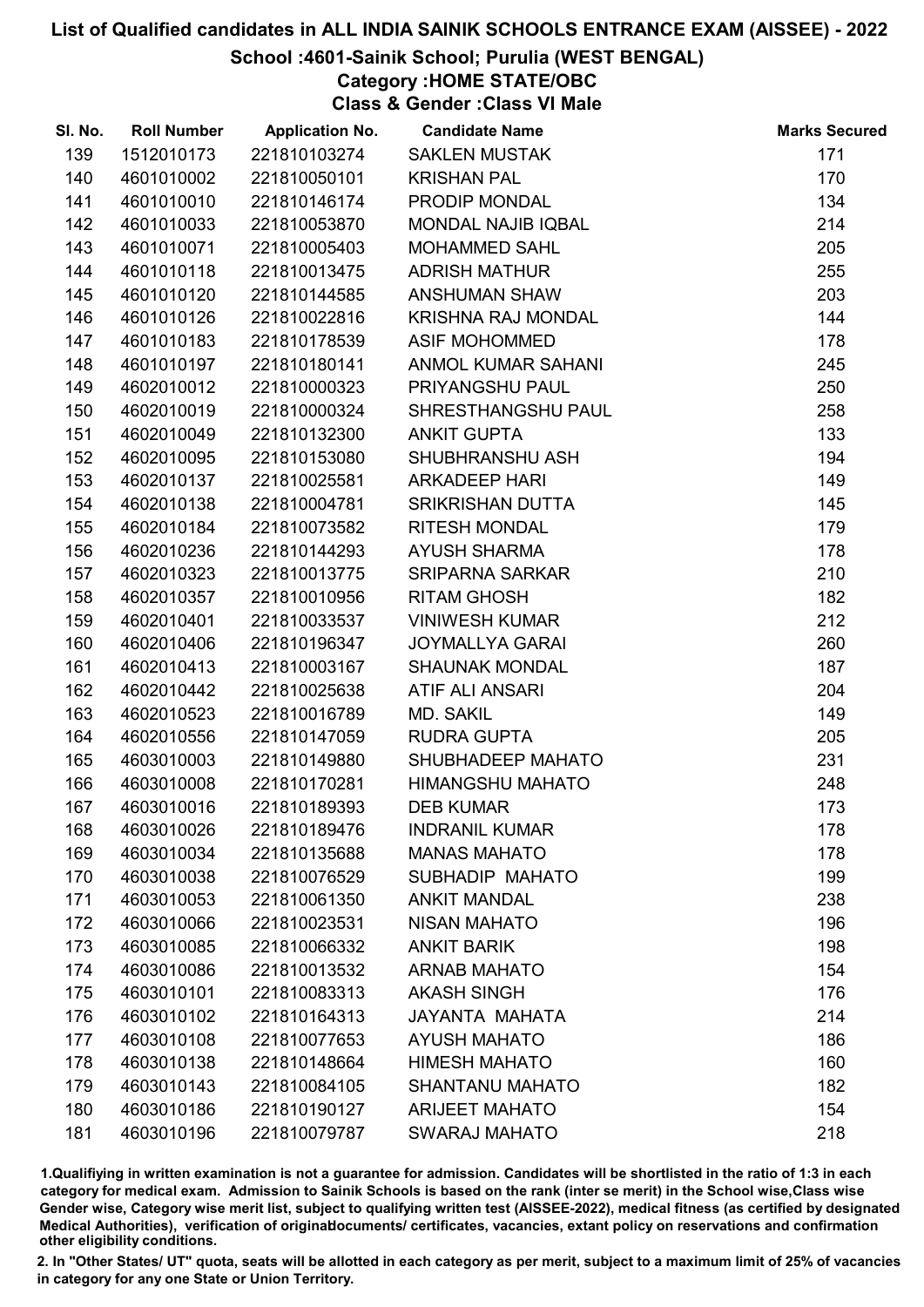# List of Qualified candidates in ALL INDIA SAINIK SCHOOLS ENTRANCE EXAM (AISSEE) - 2022

## School :4601-Sainik School; Purulia (WEST BENGAL)

### Category :HOME STATE/OBC

### Class & Gender :Class VI Male

| Sl. No. | Roll Number | Application No. | Candidate Name | Marks Secured |
|---|---|---|---|---|
| 139 | 1512010173 | 221810103274 | SAKLEN MUSTAK | 171 |
| 140 | 4601010002 | 221810050101 | KRISHAN PAL | 170 |
| 141 | 4601010010 | 221810146174 | PRODIP MONDAL | 134 |
| 142 | 4601010033 | 221810053870 | MONDAL NAJIB IQBAL | 214 |
| 143 | 4601010071 | 221810005403 | MOHAMMED SAHL | 205 |
| 144 | 4601010118 | 221810013475 | ADRISH MATHUR | 255 |
| 145 | 4601010120 | 221810144585 | ANSHUMAN SHAW | 203 |
| 146 | 4601010126 | 221810022816 | KRISHNA RAJ MONDAL | 144 |
| 147 | 4601010183 | 221810178539 | ASIF MOHOMMED | 178 |
| 148 | 4601010197 | 221810180141 | ANMOL KUMAR SAHANI | 245 |
| 149 | 4602010012 | 221810000323 | PRIYANGSHU PAUL | 250 |
| 150 | 4602010019 | 221810000324 | SHRESTHANGSHU PAUL | 258 |
| 151 | 4602010049 | 221810132300 | ANKIT GUPTA | 133 |
| 152 | 4602010095 | 221810153080 | SHUBHRANSHU ASH | 194 |
| 153 | 4602010137 | 221810025581 | ARKADEEP HARI | 149 |
| 154 | 4602010138 | 221810004781 | SRIKRISHAN DUTTA | 145 |
| 155 | 4602010184 | 221810073582 | RITESH MONDAL | 179 |
| 156 | 4602010236 | 221810144293 | AYUSH SHARMA | 178 |
| 157 | 4602010323 | 221810013775 | SRIPARNA SARKAR | 210 |
| 158 | 4602010357 | 221810010956 | RITAM GHOSH | 182 |
| 159 | 4602010401 | 221810033537 | VINIWESH KUMAR | 212 |
| 160 | 4602010406 | 221810196347 | JOYMALLYA GARAI | 260 |
| 161 | 4602010413 | 221810003167 | SHAUNAK MONDAL | 187 |
| 162 | 4602010442 | 221810025638 | ATIF ALI ANSARI | 204 |
| 163 | 4602010523 | 221810016789 | MD. SAKIL | 149 |
| 164 | 4602010556 | 221810147059 | RUDRA GUPTA | 205 |
| 165 | 4603010003 | 221810149880 | SHUBHADEEP MAHATO | 231 |
| 166 | 4603010008 | 221810170281 | HIMANGSHU MAHATO | 248 |
| 167 | 4603010016 | 221810189393 | DEB KUMAR | 173 |
| 168 | 4603010026 | 221810189476 | INDRANIL KUMAR | 178 |
| 169 | 4603010034 | 221810135688 | MANAS MAHATO | 178 |
| 170 | 4603010038 | 221810076529 | SUBHADIP MAHATO | 199 |
| 171 | 4603010053 | 221810061350 | ANKIT MANDAL | 238 |
| 172 | 4603010066 | 221810023531 | NISAN MAHATO | 196 |
| 173 | 4603010085 | 221810066332 | ANKIT BARIK | 198 |
| 174 | 4603010086 | 221810013532 | ARNAB MAHATO | 154 |
| 175 | 4603010101 | 221810083313 | AKASH SINGH | 176 |
| 176 | 4603010102 | 221810164313 | JAYANTA MAHATA | 214 |
| 177 | 4603010108 | 221810077653 | AYUSH MAHATO | 186 |
| 178 | 4603010138 | 221810148664 | HIMESH MAHATO | 160 |
| 179 | 4603010143 | 221810084105 | SHANTANU MAHATO | 182 |
| 180 | 4603010186 | 221810190127 | ARIJEET MAHATO | 154 |
| 181 | 4603010196 | 221810079787 | SWARAJ MAHATO | 218 |

1.Qualifiying in written examination is not a guarantee for admission. Candidates will be shortlisted in the ratio of 1:3 in each category for medical exam. Admission to Sainik Schools is based on the rank (inter se merit) in the School wise,Class wise Gender wise, Category wise merit list, subject to qualifying written test (AISSEE-2022), medical fitness (as certified by designated Medical Authorities), verification of originaldocuments/ certificates, vacancies, extant policy on reservations and confirmation other eligibility conditions.

2. In "Other States/ UT" quota, seats will be allotted in each category as per merit, subject to a maximum limit of 25% of vacancies in category for any one State or Union Territory.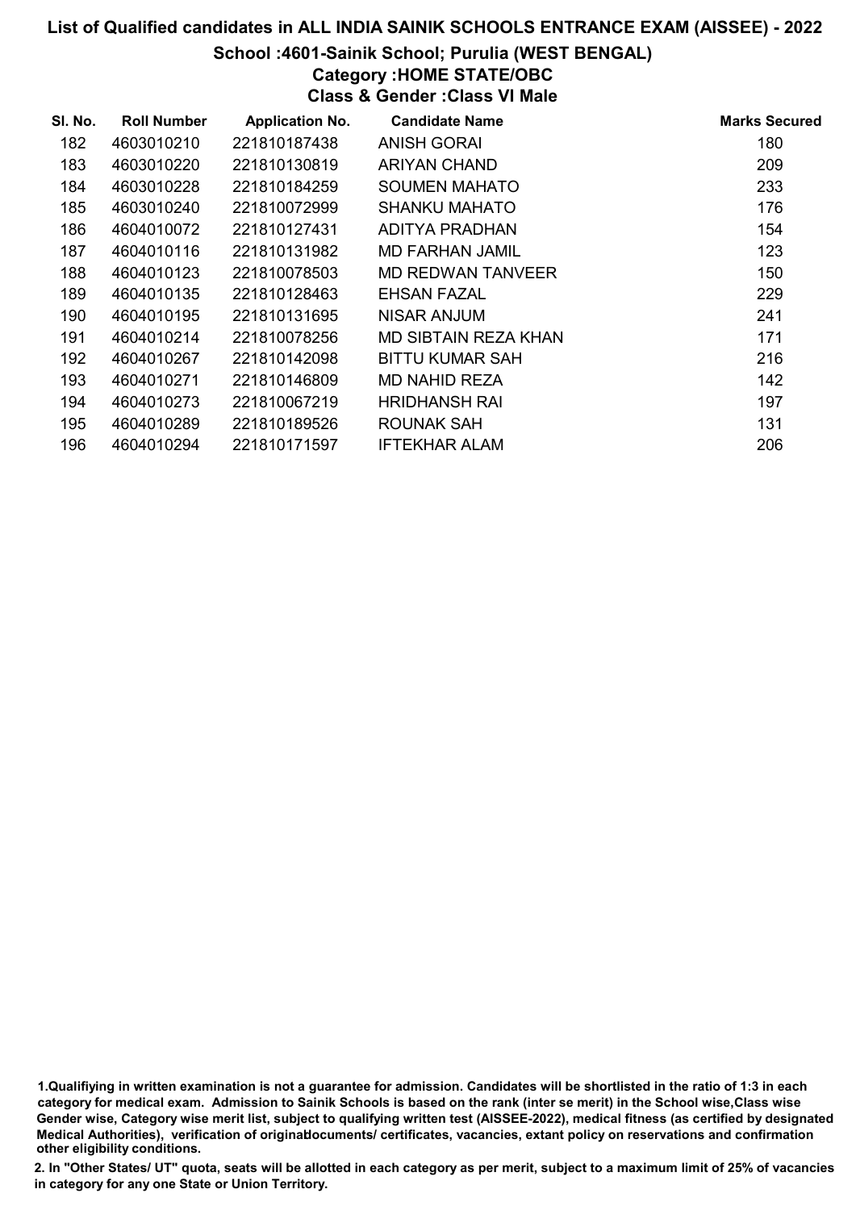# List of Qualified candidates in ALL INDIA SAINIK SCHOOLS ENTRANCE EXAM (AISSEE) - 2022

## School :4601-Sainik School; Purulia (WEST BENGAL)

### Category :HOME STATE/OBC

### Class & Gender :Class VI Male

| Sl. No. | Roll Number | Application No. | Candidate Name | Marks Secured |
|---|---|---|---|---|
| 182 | 4603010210 | 221810187438 | ANISH GORAI | 180 |
| 183 | 4603010220 | 221810130819 | ARIYAN CHAND | 209 |
| 184 | 4603010228 | 221810184259 | SOUMEN MAHATO | 233 |
| 185 | 4603010240 | 221810072999 | SHANKU MAHATO | 176 |
| 186 | 4604010072 | 221810127431 | ADITYA PRADHAN | 154 |
| 187 | 4604010116 | 221810131982 | MD FARHAN JAMIL | 123 |
| 188 | 4604010123 | 221810078503 | MD REDWAN TANVEER | 150 |
| 189 | 4604010135 | 221810128463 | EHSAN FAZAL | 229 |
| 190 | 4604010195 | 221810131695 | NISAR ANJUM | 241 |
| 191 | 4604010214 | 221810078256 | MD SIBTAIN REZA KHAN | 171 |
| 192 | 4604010267 | 221810142098 | BITTU KUMAR SAH | 216 |
| 193 | 4604010271 | 221810146809 | MD NAHID REZA | 142 |
| 194 | 4604010273 | 221810067219 | HRIDHANSH RAI | 197 |
| 195 | 4604010289 | 221810189526 | ROUNAK SAH | 131 |
| 196 | 4604010294 | 221810171597 | IFTEKHAR ALAM | 206 |

1.Qualifiying in written examination is not a guarantee for admission. Candidates will be shortlisted in the ratio of 1:3 in each category for medical exam. Admission to Sainik Schools is based on the rank (inter se merit) in the School wise,Class wise Gender wise, Category wise merit list, subject to qualifying written test (AISSEE-2022), medical fitness (as certified by designated Medical Authorities), verification of originaldocuments/ certificates, vacancies, extant policy on reservations and confirmation other eligibility conditions.

2. In "Other States/ UT" quota, seats will be allotted in each category as per merit, subject to a maximum limit of 25% of vacancies in category for any one State or Union Territory.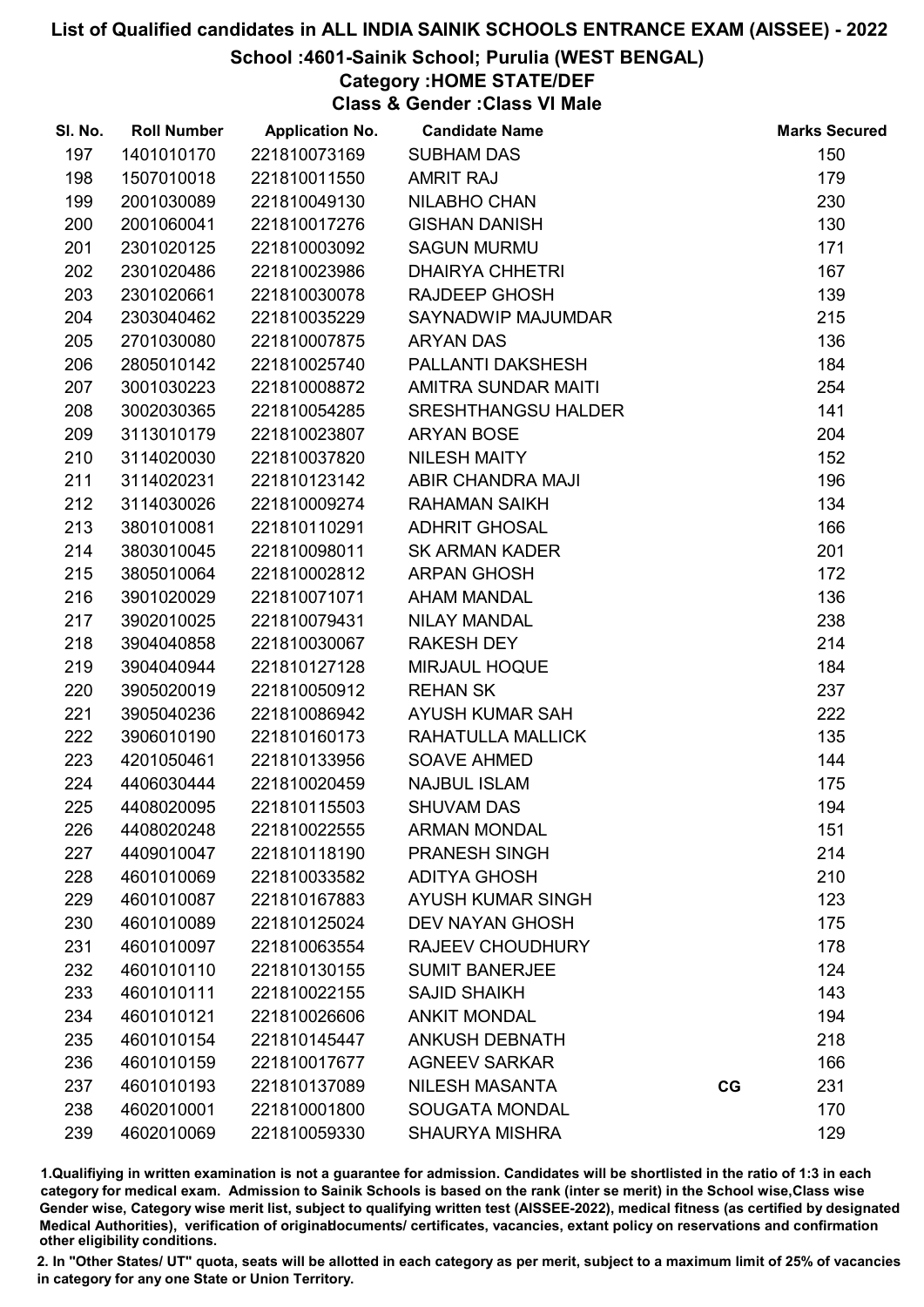# List of Qualified candidates in ALL INDIA SAINIK SCHOOLS ENTRANCE EXAM (AISSEE) - 2022

## School :4601-Sainik School; Purulia (WEST BENGAL)

### Category :HOME STATE/DEF

### Class & Gender :Class VI Male

| Sl. No. | Roll Number | Application No. | Candidate Name | | Marks Secured |
|---|---|---|---|---|---|
| 197 | 1401010170 | 221810073169 | SUBHAM DAS | | 150 |
| 198 | 1507010018 | 221810011550 | AMRIT RAJ | | 179 |
| 199 | 2001030089 | 221810049130 | NILABHO CHAN | | 230 |
| 200 | 2001060041 | 221810017276 | GISHAN DANISH | | 130 |
| 201 | 2301020125 | 221810003092 | SAGUN MURMU | | 171 |
| 202 | 2301020486 | 221810023986 | DHAIRYA CHHETRI | | 167 |
| 203 | 2301020661 | 221810030078 | RAJDEEP GHOSH | | 139 |
| 204 | 2303040462 | 221810035229 | SAYNADWIP MAJUMDAR | | 215 |
| 205 | 2701030080 | 221810007875 | ARYAN DAS | | 136 |
| 206 | 2805010142 | 221810025740 | PALLANTI DAKSHESH | | 184 |
| 207 | 3001030223 | 221810008872 | AMITRA SUNDAR MAITI | | 254 |
| 208 | 3002030365 | 221810054285 | SRESHTHANGSU HALDER | | 141 |
| 209 | 3113010179 | 221810023807 | ARYAN BOSE | | 204 |
| 210 | 3114020030 | 221810037820 | NILESH MAITY | | 152 |
| 211 | 3114020231 | 221810123142 | ABIR CHANDRA MAJI | | 196 |
| 212 | 3114030026 | 221810009274 | RAHAMAN SAIKH | | 134 |
| 213 | 3801010081 | 221810110291 | ADHRIT GHOSAL | | 166 |
| 214 | 3803010045 | 221810098011 | SK ARMAN KADER | | 201 |
| 215 | 3805010064 | 221810002812 | ARPAN GHOSH | | 172 |
| 216 | 3901020029 | 221810071071 | AHAM MANDAL | | 136 |
| 217 | 3902010025 | 221810079431 | NILAY MANDAL | | 238 |
| 218 | 3904040858 | 221810030067 | RAKESH DEY | | 214 |
| 219 | 3904040944 | 221810127128 | MIRJAUL HOQUE | | 184 |
| 220 | 3905020019 | 221810050912 | REHAN SK | | 237 |
| 221 | 3905040236 | 221810086942 | AYUSH KUMAR SAH | | 222 |
| 222 | 3906010190 | 221810160173 | RAHATULLA MALLICK | | 135 |
| 223 | 4201050461 | 221810133956 | SOAVE AHMED | | 144 |
| 224 | 4406030444 | 221810020459 | NAJBUL ISLAM | | 175 |
| 225 | 4408020095 | 221810115503 | SHUVAM DAS | | 194 |
| 226 | 4408020248 | 221810022555 | ARMAN MONDAL | | 151 |
| 227 | 4409010047 | 221810118190 | PRANESH SINGH | | 214 |
| 228 | 4601010069 | 221810033582 | ADITYA GHOSH | | 210 |
| 229 | 4601010087 | 221810167883 | AYUSH KUMAR SINGH | | 123 |
| 230 | 4601010089 | 221810125024 | DEV NAYAN GHOSH | | 175 |
| 231 | 4601010097 | 221810063554 | RAJEEV CHOUDHURY | | 178 |
| 232 | 4601010110 | 221810130155 | SUMIT BANERJEE | | 124 |
| 233 | 4601010111 | 221810022155 | SAJID SHAIKH | | 143 |
| 234 | 4601010121 | 221810026606 | ANKIT MONDAL | | 194 |
| 235 | 4601010154 | 221810145447 | ANKUSH DEBNATH | | 218 |
| 236 | 4601010159 | 221810017677 | AGNEEV SARKAR | | 166 |
| 237 | 4601010193 | 221810137089 | NILESH MASANTA | CG | 231 |
| 238 | 4602010001 | 221810001800 | SOUGATA MONDAL | | 170 |
| 239 | 4602010069 | 221810059330 | SHAURYA MISHRA | | 129 |

1.Qualifiying in written examination is not a guarantee for admission. Candidates will be shortlisted in the ratio of 1:3 in each category for medical exam. Admission to Sainik Schools is based on the rank (inter se merit) in the School wise,Class wise Gender wise, Category wise merit list, subject to qualifying written test (AISSEE-2022), medical fitness (as certified by designated Medical Authorities), verification of originaldocuments/ certificates, vacancies, extant policy on reservations and confirmation other eligibility conditions.

2. In "Other States/ UT" quota, seats will be allotted in each category as per merit, subject to a maximum limit of 25% of vacancies in category for any one State or Union Territory.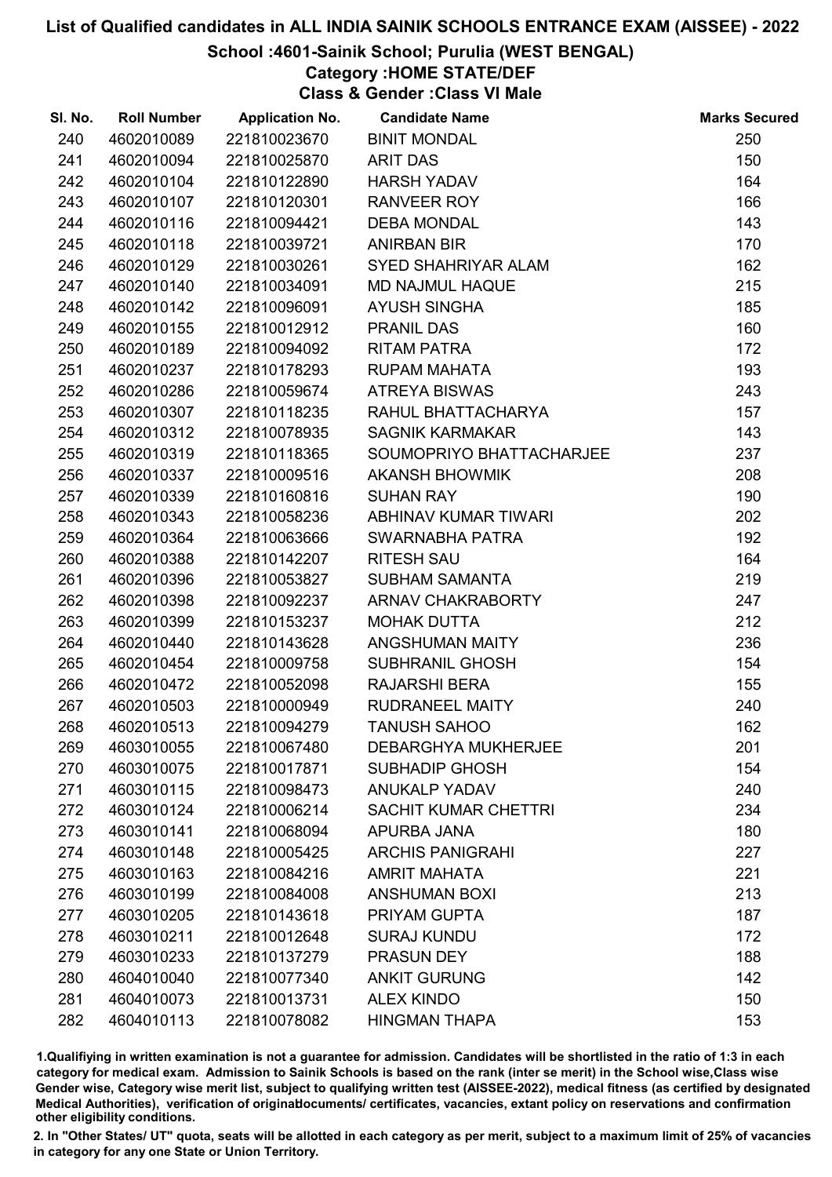# List of Qualified candidates in ALL INDIA SAINIK SCHOOLS ENTRANCE EXAM (AISSEE) - 2022

## School :4601-Sainik School; Purulia (WEST BENGAL)

### Category :HOME STATE/DEF

### Class & Gender :Class VI Male

| Sl. No. | Roll Number | Application No. | Candidate Name | Marks Secured |
|---|---|---|---|---|
| 240 | 4602010089 | 221810023670 | BINIT MONDAL | 250 |
| 241 | 4602010094 | 221810025870 | ARIT DAS | 150 |
| 242 | 4602010104 | 221810122890 | HARSH YADAV | 164 |
| 243 | 4602010107 | 221810120301 | RANVEER ROY | 166 |
| 244 | 4602010116 | 221810094421 | DEBA MONDAL | 143 |
| 245 | 4602010118 | 221810039721 | ANIRBAN BIR | 170 |
| 246 | 4602010129 | 221810030261 | SYED SHAHRIYAR ALAM | 162 |
| 247 | 4602010140 | 221810034091 | MD NAJMUL HAQUE | 215 |
| 248 | 4602010142 | 221810096091 | AYUSH SINGHA | 185 |
| 249 | 4602010155 | 221810012912 | PRANIL DAS | 160 |
| 250 | 4602010189 | 221810094092 | RITAM PATRA | 172 |
| 251 | 4602010237 | 221810178293 | RUPAM MAHATA | 193 |
| 252 | 4602010286 | 221810059674 | ATREYA BISWAS | 243 |
| 253 | 4602010307 | 221810118235 | RAHUL BHATTACHARYA | 157 |
| 254 | 4602010312 | 221810078935 | SAGNIK KARMAKAR | 143 |
| 255 | 4602010319 | 221810118365 | SOUMOPRIYO BHATTACHARJEE | 237 |
| 256 | 4602010337 | 221810009516 | AKANSH BHOWMIK | 208 |
| 257 | 4602010339 | 221810160816 | SUHAN RAY | 190 |
| 258 | 4602010343 | 221810058236 | ABHINAV KUMAR TIWARI | 202 |
| 259 | 4602010364 | 221810063666 | SWARNABHA PATRA | 192 |
| 260 | 4602010388 | 221810142207 | RITESH SAU | 164 |
| 261 | 4602010396 | 221810053827 | SUBHAM SAMANTA | 219 |
| 262 | 4602010398 | 221810092237 | ARNAV CHAKRABORTY | 247 |
| 263 | 4602010399 | 221810153237 | MOHAK DUTTA | 212 |
| 264 | 4602010440 | 221810143628 | ANGSHUMAN MAITY | 236 |
| 265 | 4602010454 | 221810009758 | SUBHRANIL GHOSH | 154 |
| 266 | 4602010472 | 221810052098 | RAJARSHI BERA | 155 |
| 267 | 4602010503 | 221810000949 | RUDRANEEL MAITY | 240 |
| 268 | 4602010513 | 221810094279 | TANUSH SAHOO | 162 |
| 269 | 4603010055 | 221810067480 | DEBARGHYA MUKHERJEE | 201 |
| 270 | 4603010075 | 221810017871 | SUBHADIP GHOSH | 154 |
| 271 | 4603010115 | 221810098473 | ANUKALP YADAV | 240 |
| 272 | 4603010124 | 221810006214 | SACHIT KUMAR CHETTRI | 234 |
| 273 | 4603010141 | 221810068094 | APURBA JANA | 180 |
| 274 | 4603010148 | 221810005425 | ARCHIS PANIGRAHI | 227 |
| 275 | 4603010163 | 221810084216 | AMRIT MAHATA | 221 |
| 276 | 4603010199 | 221810084008 | ANSHUMAN BOXI | 213 |
| 277 | 4603010205 | 221810143618 | PRIYAM GUPTA | 187 |
| 278 | 4603010211 | 221810012648 | SURAJ KUNDU | 172 |
| 279 | 4603010233 | 221810137279 | PRASUN DEY | 188 |
| 280 | 4604010040 | 221810077340 | ANKIT GURUNG | 142 |
| 281 | 4604010073 | 221810013731 | ALEX KINDO | 150 |
| 282 | 4604010113 | 221810078082 | HINGMAN THAPA | 153 |

1.Qualifiying in written examination is not a guarantee for admission. Candidates will be shortlisted in the ratio of 1:3 in each category for medical exam. Admission to Sainik Schools is based on the rank (inter se merit) in the School wise,Class wise Gender wise, Category wise merit list, subject to qualifying written test (AISSEE-2022), medical fitness (as certified by designated Medical Authorities), verification of originaldocuments/ certificates, vacancies, extant policy on reservations and confirmation other eligibility conditions.

2. In "Other States/ UT" quota, seats will be allotted in each category as per merit, subject to a maximum limit of 25% of vacancies in category for any one State or Union Territory.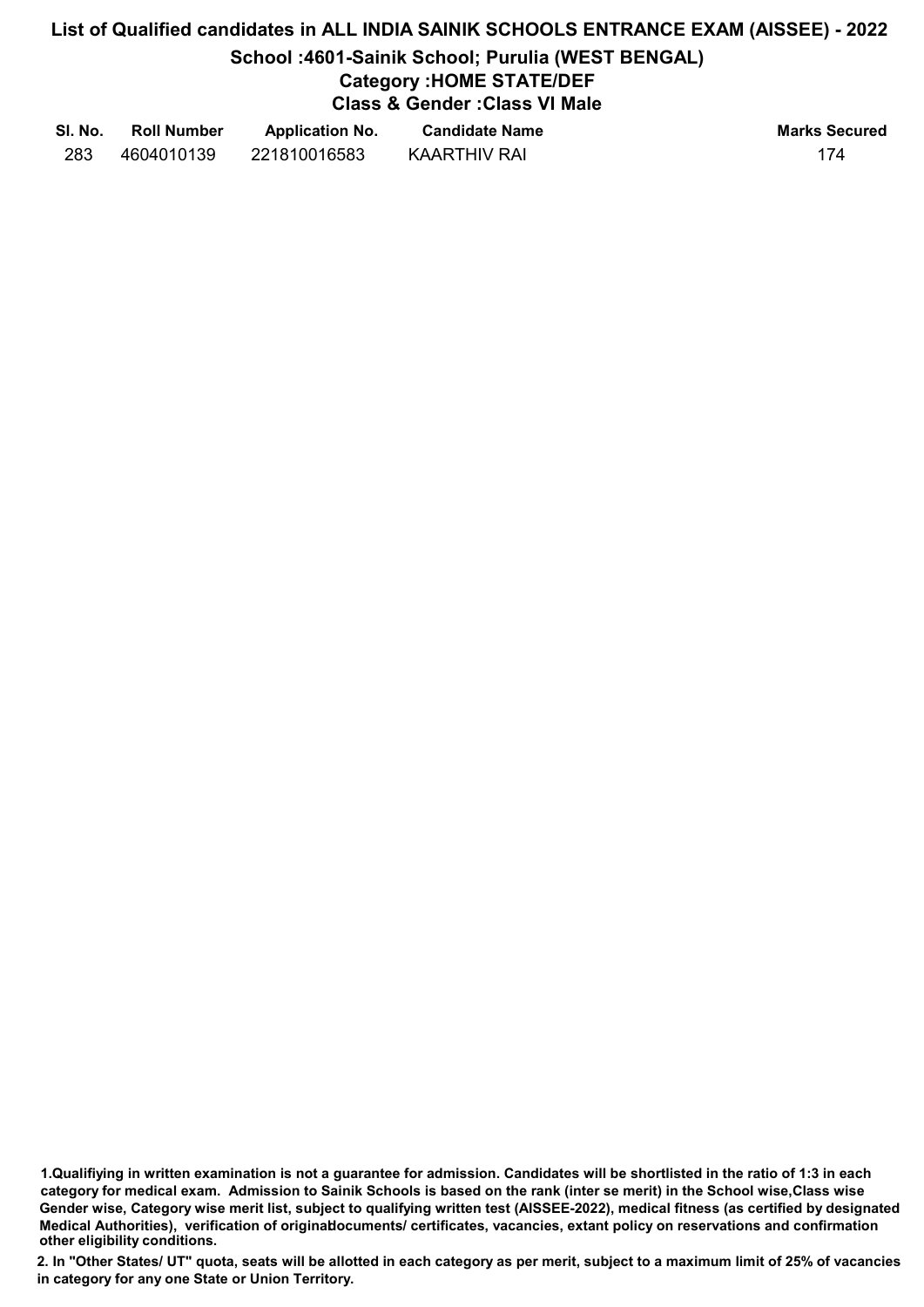## List of Qualified candidates in ALL INDIA SAINIK SCHOOLS ENTRANCE EXAM (AISSEE) - 2022

### School :4601-Sainik School; Purulia (WEST BENGAL)

### Category :HOME STATE/DEF

### Class & Gender :Class VI Male

| Sl. No. | Roll Number | Application No. | Candidate Name | Marks Secured |
|---|---|---|---|---|
| 283 | 4604010139 | 221810016583 | KAARTHIV RAI | 174 |

**1.Qualifiying in written examination is not a guarantee for admission. Candidates will be shortlisted in the ratio of 1:3 in each category for medical exam. Admission to Sainik Schools is based on the rank (inter se merit) in the School wise,Class wise Gender wise, Category wise merit list, subject to qualifying written test (AISSEE-2022), medical fitness (as certified by designated Medical Authorities), verification of originaldocuments/ certificates, vacancies, extant policy on reservations and confirmation other eligibility conditions.**

**2. In "Other States/ UT" quota, seats will be allotted in each category as per merit, subject to a maximum limit of 25% of vacancies in category for any one State or Union Territory.**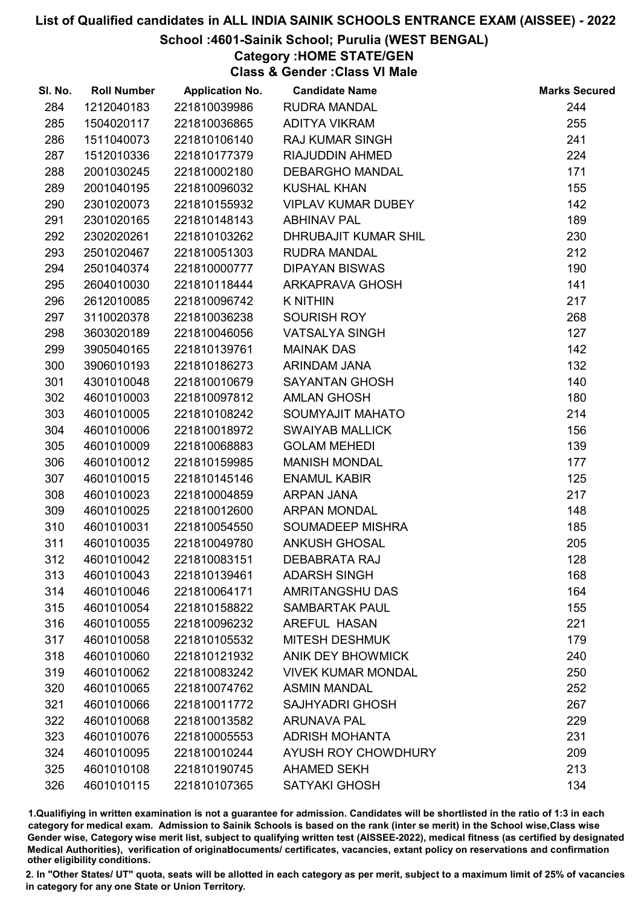# List of Qualified candidates in ALL INDIA SAINIK SCHOOLS ENTRANCE EXAM (AISSEE) - 2022

## School :4601-Sainik School; Purulia (WEST BENGAL)

### Category :HOME STATE/GEN

### Class & Gender :Class VI Male

| Sl. No. | Roll Number | Application No. | Candidate Name | Marks Secured |
|---|---|---|---|---|
| 284 | 1212040183 | 221810039986 | RUDRA MANDAL | 244 |
| 285 | 1504020117 | 221810036865 | ADITYA VIKRAM | 255 |
| 286 | 1511040073 | 221810106140 | RAJ KUMAR SINGH | 241 |
| 287 | 1512010336 | 221810177379 | RIAJUDDIN AHMED | 224 |
| 288 | 2001030245 | 221810002180 | DEBARGHO MANDAL | 171 |
| 289 | 2001040195 | 221810096032 | KUSHAL KHAN | 155 |
| 290 | 2301020073 | 221810155932 | VIPLAV KUMAR DUBEY | 142 |
| 291 | 2301020165 | 221810148143 | ABHINAV PAL | 189 |
| 292 | 2302020261 | 221810103262 | DHRUBAJIT KUMAR SHIL | 230 |
| 293 | 2501020467 | 221810051303 | RUDRA MANDAL | 212 |
| 294 | 2501040374 | 221810000777 | DIPAYAN BISWAS | 190 |
| 295 | 2604010030 | 221810118444 | ARKAPRAVA GHOSH | 141 |
| 296 | 2612010085 | 221810096742 | K NITHIN | 217 |
| 297 | 3110020378 | 221810036238 | SOURISH ROY | 268 |
| 298 | 3603020189 | 221810046056 | VATSALYA SINGH | 127 |
| 299 | 3905040165 | 221810139761 | MAINAK DAS | 142 |
| 300 | 3906010193 | 221810186273 | ARINDAM JANA | 132 |
| 301 | 4301010048 | 221810010679 | SAYANTAN GHOSH | 140 |
| 302 | 4601010003 | 221810097812 | AMLAN GHOSH | 180 |
| 303 | 4601010005 | 221810108242 | SOUMYAJIT MAHATO | 214 |
| 304 | 4601010006 | 221810018972 | SWAIYAB MALLICK | 156 |
| 305 | 4601010009 | 221810068883 | GOLAM MEHEDI | 139 |
| 306 | 4601010012 | 221810159985 | MANISH MONDAL | 177 |
| 307 | 4601010015 | 221810145146 | ENAMUL KABIR | 125 |
| 308 | 4601010023 | 221810004859 | ARPAN JANA | 217 |
| 309 | 4601010025 | 221810012600 | ARPAN MONDAL | 148 |
| 310 | 4601010031 | 221810054550 | SOUMADEEP MISHRA | 185 |
| 311 | 4601010035 | 221810049780 | ANKUSH GHOSAL | 205 |
| 312 | 4601010042 | 221810083151 | DEBABRATA RAJ | 128 |
| 313 | 4601010043 | 221810139461 | ADARSH SINGH | 168 |
| 314 | 4601010046 | 221810064171 | AMRITANGSHU DAS | 164 |
| 315 | 4601010054 | 221810158822 | SAMBARTAK PAUL | 155 |
| 316 | 4601010055 | 221810096232 | AREFUL HASAN | 221 |
| 317 | 4601010058 | 221810105532 | MITESH DESHMUK | 179 |
| 318 | 4601010060 | 221810121932 | ANIK DEY BHOWMICK | 240 |
| 319 | 4601010062 | 221810083242 | VIVEK KUMAR MONDAL | 250 |
| 320 | 4601010065 | 221810074762 | ASMIN MANDAL | 252 |
| 321 | 4601010066 | 221810011772 | SAJHYADRI GHOSH | 267 |
| 322 | 4601010068 | 221810013582 | ARUNAVA PAL | 229 |
| 323 | 4601010076 | 221810005553 | ADRISH MOHANTA | 231 |
| 324 | 4601010095 | 221810010244 | AYUSH ROY CHOWDHURY | 209 |
| 325 | 4601010108 | 221810190745 | AHAMED SEKH | 213 |
| 326 | 4601010115 | 221810107365 | SATYAKI GHOSH | 134 |

1.Qualifiying in written examination is not a guarantee for admission. Candidates will be shortlisted in the ratio of 1:3 in each category for medical exam. Admission to Sainik Schools is based on the rank (inter se merit) in the School wise,Class wise Gender wise, Category wise merit list, subject to qualifying written test (AISSEE-2022), medical fitness (as certified by designated Medical Authorities), verification of originaldocuments/ certificates, vacancies, extant policy on reservations and confirmation other eligibility conditions.

2. In "Other States/ UT" quota, seats will be allotted in each category as per merit, subject to a maximum limit of 25% of vacancies in category for any one State or Union Territory.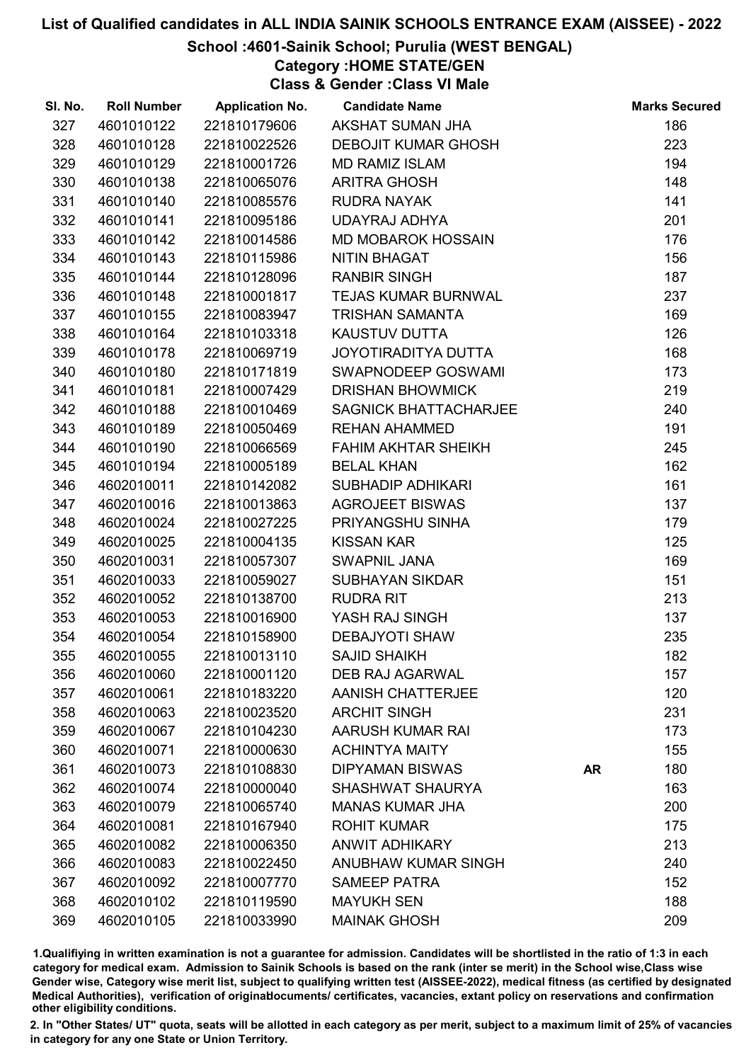# List of Qualified candidates in ALL INDIA SAINIK SCHOOLS ENTRANCE EXAM (AISSEE) - 2022

## School :4601-Sainik School; Purulia (WEST BENGAL)

### Category :HOME STATE/GEN

### Class & Gender :Class VI Male

| Sl. No. | Roll Number | Application No. | Candidate Name | | Marks Secured |
|---|---|---|---|---|---|
| 327 | 4601010122 | 221810179606 | AKSHAT SUMAN JHA | | 186 |
| 328 | 4601010128 | 221810022526 | DEBOJIT KUMAR GHOSH | | 223 |
| 329 | 4601010129 | 221810001726 | MD RAMIZ ISLAM | | 194 |
| 330 | 4601010138 | 221810065076 | ARITRA GHOSH | | 148 |
| 331 | 4601010140 | 221810085576 | RUDRA NAYAK | | 141 |
| 332 | 4601010141 | 221810095186 | UDAYRAJ ADHYA | | 201 |
| 333 | 4601010142 | 221810014586 | MD MOBAROK HOSSAIN | | 176 |
| 334 | 4601010143 | 221810115986 | NITIN BHAGAT | | 156 |
| 335 | 4601010144 | 221810128096 | RANBIR SINGH | | 187 |
| 336 | 4601010148 | 221810001817 | TEJAS KUMAR BURNWAL | | 237 |
| 337 | 4601010155 | 221810083947 | TRISHAN SAMANTA | | 169 |
| 338 | 4601010164 | 221810103318 | KAUSTUV DUTTA | | 126 |
| 339 | 4601010178 | 221810069719 | JOYOTIRADITYA DUTTA | | 168 |
| 340 | 4601010180 | 221810171819 | SWAPNODEEP GOSWAMI | | 173 |
| 341 | 4601010181 | 221810007429 | DRISHAN BHOWMICK | | 219 |
| 342 | 4601010188 | 221810010469 | SAGNICK BHATTACHARJEE | | 240 |
| 343 | 4601010189 | 221810050469 | REHAN AHAMMED | | 191 |
| 344 | 4601010190 | 221810066569 | FAHIM AKHTAR SHEIKH | | 245 |
| 345 | 4601010194 | 221810005189 | BELAL KHAN | | 162 |
| 346 | 4602010011 | 221810142082 | SUBHADIP ADHIKARI | | 161 |
| 347 | 4602010016 | 221810013863 | AGROJEET BISWAS | | 137 |
| 348 | 4602010024 | 221810027225 | PRIYANGSHU SINHA | | 179 |
| 349 | 4602010025 | 221810004135 | KISSAN KAR | | 125 |
| 350 | 4602010031 | 221810057307 | SWAPNIL JANA | | 169 |
| 351 | 4602010033 | 221810059027 | SUBHAYAN SIKDAR | | 151 |
| 352 | 4602010052 | 221810138700 | RUDRA RIT | | 213 |
| 353 | 4602010053 | 221810016900 | YASH RAJ SINGH | | 137 |
| 354 | 4602010054 | 221810158900 | DEBAJYOTI SHAW | | 235 |
| 355 | 4602010055 | 221810013110 | SAJID SHAIKH | | 182 |
| 356 | 4602010060 | 221810001120 | DEB RAJ AGARWAL | | 157 |
| 357 | 4602010061 | 221810183220 | AANISH CHATTERJEE | | 120 |
| 358 | 4602010063 | 221810023520 | ARCHIT SINGH | | 231 |
| 359 | 4602010067 | 221810104230 | AARUSH KUMAR RAI | | 173 |
| 360 | 4602010071 | 221810000630 | ACHINTYA MAITY | | 155 |
| 361 | 4602010073 | 221810108830 | DIPYAMAN BISWAS | **AR** | 180 |
| 362 | 4602010074 | 221810000040 | SHASHWAT SHAURYA | | 163 |
| 363 | 4602010079 | 221810065740 | MANAS KUMAR JHA | | 200 |
| 364 | 4602010081 | 221810167940 | ROHIT KUMAR | | 175 |
| 365 | 4602010082 | 221810006350 | ANWIT ADHIKARY | | 213 |
| 366 | 4602010083 | 221810022450 | ANUBHAW KUMAR SINGH | | 240 |
| 367 | 4602010092 | 221810007770 | SAMEEP PATRA | | 152 |
| 368 | 4602010102 | 221810119590 | MAYUKH SEN | | 188 |
| 369 | 4602010105 | 221810033990 | MAINAK GHOSH | | 209 |

1.Qualifying in written examination is not a guarantee for admission. Candidates will be shortlisted in the ratio of 1:3 in each category for medical exam. Admission to Sainik Schools is based on the rank (inter se merit) in the School wise,Class wise Gender wise, Category wise merit list, subject to qualifying written test (AISSEE-2022), medical fitness (as certified by designated Medical Authorities), verification of originaldocuments/ certificates, vacancies, extant policy on reservations and confirmation other eligibility conditions.

2. In "Other States/ UT" quota, seats will be allotted in each category as per merit, subject to a maximum limit of 25% of vacancies in category for any one State or Union Territory.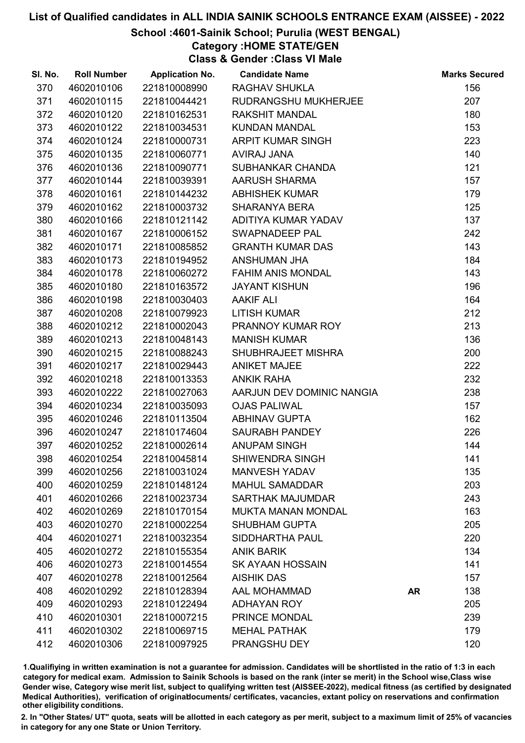# List of Qualified candidates in ALL INDIA SAINIK SCHOOLS ENTRANCE EXAM (AISSEE) - 2022

## School :4601-Sainik School; Purulia (WEST BENGAL)

### Category :HOME STATE/GEN

### Class & Gender :Class VI Male

| Sl. No. | Roll Number | Application No. | Candidate Name | | Marks Secured |
|---|---|---|---|---|---|
| 370 | 4602010106 | 221810008990 | RAGHAV SHUKLA | | 156 |
| 371 | 4602010115 | 221810044421 | RUDRANGSHU MUKHERJEE | | 207 |
| 372 | 4602010120 | 221810162531 | RAKSHIT MANDAL | | 180 |
| 373 | 4602010122 | 221810034531 | KUNDAN MANDAL | | 153 |
| 374 | 4602010124 | 221810000731 | ARPIT KUMAR SINGH | | 223 |
| 375 | 4602010135 | 221810060771 | AVIRAJ JANA | | 140 |
| 376 | 4602010136 | 221810090771 | SUBHANKAR CHANDA | | 121 |
| 377 | 4602010144 | 221810039391 | AARUSH SHARMA | | 157 |
| 378 | 4602010161 | 221810144232 | ABHISHEK KUMAR | | 179 |
| 379 | 4602010162 | 221810003732 | SHARANYA BERA | | 125 |
| 380 | 4602010166 | 221810121142 | ADITIYA KUMAR YADAV | | 137 |
| 381 | 4602010167 | 221810006152 | SWAPNADEEP PAL | | 242 |
| 382 | 4602010171 | 221810085852 | GRANTH KUMAR DAS | | 143 |
| 383 | 4602010173 | 221810194952 | ANSHUMAN JHA | | 184 |
| 384 | 4602010178 | 221810060272 | FAHIM ANIS MONDAL | | 143 |
| 385 | 4602010180 | 221810163572 | JAYANT KISHUN | | 196 |
| 386 | 4602010198 | 221810030403 | AAKIF ALI | | 164 |
| 387 | 4602010208 | 221810079923 | LITISH KUMAR | | 212 |
| 388 | 4602010212 | 221810002043 | PRANNOY KUMAR ROY | | 213 |
| 389 | 4602010213 | 221810048143 | MANISH KUMAR | | 136 |
| 390 | 4602010215 | 221810088243 | SHUBHRAJEET MISHRA | | 200 |
| 391 | 4602010217 | 221810029443 | ANIKET MAJEE | | 222 |
| 392 | 4602010218 | 221810013353 | ANKIK RAHA | | 232 |
| 393 | 4602010222 | 221810027063 | AARJUN DEV DOMINIC NANGIA | | 238 |
| 394 | 4602010234 | 221810035093 | OJAS PALIWAL | | 157 |
| 395 | 4602010246 | 221810113504 | ABHINAV GUPTA | | 162 |
| 396 | 4602010247 | 221810174604 | SAURABH PANDEY | | 226 |
| 397 | 4602010252 | 221810002614 | ANUPAM SINGH | | 144 |
| 398 | 4602010254 | 221810045814 | SHIWENDRA SINGH | | 141 |
| 399 | 4602010256 | 221810031024 | MANVESH YADAV | | 135 |
| 400 | 4602010259 | 221810148124 | MAHUL SAMADDAR | | 203 |
| 401 | 4602010266 | 221810023734 | SARTHAK MAJUMDAR | | 243 |
| 402 | 4602010269 | 221810170154 | MUKTA MANAN MONDAL | | 163 |
| 403 | 4602010270 | 221810002254 | SHUBHAM GUPTA | | 205 |
| 404 | 4602010271 | 221810032354 | SIDDHARTHA PAUL | | 220 |
| 405 | 4602010272 | 221810155354 | ANIK BARIK | | 134 |
| 406 | 4602010273 | 221810014554 | SK AYAAN HOSSAIN | | 141 |
| 407 | 4602010278 | 221810012564 | AISHIK DAS | | 157 |
| 408 | 4602010292 | 221810128394 | AAL MOHAMMAD | AR | 138 |
| 409 | 4602010293 | 221810122494 | ADHAYAN ROY | | 205 |
| 410 | 4602010301 | 221810007215 | PRINCE MONDAL | | 239 |
| 411 | 4602010302 | 221810069715 | MEHAL PATHAK | | 179 |
| 412 | 4602010306 | 221810097925 | PRANGSHU DEY | | 120 |

1.Qualifiying in written examination is not a guarantee for admission. Candidates will be shortlisted in the ratio of 1:3 in each category for medical exam. Admission to Sainik Schools is based on the rank (inter se merit) in the School wise,Class wise Gender wise, Category wise merit list, subject to qualifying written test (AISSEE-2022), medical fitness (as certified by designated Medical Authorities), verification of originaldocuments/ certificates, vacancies, extant policy on reservations and confirmation other eligibility conditions.

2. In "Other States/ UT" quota, seats will be allotted in each category as per merit, subject to a maximum limit of 25% of vacancies in category for any one State or Union Territory.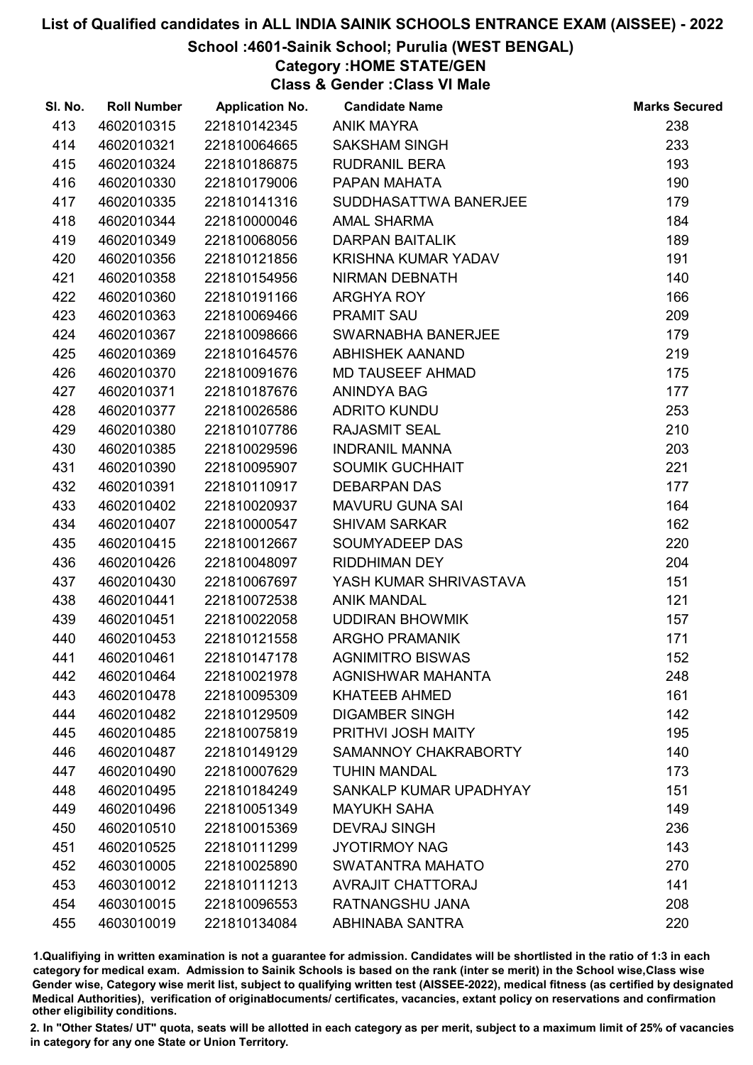# List of Qualified candidates in ALL INDIA SAINIK SCHOOLS ENTRANCE EXAM (AISSEE) - 2022

## School :4601-Sainik School; Purulia (WEST BENGAL)

### Category :HOME STATE/GEN

### Class & Gender :Class VI Male

| Sl. No. | Roll Number | Application No. | Candidate Name | Marks Secured |
|---|---|---|---|---|
| 413 | 4602010315 | 221810142345 | ANIK MAYRA | 238 |
| 414 | 4602010321 | 221810064665 | SAKSHAM SINGH | 233 |
| 415 | 4602010324 | 221810186875 | RUDRANIL BERA | 193 |
| 416 | 4602010330 | 221810179006 | PAPAN MAHATA | 190 |
| 417 | 4602010335 | 221810141316 | SUDDHASATTWA BANERJEE | 179 |
| 418 | 4602010344 | 221810000046 | AMAL SHARMA | 184 |
| 419 | 4602010349 | 221810068056 | DARPAN BAITALIK | 189 |
| 420 | 4602010356 | 221810121856 | KRISHNA KUMAR YADAV | 191 |
| 421 | 4602010358 | 221810154956 | NIRMAN DEBNATH | 140 |
| 422 | 4602010360 | 221810191166 | ARGHYA ROY | 166 |
| 423 | 4602010363 | 221810069466 | PRAMIT SAU | 209 |
| 424 | 4602010367 | 221810098666 | SWARNABHA BANERJEE | 179 |
| 425 | 4602010369 | 221810164576 | ABHISHEK AANAND | 219 |
| 426 | 4602010370 | 221810091676 | MD TAUSEEF AHMAD | 175 |
| 427 | 4602010371 | 221810187676 | ANINDYA BAG | 177 |
| 428 | 4602010377 | 221810026586 | ADRITO KUNDU | 253 |
| 429 | 4602010380 | 221810107786 | RAJASMIT SEAL | 210 |
| 430 | 4602010385 | 221810029596 | INDRANIL MANNA | 203 |
| 431 | 4602010390 | 221810095907 | SOUMIK GUCHHAIT | 221 |
| 432 | 4602010391 | 221810110917 | DEBARPAN DAS | 177 |
| 433 | 4602010402 | 221810020937 | MAVURU GUNA SAI | 164 |
| 434 | 4602010407 | 221810000547 | SHIVAM SARKAR | 162 |
| 435 | 4602010415 | 221810012667 | SOUMYADEEP DAS | 220 |
| 436 | 4602010426 | 221810048097 | RIDDHIMAN DEY | 204 |
| 437 | 4602010430 | 221810067697 | YASH KUMAR SHRIVASTAVA | 151 |
| 438 | 4602010441 | 221810072538 | ANIK MANDAL | 121 |
| 439 | 4602010451 | 221810022058 | UDDIRAN BHOWMIK | 157 |
| 440 | 4602010453 | 221810121558 | ARGHO PRAMANIK | 171 |
| 441 | 4602010461 | 221810147178 | AGNIMITRO BISWAS | 152 |
| 442 | 4602010464 | 221810021978 | AGNISHWAR MAHANTA | 248 |
| 443 | 4602010478 | 221810095309 | KHATEEB AHMED | 161 |
| 444 | 4602010482 | 221810129509 | DIGAMBER SINGH | 142 |
| 445 | 4602010485 | 221810075819 | PRITHVI JOSH MAITY | 195 |
| 446 | 4602010487 | 221810149129 | SAMANNOY CHAKRABORTY | 140 |
| 447 | 4602010490 | 221810007629 | TUHIN MANDAL | 173 |
| 448 | 4602010495 | 221810184249 | SANKALP KUMAR UPADHYAY | 151 |
| 449 | 4602010496 | 221810051349 | MAYUKH SAHA | 149 |
| 450 | 4602010510 | 221810015369 | DEVRAJ SINGH | 236 |
| 451 | 4602010525 | 221810111299 | JYOTIRMOY NAG | 143 |
| 452 | 4603010005 | 221810025890 | SWATANTRA MAHATO | 270 |
| 453 | 4603010012 | 221810111213 | AVRAJIT CHATTORAJ | 141 |
| 454 | 4603010015 | 221810096553 | RATNANGSHU JANA | 208 |
| 455 | 4603010019 | 221810134084 | ABHINABA SANTRA | 220 |

1.Qualifying in written examination is not a guarantee for admission. Candidates will be shortlisted in the ratio of 1:3 in each category for medical exam. Admission to Sainik Schools is based on the rank (inter se merit) in the School wise,Class wise Gender wise, Category wise merit list, subject to qualifying written test (AISSEE-2022), medical fitness (as certified by designated Medical Authorities), verification of originaldocuments/ certificates, vacancies, extant policy on reservations and confirmation other eligibility conditions.

2. In "Other States/ UT" quota, seats will be allotted in each category as per merit, subject to a maximum limit of 25% of vacancies in category for any one State or Union Territory.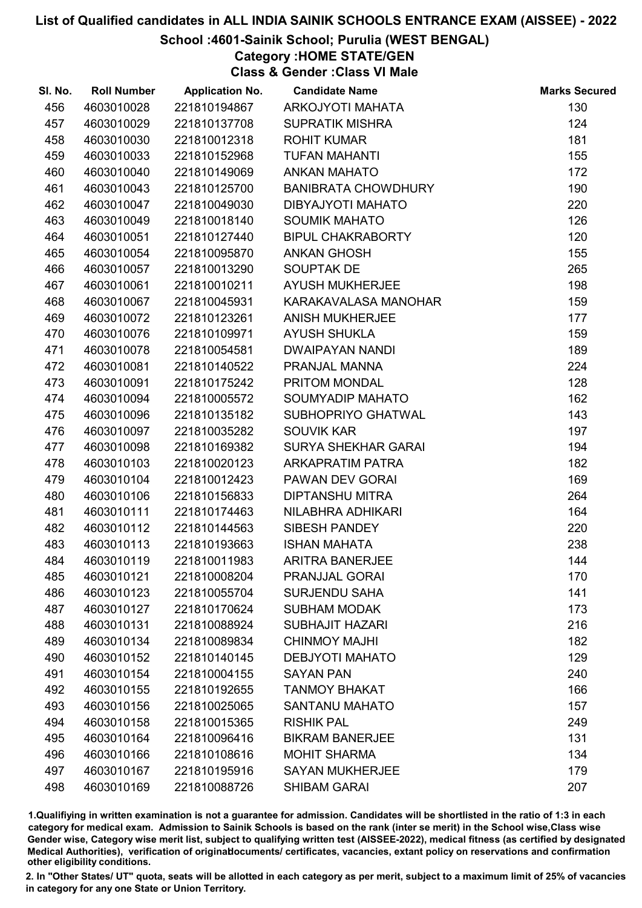# List of Qualified candidates in ALL INDIA SAINIK SCHOOLS ENTRANCE EXAM (AISSEE) - 2022

## School :4601-Sainik School; Purulia (WEST BENGAL)

### Category :HOME STATE/GEN

### Class & Gender :Class VI Male

| Sl. No. | Roll Number | Application No. | Candidate Name | Marks Secured |
|---|---|---|---|---|
| 456 | 4603010028 | 221810194867 | ARKOJYOTI MAHATA | 130 |
| 457 | 4603010029 | 221810137708 | SUPRATIK MISHRA | 124 |
| 458 | 4603010030 | 221810012318 | ROHIT KUMAR | 181 |
| 459 | 4603010033 | 221810152968 | TUFAN MAHANTI | 155 |
| 460 | 4603010040 | 221810149069 | ANKAN MAHATO | 172 |
| 461 | 4603010043 | 221810125700 | BANIBRATA CHOWDHURY | 190 |
| 462 | 4603010047 | 221810049030 | DIBYAJYOTI MAHATO | 220 |
| 463 | 4603010049 | 221810018140 | SOUMIK MAHATO | 126 |
| 464 | 4603010051 | 221810127440 | BIPUL CHAKRABORTY | 120 |
| 465 | 4603010054 | 221810095870 | ANKAN GHOSH | 155 |
| 466 | 4603010057 | 221810013290 | SOUPTAK DE | 265 |
| 467 | 4603010061 | 221810010211 | AYUSH MUKHERJEE | 198 |
| 468 | 4603010067 | 221810045931 | KARAKAVALASA MANOHAR | 159 |
| 469 | 4603010072 | 221810123261 | ANISH MUKHERJEE | 177 |
| 470 | 4603010076 | 221810109971 | AYUSH SHUKLA | 159 |
| 471 | 4603010078 | 221810054581 | DWAIPAYAN NANDI | 189 |
| 472 | 4603010081 | 221810140522 | PRANJAL MANNA | 224 |
| 473 | 4603010091 | 221810175242 | PRITOM MONDAL | 128 |
| 474 | 4603010094 | 221810005572 | SOUMYADIP MAHATO | 162 |
| 475 | 4603010096 | 221810135182 | SUBHOPRIYO GHATWAL | 143 |
| 476 | 4603010097 | 221810035282 | SOUVIK KAR | 197 |
| 477 | 4603010098 | 221810169382 | SURYA SHEKHAR GARAI | 194 |
| 478 | 4603010103 | 221810020123 | ARKAPRATIM PATRA | 182 |
| 479 | 4603010104 | 221810012423 | PAWAN DEV GORAI | 169 |
| 480 | 4603010106 | 221810156833 | DIPTANSHU MITRA | 264 |
| 481 | 4603010111 | 221810174463 | NILABHRA ADHIKARI | 164 |
| 482 | 4603010112 | 221810144563 | SIBESH PANDEY | 220 |
| 483 | 4603010113 | 221810193663 | ISHAN MAHATA | 238 |
| 484 | 4603010119 | 221810011983 | ARITRA BANERJEE | 144 |
| 485 | 4603010121 | 221810008204 | PRANJJAL GORAI | 170 |
| 486 | 4603010123 | 221810055704 | SURJENDU SAHA | 141 |
| 487 | 4603010127 | 221810170624 | SUBHAM MODAK | 173 |
| 488 | 4603010131 | 221810088924 | SUBHAJIT HAZARI | 216 |
| 489 | 4603010134 | 221810089834 | CHINMOY MAJHI | 182 |
| 490 | 4603010152 | 221810140145 | DEBJYOTI MAHATO | 129 |
| 491 | 4603010154 | 221810004155 | SAYAN PAN | 240 |
| 492 | 4603010155 | 221810192655 | TANMOY BHAKAT | 166 |
| 493 | 4603010156 | 221810025065 | SANTANU MAHATO | 157 |
| 494 | 4603010158 | 221810015365 | RISHIK PAL | 249 |
| 495 | 4603010164 | 221810096416 | BIKRAM BANERJEE | 131 |
| 496 | 4603010166 | 221810108616 | MOHIT SHARMA | 134 |
| 497 | 4603010167 | 221810195916 | SAYAN MUKHERJEE | 179 |
| 498 | 4603010169 | 221810088726 | SHIBAM GARAI | 207 |

1.Qualifiying in written examination is not a guarantee for admission. Candidates will be shortlisted in the ratio of 1:3 in each category for medical exam. Admission to Sainik Schools is based on the rank (inter se merit) in the School wise,Class wise Gender wise, Category wise merit list, subject to qualifying written test (AISSEE-2022), medical fitness (as certified by designated Medical Authorities), verification of originaldocuments/ certificates, vacancies, extant policy on reservations and confirmation other eligibility conditions.

2. In "Other States/ UT" quota, seats will be allotted in each category as per merit, subject to a maximum limit of 25% of vacancies in category for any one State or Union Territory.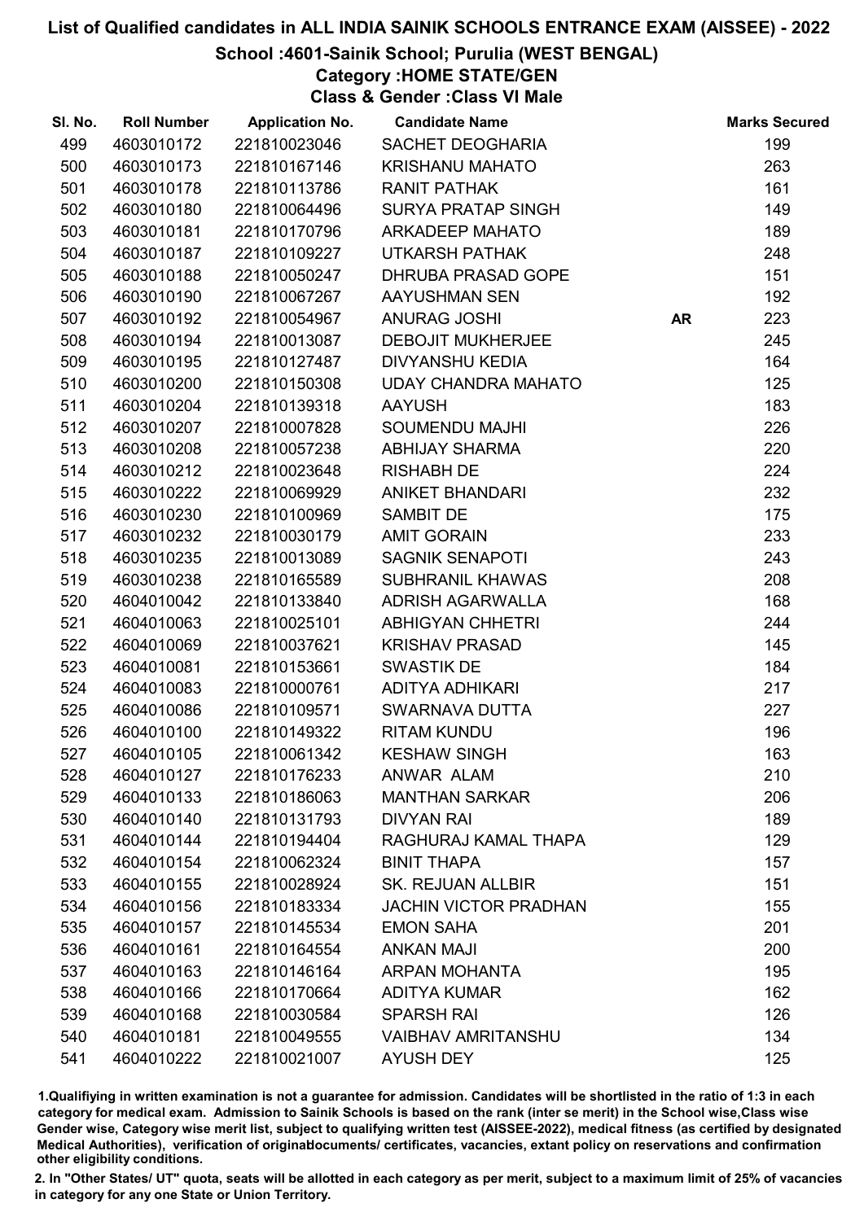# List of Qualified candidates in ALL INDIA SAINIK SCHOOLS ENTRANCE EXAM (AISSEE) - 2022

## School :4601-Sainik School; Purulia (WEST BENGAL)

### Category :HOME STATE/GEN

### Class & Gender :Class VI Male

| Sl. No. | Roll Number | Application No. | Candidate Name | | Marks Secured |
|---|---|---|---|---|---|
| 499 | 4603010172 | 221810023046 | SACHET DEOGHARIA | | 199 |
| 500 | 4603010173 | 221810167146 | KRISHANU MAHATO | | 263 |
| 501 | 4603010178 | 221810113786 | RANIT PATHAK | | 161 |
| 502 | 4603010180 | 221810064496 | SURYA PRATAP SINGH | | 149 |
| 503 | 4603010181 | 221810170796 | ARKADEEP MAHATO | | 189 |
| 504 | 4603010187 | 221810109227 | UTKARSH PATHAK | | 248 |
| 505 | 4603010188 | 221810050247 | DHRUBA PRASAD GOPE | | 151 |
| 506 | 4603010190 | 221810067267 | AAYUSHMAN SEN | | 192 |
| 507 | 4603010192 | 221810054967 | ANURAG JOSHI | AR | 223 |
| 508 | 4603010194 | 221810013087 | DEBOJIT MUKHERJEE | | 245 |
| 509 | 4603010195 | 221810127487 | DIVYANSHU KEDIA | | 164 |
| 510 | 4603010200 | 221810150308 | UDAY CHANDRA MAHATO | | 125 |
| 511 | 4603010204 | 221810139318 | AAYUSH | | 183 |
| 512 | 4603010207 | 221810007828 | SOUMENDU MAJHI | | 226 |
| 513 | 4603010208 | 221810057238 | ABHIJAY SHARMA | | 220 |
| 514 | 4603010212 | 221810023648 | RISHABH DE | | 224 |
| 515 | 4603010222 | 221810069929 | ANIKET BHANDARI | | 232 |
| 516 | 4603010230 | 221810100969 | SAMBIT DE | | 175 |
| 517 | 4603010232 | 221810030179 | AMIT GORAIN | | 233 |
| 518 | 4603010235 | 221810013089 | SAGNIK SENAPOTI | | 243 |
| 519 | 4603010238 | 221810165589 | SUBHRANIL KHAWAS | | 208 |
| 520 | 4604010042 | 221810133840 | ADRISH AGARWALLA | | 168 |
| 521 | 4604010063 | 221810025101 | ABHIGYAN CHHETRI | | 244 |
| 522 | 4604010069 | 221810037621 | KRISHAV PRASAD | | 145 |
| 523 | 4604010081 | 221810153661 | SWASTIK DE | | 184 |
| 524 | 4604010083 | 221810000761 | ADITYA ADHIKARI | | 217 |
| 525 | 4604010086 | 221810109571 | SWARNAVA DUTTA | | 227 |
| 526 | 4604010100 | 221810149322 | RITAM KUNDU | | 196 |
| 527 | 4604010105 | 221810061342 | KESHAW SINGH | | 163 |
| 528 | 4604010127 | 221810176233 | ANWAR ALAM | | 210 |
| 529 | 4604010133 | 221810186063 | MANTHAN SARKAR | | 206 |
| 530 | 4604010140 | 221810131793 | DIVYAN RAI | | 189 |
| 531 | 4604010144 | 221810194404 | RAGHURAJ KAMAL THAPA | | 129 |
| 532 | 4604010154 | 221810062324 | BINIT THAPA | | 157 |
| 533 | 4604010155 | 221810028924 | SK. REJUAN ALLBIR | | 151 |
| 534 | 4604010156 | 221810183334 | JACHIN VICTOR PRADHAN | | 155 |
| 535 | 4604010157 | 221810145534 | EMON SAHA | | 201 |
| 536 | 4604010161 | 221810164554 | ANKAN MAJI | | 200 |
| 537 | 4604010163 | 221810146164 | ARPAN MOHANTA | | 195 |
| 538 | 4604010166 | 221810170664 | ADITYA KUMAR | | 162 |
| 539 | 4604010168 | 221810030584 | SPARSH RAI | | 126 |
| 540 | 4604010181 | 221810049555 | VAIBHAV AMRITANSHU | | 134 |
| 541 | 4604010222 | 221810021007 | AYUSH DEY | | 125 |

1.Qualifying in written examination is not a guarantee for admission. Candidates will be shortlisted in the ratio of 1:3 in each category for medical exam. Admission to Sainik Schools is based on the rank (inter se merit) in the School wise,Class wise Gender wise, Category wise merit list, subject to qualifying written test (AISSEE-2022), medical fitness (as certified by designated Medical Authorities), verification of originaldocuments/ certificates, vacancies, extant policy on reservations and confirmation other eligibility conditions.

2. In "Other States/ UT" quota, seats will be allotted in each category as per merit, subject to a maximum limit of 25% of vacancies in category for any one State or Union Territory.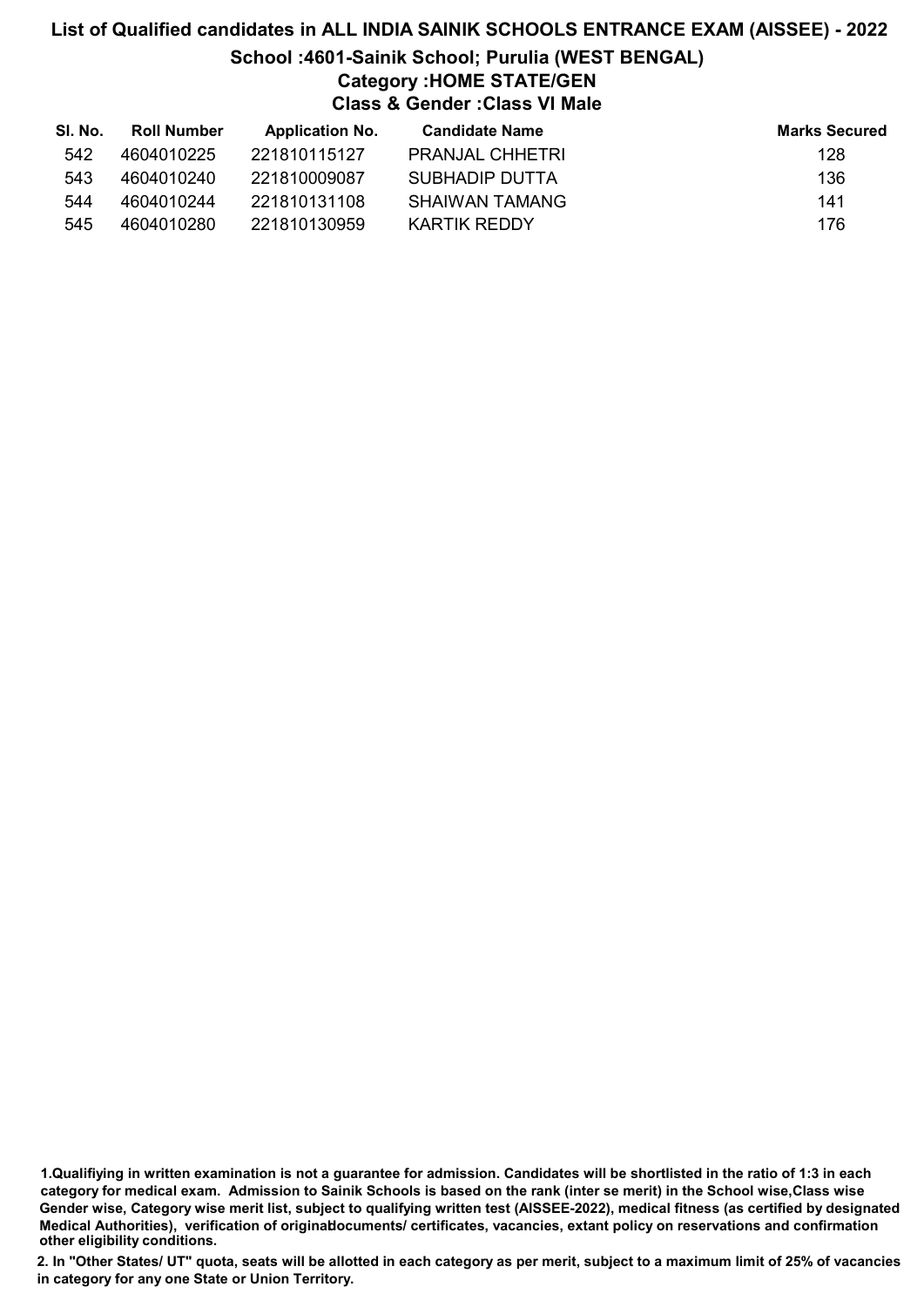# List of Qualified candidates in ALL INDIA SAINIK SCHOOLS ENTRANCE EXAM (AISSEE) - 2022

## School :4601-Sainik School; Purulia (WEST BENGAL)

### Category :HOME STATE/GEN

### Class & Gender :Class VI Male

| Sl. No. | Roll Number | Application No. | Candidate Name | Marks Secured |
|---|---|---|---|---|
| 542 | 4604010225 | 221810115127 | PRANJAL CHHETRI | 128 |
| 543 | 4604010240 | 221810009087 | SUBHADIP DUTTA | 136 |
| 544 | 4604010244 | 221810131108 | SHAIWAN TAMANG | 141 |
| 545 | 4604010280 | 221810130959 | KARTIK REDDY | 176 |

**1.Qualifiying in written examination is not a guarantee for admission. Candidates will be shortlisted in the ratio of 1:3 in each category for medical exam. Admission to Sainik Schools is based on the rank (inter se merit) in the School wise,Class wise Gender wise, Category wise merit list, subject to qualifying written test (AISSEE-2022), medical fitness (as certified by designated Medical Authorities), verification of originaldocuments/ certificates, vacancies, extant policy on reservations and confirmation other eligibility conditions.**

**2. In "Other States/ UT" quota, seats will be allotted in each category as per merit, subject to a maximum limit of 25% of vacancies in category for any one State or Union Territory.**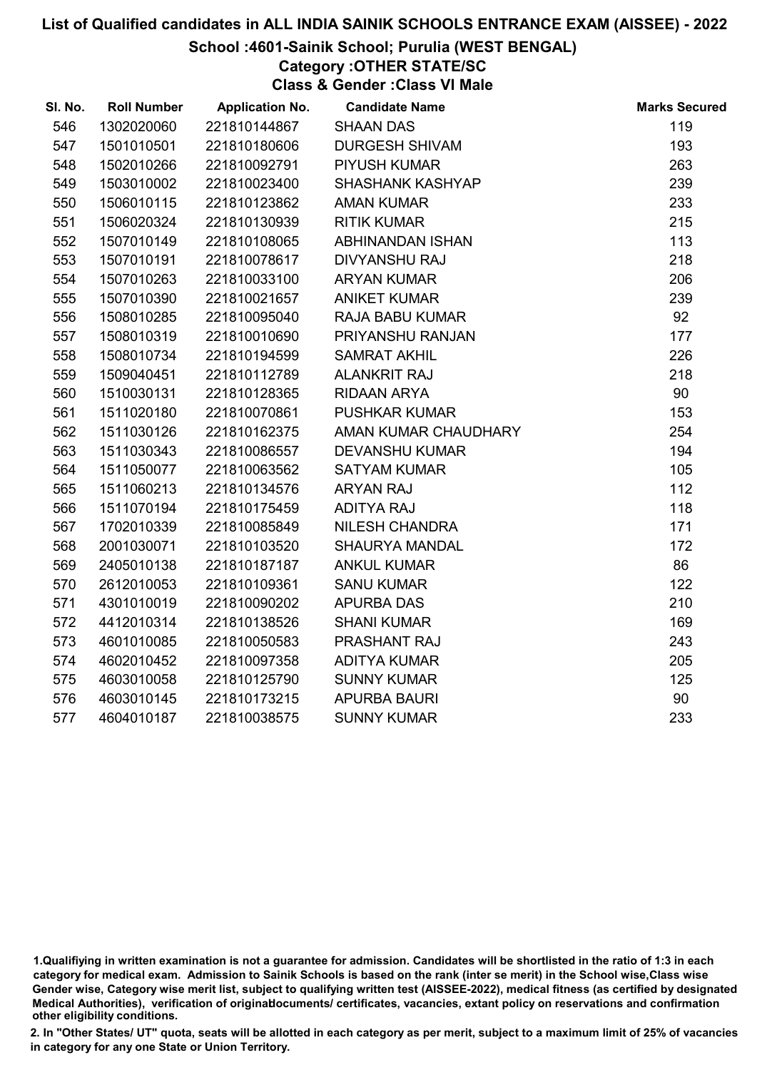# List of Qualified candidates in ALL INDIA SAINIK SCHOOLS ENTRANCE EXAM (AISSEE) - 2022

## School :4601-Sainik School; Purulia (WEST BENGAL)

### Category :OTHER STATE/SC

### Class & Gender :Class VI Male

| Sl. No. | Roll Number | Application No. | Candidate Name | Marks Secured |
|---|---|---|---|---|
| 546 | 1302020060 | 221810144867 | SHAAN DAS | 119 |
| 547 | 1501010501 | 221810180606 | DURGESH SHIVAM | 193 |
| 548 | 1502010266 | 221810092791 | PIYUSH KUMAR | 263 |
| 549 | 1503010002 | 221810023400 | SHASHANK KASHYAP | 239 |
| 550 | 1506010115 | 221810123862 | AMAN KUMAR | 233 |
| 551 | 1506020324 | 221810130939 | RITIK KUMAR | 215 |
| 552 | 1507010149 | 221810108065 | ABHINANDAN ISHAN | 113 |
| 553 | 1507010191 | 221810078617 | DIVYANSHU RAJ | 218 |
| 554 | 1507010263 | 221810033100 | ARYAN KUMAR | 206 |
| 555 | 1507010390 | 221810021657 | ANIKET KUMAR | 239 |
| 556 | 1508010285 | 221810095040 | RAJA BABU KUMAR | 92 |
| 557 | 1508010319 | 221810010690 | PRIYANSHU RANJAN | 177 |
| 558 | 1508010734 | 221810194599 | SAMRAT AKHIL | 226 |
| 559 | 1509040451 | 221810112789 | ALANKRIT RAJ | 218 |
| 560 | 1510030131 | 221810128365 | RIDAAN ARYA | 90 |
| 561 | 1511020180 | 221810070861 | PUSHKAR KUMAR | 153 |
| 562 | 1511030126 | 221810162375 | AMAN KUMAR CHAUDHARY | 254 |
| 563 | 1511030343 | 221810086557 | DEVANSHU KUMAR | 194 |
| 564 | 1511050077 | 221810063562 | SATYAM KUMAR | 105 |
| 565 | 1511060213 | 221810134576 | ARYAN RAJ | 112 |
| 566 | 1511070194 | 221810175459 | ADITYA RAJ | 118 |
| 567 | 1702010339 | 221810085849 | NILESH CHANDRA | 171 |
| 568 | 2001030071 | 221810103520 | SHAURYA MANDAL | 172 |
| 569 | 2405010138 | 221810187187 | ANKUL KUMAR | 86 |
| 570 | 2612010053 | 221810109361 | SANU KUMAR | 122 |
| 571 | 4301010019 | 221810090202 | APURBA DAS | 210 |
| 572 | 4412010314 | 221810138526 | SHANI KUMAR | 169 |
| 573 | 4601010085 | 221810050583 | PRASHANT RAJ | 243 |
| 574 | 4602010452 | 221810097358 | ADITYA KUMAR | 205 |
| 575 | 4603010058 | 221810125790 | SUNNY KUMAR | 125 |
| 576 | 4603010145 | 221810173215 | APURBA BAURI | 90 |
| 577 | 4604010187 | 221810038575 | SUNNY KUMAR | 233 |

1.Qualifiying in written examination is not a guarantee for admission. Candidates will be shortlisted in the ratio of 1:3 in each category for medical exam. Admission to Sainik Schools is based on the rank (inter se merit) in the School wise,Class wise Gender wise, Category wise merit list, subject to qualifying written test (AISSEE-2022), medical fitness (as certified by designated Medical Authorities), verification of originaldocuments/ certificates, vacancies, extant policy on reservations and confirmation other eligibility conditions.

2. In "Other States/ UT" quota, seats will be allotted in each category as per merit, subject to a maximum limit of 25% of vacancies in category for any one State or Union Territory.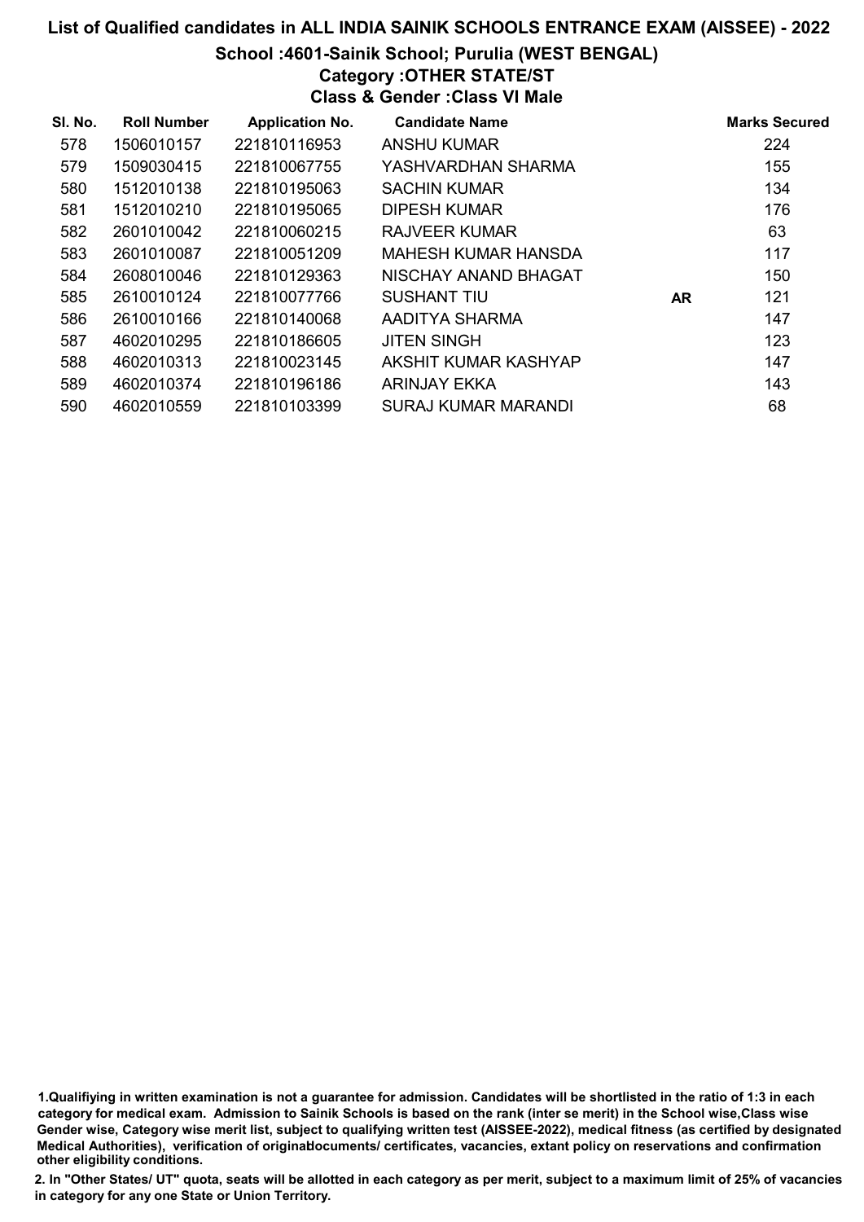# List of Qualified candidates in ALL INDIA SAINIK SCHOOLS ENTRANCE EXAM (AISSEE) - 2022

## School :4601-Sainik School; Purulia (WEST BENGAL)

### Category :OTHER STATE/ST

### Class & Gender :Class VI Male

| Sl. No. | Roll Number | Application No. | Candidate Name | | Marks Secured |
|---|---|---|---|---|---|
| 578 | 1506010157 | 221810116953 | ANSHU KUMAR | | 224 |
| 579 | 1509030415 | 221810067755 | YASHVARDHAN SHARMA | | 155 |
| 580 | 1512010138 | 221810195063 | SACHIN KUMAR | | 134 |
| 581 | 1512010210 | 221810195065 | DIPESH KUMAR | | 176 |
| 582 | 2601010042 | 221810060215 | RAJVEER KUMAR | | 63 |
| 583 | 2601010087 | 221810051209 | MAHESH KUMAR HANSDA | | 117 |
| 584 | 2608010046 | 221810129363 | NISCHAY ANAND BHAGAT | | 150 |
| 585 | 2610010124 | 221810077766 | SUSHANT TIU | AR | 121 |
| 586 | 2610010166 | 221810140068 | AADITYA SHARMA | | 147 |
| 587 | 4602010295 | 221810186605 | JITEN SINGH | | 123 |
| 588 | 4602010313 | 221810023145 | AKSHIT KUMAR KASHYAP | | 147 |
| 589 | 4602010374 | 221810196186 | ARINJAY EKKA | | 143 |
| 590 | 4602010559 | 221810103399 | SURAJ KUMAR MARANDI | | 68 |

1.Qualifiying in written examination is not a guarantee for admission. Candidates will be shortlisted in the ratio of 1:3 in each category for medical exam. Admission to Sainik Schools is based on the rank (inter se merit) in the School wise,Class wise Gender wise, Category wise merit list, subject to qualifying written test (AISSEE-2022), medical fitness (as certified by designated Medical Authorities), verification of originaldocuments/ certificates, vacancies, extant policy on reservations and confirmation other eligibility conditions.

2. In "Other States/ UT" quota, seats will be allotted in each category as per merit, subject to a maximum limit of 25% of vacancies in category for any one State or Union Territory.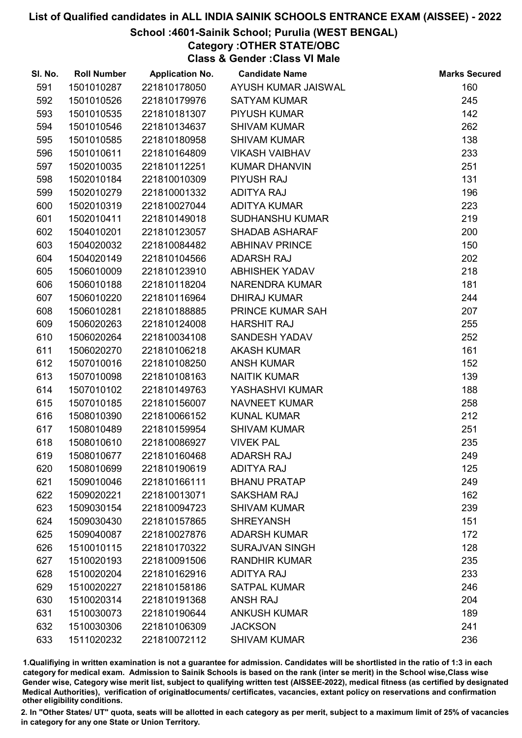# List of Qualified candidates in ALL INDIA SAINIK SCHOOLS ENTRANCE EXAM (AISSEE) - 2022

## School :4601-Sainik School; Purulia (WEST BENGAL)

### Category :OTHER STATE/OBC

### Class & Gender :Class VI Male

| Sl. No. | Roll Number | Application No. | Candidate Name | Marks Secured |
|---|---|---|---|---|
| 591 | 1501010287 | 221810178050 | AYUSH KUMAR JAISWAL | 160 |
| 592 | 1501010526 | 221810179976 | SATYAM KUMAR | 245 |
| 593 | 1501010535 | 221810181307 | PIYUSH KUMAR | 142 |
| 594 | 1501010546 | 221810134637 | SHIVAM KUMAR | 262 |
| 595 | 1501010585 | 221810180958 | SHIVAM KUMAR | 138 |
| 596 | 1501010611 | 221810164809 | VIKASH VAIBHAV | 233 |
| 597 | 1502010035 | 221810112251 | KUMAR DHANVIN | 251 |
| 598 | 1502010184 | 221810010309 | PIYUSH RAJ | 131 |
| 599 | 1502010279 | 221810001332 | ADITYA RAJ | 196 |
| 600 | 1502010319 | 221810027044 | ADITYA KUMAR | 223 |
| 601 | 1502010411 | 221810149018 | SUDHANSHU KUMAR | 219 |
| 602 | 1504010201 | 221810123057 | SHADAB ASHARAF | 200 |
| 603 | 1504020032 | 221810084482 | ABHINAV PRINCE | 150 |
| 604 | 1504020149 | 221810104566 | ADARSH RAJ | 202 |
| 605 | 1506010009 | 221810123910 | ABHISHEK YADAV | 218 |
| 606 | 1506010188 | 221810118204 | NARENDRA KUMAR | 181 |
| 607 | 1506010220 | 221810116964 | DHIRAJ KUMAR | 244 |
| 608 | 1506010281 | 221810188885 | PRINCE KUMAR SAH | 207 |
| 609 | 1506020263 | 221810124008 | HARSHIT RAJ | 255 |
| 610 | 1506020264 | 221810034108 | SANDESH YADAV | 252 |
| 611 | 1506020270 | 221810106218 | AKASH KUMAR | 161 |
| 612 | 1507010016 | 221810108250 | ANSH KUMAR | 152 |
| 613 | 1507010098 | 221810108163 | NAITIK KUMAR | 139 |
| 614 | 1507010102 | 221810149763 | YASHASHVI KUMAR | 188 |
| 615 | 1507010185 | 221810156007 | NAVNEET KUMAR | 258 |
| 616 | 1508010390 | 221810066152 | KUNAL KUMAR | 212 |
| 617 | 1508010489 | 221810159954 | SHIVAM KUMAR | 251 |
| 618 | 1508010610 | 221810086927 | VIVEK PAL | 235 |
| 619 | 1508010677 | 221810160468 | ADARSH RAJ | 249 |
| 620 | 1508010699 | 221810190619 | ADITYA RAJ | 125 |
| 621 | 1509010046 | 221810166111 | BHANU PRATAP | 249 |
| 622 | 1509020221 | 221810013071 | SAKSHAM RAJ | 162 |
| 623 | 1509030154 | 221810094723 | SHIVAM KUMAR | 239 |
| 624 | 1509030430 | 221810157865 | SHREYANSH | 151 |
| 625 | 1509040087 | 221810027876 | ADARSH KUMAR | 172 |
| 626 | 1510010115 | 221810170322 | SURAJVAN SINGH | 128 |
| 627 | 1510020193 | 221810091506 | RANDHIR KUMAR | 235 |
| 628 | 1510020204 | 221810162916 | ADITYA RAJ | 233 |
| 629 | 1510020227 | 221810158186 | SATPAL KUMAR | 246 |
| 630 | 1510020314 | 221810191368 | ANSH RAJ | 204 |
| 631 | 1510030073 | 221810190644 | ANKUSH KUMAR | 189 |
| 632 | 1510030306 | 221810106309 | JACKSON | 241 |
| 633 | 1511020232 | 221810072112 | SHIVAM KUMAR | 236 |

1.Qualifiying in written examination is not a guarantee for admission. Candidates will be shortlisted in the ratio of 1:3 in each category for medical exam. Admission to Sainik Schools is based on the rank (inter se merit) in the School wise,Class wise Gender wise, Category wise merit list, subject to qualifying written test (AISSEE-2022), medical fitness (as certified by designated Medical Authorities), verification of originaldocuments/ certificates, vacancies, extant policy on reservations and confirmation other eligibility conditions.

2. In "Other States/ UT" quota, seats will be allotted in each category as per merit, subject to a maximum limit of 25% of vacancies in category for any one State or Union Territory.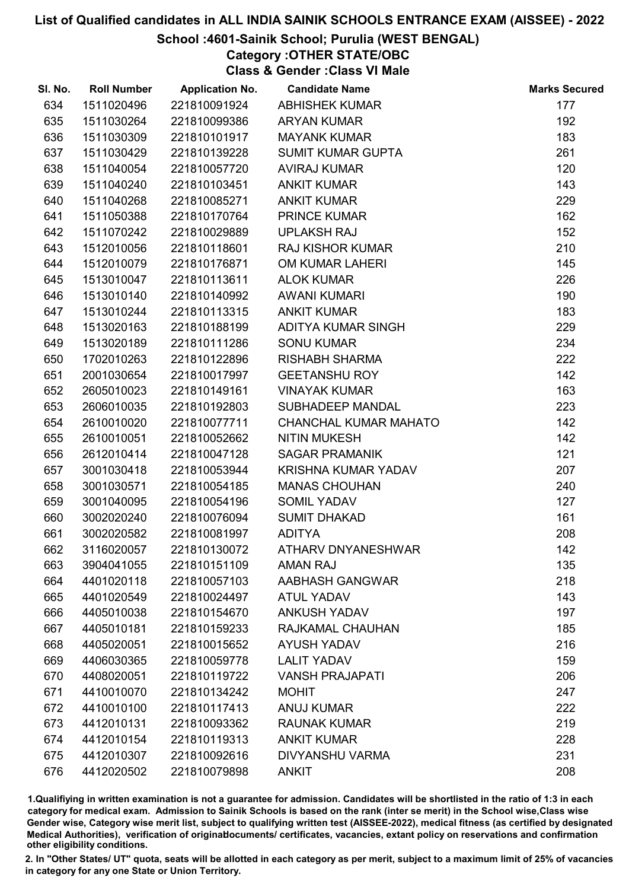# List of Qualified candidates in ALL INDIA SAINIK SCHOOLS ENTRANCE EXAM (AISSEE) - 2022

## School :4601-Sainik School; Purulia (WEST BENGAL)

### Category :OTHER STATE/OBC

### Class & Gender :Class VI Male

| Sl. No. | Roll Number | Application No. | Candidate Name | Marks Secured |
|---|---|---|---|---|
| 634 | 1511020496 | 221810091924 | ABHISHEK KUMAR | 177 |
| 635 | 1511030264 | 221810099386 | ARYAN KUMAR | 192 |
| 636 | 1511030309 | 221810101917 | MAYANK KUMAR | 183 |
| 637 | 1511030429 | 221810139228 | SUMIT KUMAR GUPTA | 261 |
| 638 | 1511040054 | 221810057720 | AVIRAJ KUMAR | 120 |
| 639 | 1511040240 | 221810103451 | ANKIT KUMAR | 143 |
| 640 | 1511040268 | 221810085271 | ANKIT KUMAR | 229 |
| 641 | 1511050388 | 221810170764 | PRINCE KUMAR | 162 |
| 642 | 1511070242 | 221810029889 | UPLAKSH RAJ | 152 |
| 643 | 1512010056 | 221810118601 | RAJ KISHOR KUMAR | 210 |
| 644 | 1512010079 | 221810176871 | OM KUMAR LAHERI | 145 |
| 645 | 1513010047 | 221810113611 | ALOK KUMAR | 226 |
| 646 | 1513010140 | 221810140992 | AWANI KUMARI | 190 |
| 647 | 1513010244 | 221810113315 | ANKIT KUMAR | 183 |
| 648 | 1513020163 | 221810188199 | ADITYA KUMAR SINGH | 229 |
| 649 | 1513020189 | 221810111286 | SONU KUMAR | 234 |
| 650 | 1702010263 | 221810122896 | RISHABH SHARMA | 222 |
| 651 | 2001030654 | 221810017997 | GEETANSHU ROY | 142 |
| 652 | 2605010023 | 221810149161 | VINAYAK KUMAR | 163 |
| 653 | 2606010035 | 221810192803 | SUBHADEEP MANDAL | 223 |
| 654 | 2610010020 | 221810077711 | CHANCHAL KUMAR MAHATO | 142 |
| 655 | 2610010051 | 221810052662 | NITIN MUKESH | 142 |
| 656 | 2612010414 | 221810047128 | SAGAR PRAMANIK | 121 |
| 657 | 3001030418 | 221810053944 | KRISHNA KUMAR YADAV | 207 |
| 658 | 3001030571 | 221810054185 | MANAS CHOUHAN | 240 |
| 659 | 3001040095 | 221810054196 | SOMIL YADAV | 127 |
| 660 | 3002020240 | 221810076094 | SUMIT DHAKAD | 161 |
| 661 | 3002020582 | 221810081997 | ADITYA | 208 |
| 662 | 3116020057 | 221810130072 | ATHARV DNYANESHWAR | 142 |
| 663 | 3904041055 | 221810151109 | AMAN RAJ | 135 |
| 664 | 4401020118 | 221810057103 | AABHASH GANGWAR | 218 |
| 665 | 4401020549 | 221810024497 | ATUL YADAV | 143 |
| 666 | 4405010038 | 221810154670 | ANKUSH YADAV | 197 |
| 667 | 4405010181 | 221810159233 | RAJKAMAL CHAUHAN | 185 |
| 668 | 4405020051 | 221810015652 | AYUSH YADAV | 216 |
| 669 | 4406030365 | 221810059778 | LALIT YADAV | 159 |
| 670 | 4408020051 | 221810119722 | VANSH PRAJAPATI | 206 |
| 671 | 4410010070 | 221810134242 | MOHIT | 247 |
| 672 | 4410010100 | 221810117413 | ANUJ KUMAR | 222 |
| 673 | 4412010131 | 221810093362 | RAUNAK KUMAR | 219 |
| 674 | 4412010154 | 221810119313 | ANKIT KUMAR | 228 |
| 675 | 4412010307 | 221810092616 | DIVYANSHU VARMA | 231 |
| 676 | 4412020502 | 221810079898 | ANKIT | 208 |

1.Qualifiying in written examination is not a guarantee for admission. Candidates will be shortlisted in the ratio of 1:3 in each category for medical exam. Admission to Sainik Schools is based on the rank (inter se merit) in the School wise,Class wise Gender wise, Category wise merit list, subject to qualifying written test (AISSEE-2022), medical fitness (as certified by designated Medical Authorities), verification of originaldocuments/ certificates, vacancies, extant policy on reservations and confirmation other eligibility conditions.

2. In "Other States/ UT" quota, seats will be allotted in each category as per merit, subject to a maximum limit of 25% of vacancies in category for any one State or Union Territory.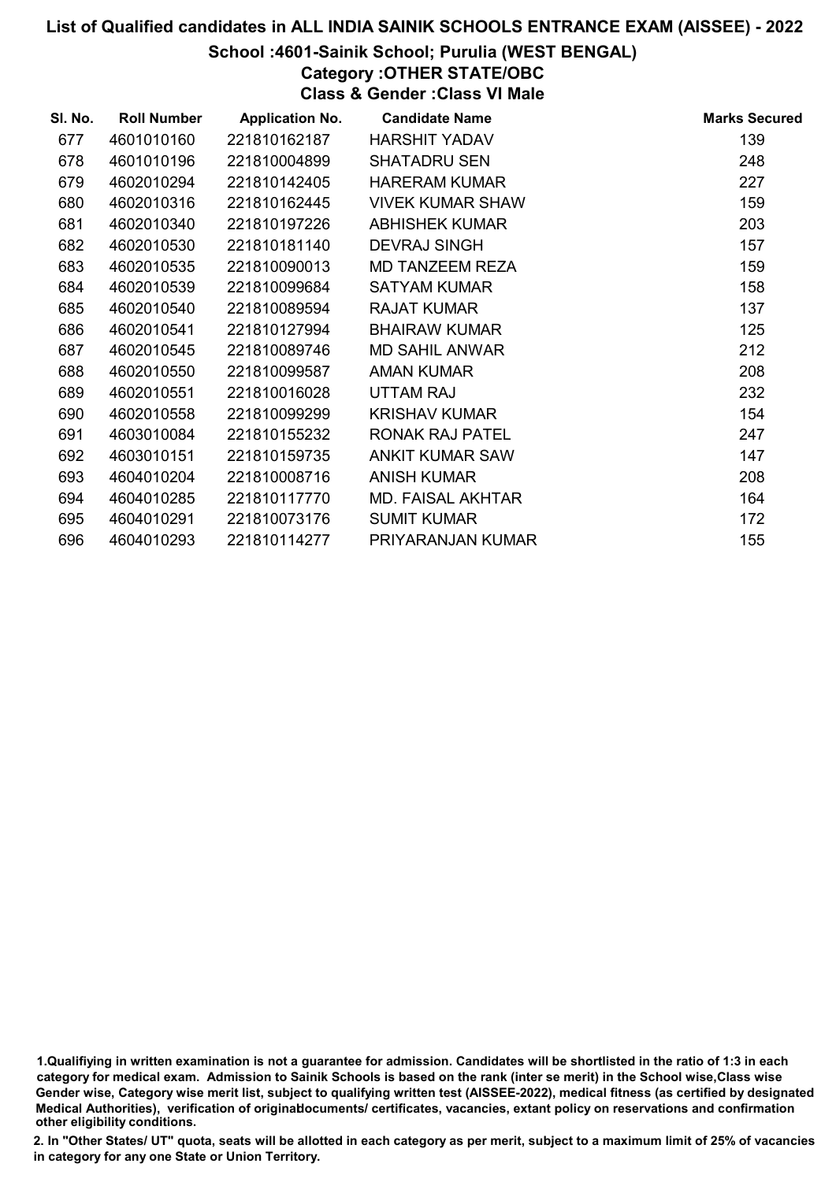# List of Qualified candidates in ALL INDIA SAINIK SCHOOLS ENTRANCE EXAM (AISSEE) - 2022

## School :4601-Sainik School; Purulia (WEST BENGAL)

### Category :OTHER STATE/OBC

### Class & Gender :Class VI Male

| Sl. No. | Roll Number | Application No. | Candidate Name | Marks Secured |
|---|---|---|---|---|
| 677 | 4601010160 | 221810162187 | HARSHIT YADAV | 139 |
| 678 | 4601010196 | 221810004899 | SHATADRU SEN | 248 |
| 679 | 4602010294 | 221810142405 | HARERAM KUMAR | 227 |
| 680 | 4602010316 | 221810162445 | VIVEK KUMAR SHAW | 159 |
| 681 | 4602010340 | 221810197226 | ABHISHEK KUMAR | 203 |
| 682 | 4602010530 | 221810181140 | DEVRAJ SINGH | 157 |
| 683 | 4602010535 | 221810090013 | MD TANZEEM REZA | 159 |
| 684 | 4602010539 | 221810099684 | SATYAM KUMAR | 158 |
| 685 | 4602010540 | 221810089594 | RAJAT KUMAR | 137 |
| 686 | 4602010541 | 221810127994 | BHAIRAW KUMAR | 125 |
| 687 | 4602010545 | 221810089746 | MD SAHIL ANWAR | 212 |
| 688 | 4602010550 | 221810099587 | AMAN KUMAR | 208 |
| 689 | 4602010551 | 221810016028 | UTTAM RAJ | 232 |
| 690 | 4602010558 | 221810099299 | KRISHAV KUMAR | 154 |
| 691 | 4603010084 | 221810155232 | RONAK RAJ PATEL | 247 |
| 692 | 4603010151 | 221810159735 | ANKIT KUMAR SAW | 147 |
| 693 | 4604010204 | 221810008716 | ANISH KUMAR | 208 |
| 694 | 4604010285 | 221810117770 | MD. FAISAL AKHTAR | 164 |
| 695 | 4604010291 | 221810073176 | SUMIT KUMAR | 172 |
| 696 | 4604010293 | 221810114277 | PRIYARANJAN KUMAR | 155 |

1.Qualifiying in written examination is not a guarantee for admission. Candidates will be shortlisted in the ratio of 1:3 in each category for medical exam. Admission to Sainik Schools is based on the rank (inter se merit) in the School wise,Class wise Gender wise, Category wise merit list, subject to qualifying written test (AISSEE-2022), medical fitness (as certified by designated Medical Authorities), verification of originaldocuments/ certificates, vacancies, extant policy on reservations and confirmation other eligibility conditions.

2. In "Other States/ UT" quota, seats will be allotted in each category as per merit, subject to a maximum limit of 25% of vacancies in category for any one State or Union Territory.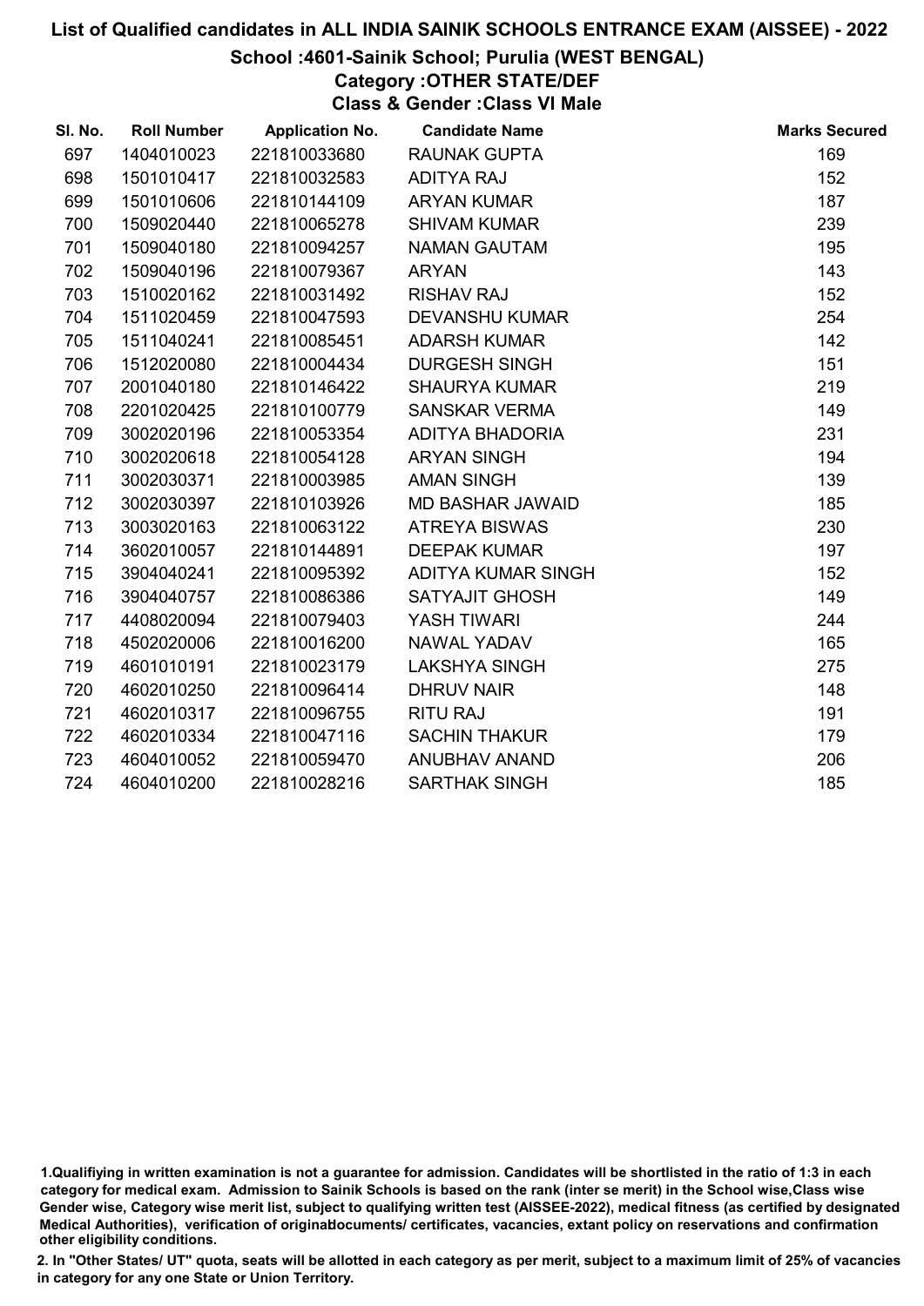# List of Qualified candidates in ALL INDIA SAINIK SCHOOLS ENTRANCE EXAM (AISSEE) - 2022

## School :4601-Sainik School; Purulia (WEST BENGAL)

### Category :OTHER STATE/DEF

### Class & Gender :Class VI Male

| Sl. No. | Roll Number | Application No. | Candidate Name | Marks Secured |
|---|---|---|---|---|
| 697 | 1404010023 | 221810033680 | RAUNAK GUPTA | 169 |
| 698 | 1501010417 | 221810032583 | ADITYA RAJ | 152 |
| 699 | 1501010606 | 221810144109 | ARYAN KUMAR | 187 |
| 700 | 1509020440 | 221810065278 | SHIVAM KUMAR | 239 |
| 701 | 1509040180 | 221810094257 | NAMAN GAUTAM | 195 |
| 702 | 1509040196 | 221810079367 | ARYAN | 143 |
| 703 | 1510020162 | 221810031492 | RISHAV RAJ | 152 |
| 704 | 1511020459 | 221810047593 | DEVANSHU KUMAR | 254 |
| 705 | 1511040241 | 221810085451 | ADARSH KUMAR | 142 |
| 706 | 1512020080 | 221810004434 | DURGESH SINGH | 151 |
| 707 | 2001040180 | 221810146422 | SHAURYA KUMAR | 219 |
| 708 | 2201020425 | 221810100779 | SANSKAR VERMA | 149 |
| 709 | 3002020196 | 221810053354 | ADITYA BHADORIA | 231 |
| 710 | 3002020618 | 221810054128 | ARYAN SINGH | 194 |
| 711 | 3002030371 | 221810003985 | AMAN SINGH | 139 |
| 712 | 3002030397 | 221810103926 | MD BASHAR JAWAID | 185 |
| 713 | 3003020163 | 221810063122 | ATREYA BISWAS | 230 |
| 714 | 3602010057 | 221810144891 | DEEPAK KUMAR | 197 |
| 715 | 3904040241 | 221810095392 | ADITYA KUMAR SINGH | 152 |
| 716 | 3904040757 | 221810086386 | SATYAJIT GHOSH | 149 |
| 717 | 4408020094 | 221810079403 | YASH TIWARI | 244 |
| 718 | 4502020006 | 221810016200 | NAWAL YADAV | 165 |
| 719 | 4601010191 | 221810023179 | LAKSHYA SINGH | 275 |
| 720 | 4602010250 | 221810096414 | DHRUV NAIR | 148 |
| 721 | 4602010317 | 221810096755 | RITU RAJ | 191 |
| 722 | 4602010334 | 221810047116 | SACHIN THAKUR | 179 |
| 723 | 4604010052 | 221810059470 | ANUBHAV ANAND | 206 |
| 724 | 4604010200 | 221810028216 | SARTHAK SINGH | 185 |

1.Qualifiying in written examination is not a guarantee for admission. Candidates will be shortlisted in the ratio of 1:3 in each category for medical exam. Admission to Sainik Schools is based on the rank (inter se merit) in the School wise,Class wise Gender wise, Category wise merit list, subject to qualifying written test (AISSEE-2022), medical fitness (as certified by designated Medical Authorities), verification of originaldocuments/ certificates, vacancies, extant policy on reservations and confirmation other eligibility conditions.

2. In "Other States/ UT" quota, seats will be allotted in each category as per merit, subject to a maximum limit of 25% of vacancies in category for any one State or Union Territory.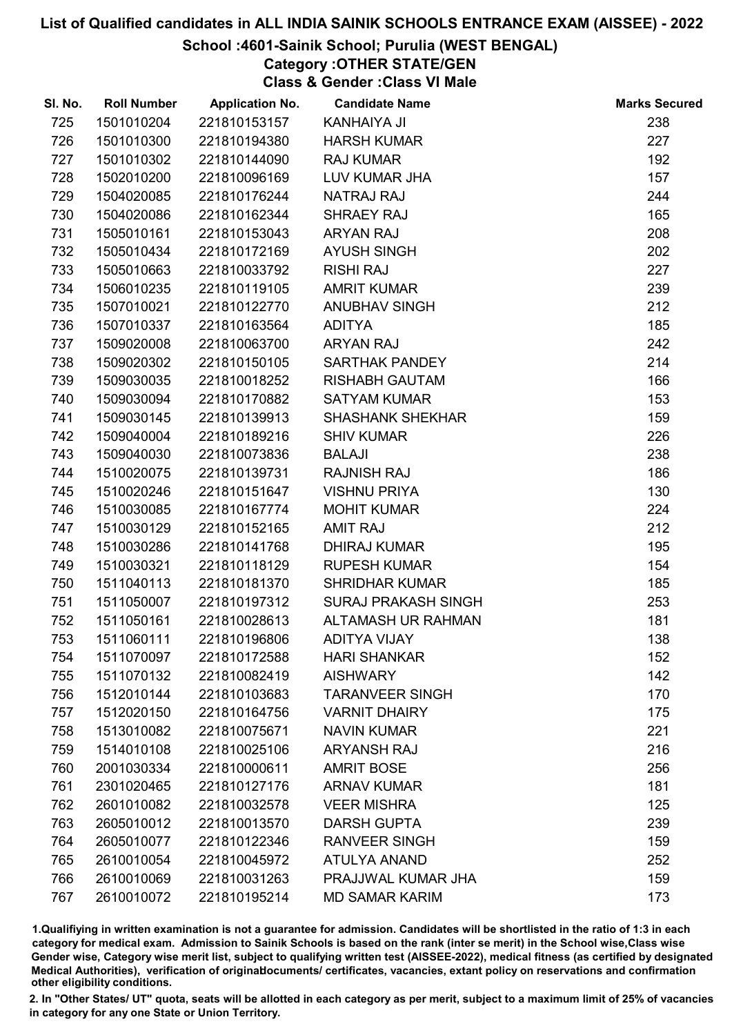# List of Qualified candidates in ALL INDIA SAINIK SCHOOLS ENTRANCE EXAM (AISSEE) - 2022

## School :4601-Sainik School; Purulia (WEST BENGAL)

### Category :OTHER STATE/GEN

### Class & Gender :Class VI Male

| Sl. No. | Roll Number | Application No. | Candidate Name | Marks Secured |
|---|---|---|---|---|
| 725 | 1501010204 | 221810153157 | KANHAIYA JI | 238 |
| 726 | 1501010300 | 221810194380 | HARSH KUMAR | 227 |
| 727 | 1501010302 | 221810144090 | RAJ KUMAR | 192 |
| 728 | 1502010200 | 221810096169 | LUV KUMAR JHA | 157 |
| 729 | 1504020085 | 221810176244 | NATRAJ RAJ | 244 |
| 730 | 1504020086 | 221810162344 | SHRAEY RAJ | 165 |
| 731 | 1505010161 | 221810153043 | ARYAN RAJ | 208 |
| 732 | 1505010434 | 221810172169 | AYUSH SINGH | 202 |
| 733 | 1505010663 | 221810033792 | RISHI RAJ | 227 |
| 734 | 1506010235 | 221810119105 | AMRIT KUMAR | 239 |
| 735 | 1507010021 | 221810122770 | ANUBHAV SINGH | 212 |
| 736 | 1507010337 | 221810163564 | ADITYA | 185 |
| 737 | 1509020008 | 221810063700 | ARYAN RAJ | 242 |
| 738 | 1509020302 | 221810150105 | SARTHAK PANDEY | 214 |
| 739 | 1509030035 | 221810018252 | RISHABH GAUTAM | 166 |
| 740 | 1509030094 | 221810170882 | SATYAM KUMAR | 153 |
| 741 | 1509030145 | 221810139913 | SHASHANK SHEKHAR | 159 |
| 742 | 1509040004 | 221810189216 | SHIV KUMAR | 226 |
| 743 | 1509040030 | 221810073836 | BALAJI | 238 |
| 744 | 1510020075 | 221810139731 | RAJNISH RAJ | 186 |
| 745 | 1510020246 | 221810151647 | VISHNU PRIYA | 130 |
| 746 | 1510030085 | 221810167774 | MOHIT KUMAR | 224 |
| 747 | 1510030129 | 221810152165 | AMIT RAJ | 212 |
| 748 | 1510030286 | 221810141768 | DHIRAJ KUMAR | 195 |
| 749 | 1510030321 | 221810118129 | RUPESH KUMAR | 154 |
| 750 | 1511040113 | 221810181370 | SHRIDHAR KUMAR | 185 |
| 751 | 1511050007 | 221810197312 | SURAJ PRAKASH SINGH | 253 |
| 752 | 1511050161 | 221810028613 | ALTAMASH UR RAHMAN | 181 |
| 753 | 1511060111 | 221810196806 | ADITYA VIJAY | 138 |
| 754 | 1511070097 | 221810172588 | HARI SHANKAR | 152 |
| 755 | 1511070132 | 221810082419 | AISHWARY | 142 |
| 756 | 1512010144 | 221810103683 | TARANVEER SINGH | 170 |
| 757 | 1512020150 | 221810164756 | VARNIT DHAIRY | 175 |
| 758 | 1513010082 | 221810075671 | NAVIN KUMAR | 221 |
| 759 | 1514010108 | 221810025106 | ARYANSH RAJ | 216 |
| 760 | 2001030334 | 221810000611 | AMRIT BOSE | 256 |
| 761 | 2301020465 | 221810127176 | ARNAV KUMAR | 181 |
| 762 | 2601010082 | 221810032578 | VEER MISHRA | 125 |
| 763 | 2605010012 | 221810013570 | DARSH GUPTA | 239 |
| 764 | 2605010077 | 221810122346 | RANVEER SINGH | 159 |
| 765 | 2610010054 | 221810045972 | ATULYA ANAND | 252 |
| 766 | 2610010069 | 221810031263 | PRAJJWAL KUMAR JHA | 159 |
| 767 | 2610010072 | 221810195214 | MD SAMAR KARIM | 173 |

1.Qualifiying in written examination is not a guarantee for admission. Candidates will be shortlisted in the ratio of 1:3 in each category for medical exam. Admission to Sainik Schools is based on the rank (inter se merit) in the School wise,Class wise Gender wise, Category wise merit list, subject to qualifying written test (AISSEE-2022), medical fitness (as certified by designated Medical Authorities), verification of originaldocuments/ certificates, vacancies, extant policy on reservations and confirmation other eligibility conditions.

2. In "Other States/ UT" quota, seats will be allotted in each category as per merit, subject to a maximum limit of 25% of vacancies in category for any one State or Union Territory.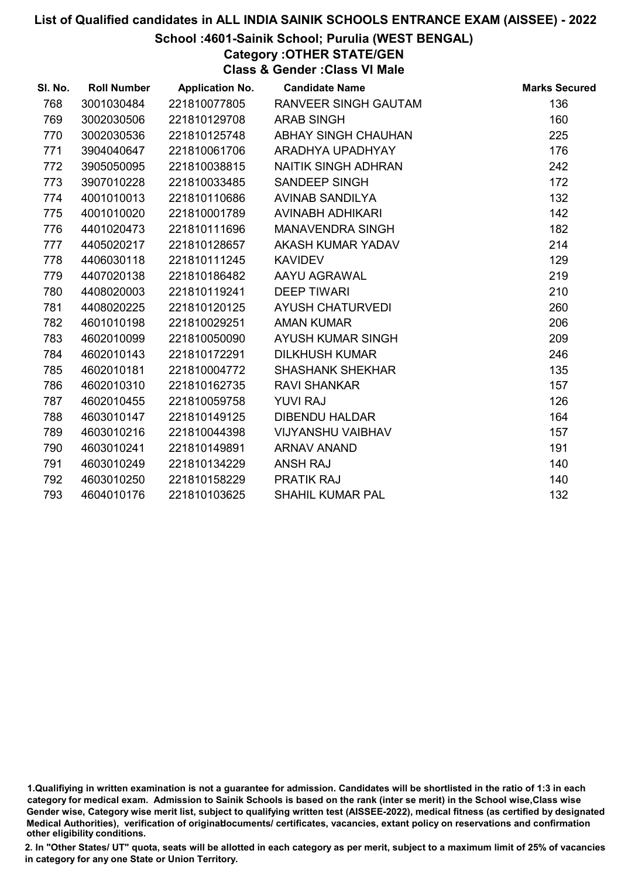# List of Qualified candidates in ALL INDIA SAINIK SCHOOLS ENTRANCE EXAM (AISSEE) - 2022

## School :4601-Sainik School; Purulia (WEST BENGAL)

### Category :OTHER STATE/GEN

### Class & Gender :Class VI Male

| Sl. No. | Roll Number | Application No. | Candidate Name | Marks Secured |
|---|---|---|---|---|
| 768 | 3001030484 | 221810077805 | RANVEER SINGH GAUTAM | 136 |
| 769 | 3002030506 | 221810129708 | ARAB SINGH | 160 |
| 770 | 3002030536 | 221810125748 | ABHAY SINGH CHAUHAN | 225 |
| 771 | 3904040647 | 221810061706 | ARADHYA UPADHYAY | 176 |
| 772 | 3905050095 | 221810038815 | NAITIK SINGH ADHRAN | 242 |
| 773 | 3907010228 | 221810033485 | SANDEEP SINGH | 172 |
| 774 | 4001010013 | 221810110686 | AVINAB SANDILYA | 132 |
| 775 | 4001010020 | 221810001789 | AVINABH ADHIKARI | 142 |
| 776 | 4401020473 | 221810111696 | MANAVENDRA SINGH | 182 |
| 777 | 4405020217 | 221810128657 | AKASH KUMAR YADAV | 214 |
| 778 | 4406030118 | 221810111245 | KAVIDEV | 129 |
| 779 | 4407020138 | 221810186482 | AAYU AGRAWAL | 219 |
| 780 | 4408020003 | 221810119241 | DEEP TIWARI | 210 |
| 781 | 4408020225 | 221810120125 | AYUSH CHATURVEDI | 260 |
| 782 | 4601010198 | 221810029251 | AMAN KUMAR | 206 |
| 783 | 4602010099 | 221810050090 | AYUSH KUMAR SINGH | 209 |
| 784 | 4602010143 | 221810172291 | DILKHUSH KUMAR | 246 |
| 785 | 4602010181 | 221810004772 | SHASHANK SHEKHAR | 135 |
| 786 | 4602010310 | 221810162735 | RAVI SHANKAR | 157 |
| 787 | 4602010455 | 221810059758 | YUVI RAJ | 126 |
| 788 | 4603010147 | 221810149125 | DIBENDU HALDAR | 164 |
| 789 | 4603010216 | 221810044398 | VIJYANSHU VAIBHAV | 157 |
| 790 | 4603010241 | 221810149891 | ARNAV ANAND | 191 |
| 791 | 4603010249 | 221810134229 | ANSH RAJ | 140 |
| 792 | 4603010250 | 221810158229 | PRATIK RAJ | 140 |
| 793 | 4604010176 | 221810103625 | SHAHIL KUMAR PAL | 132 |

1.Qualifiying in written examination is not a guarantee for admission. Candidates will be shortlisted in the ratio of 1:3 in each category for medical exam. Admission to Sainik Schools is based on the rank (inter se merit) in the School wise,Class wise Gender wise, Category wise merit list, subject to qualifying written test (AISSEE-2022), medical fitness (as certified by designated Medical Authorities), verification of originaldocuments/ certificates, vacancies, extant policy on reservations and confirmation other eligibility conditions.

2. In "Other States/ UT" quota, seats will be allotted in each category as per merit, subject to a maximum limit of 25% of vacancies in category for any one State or Union Territory.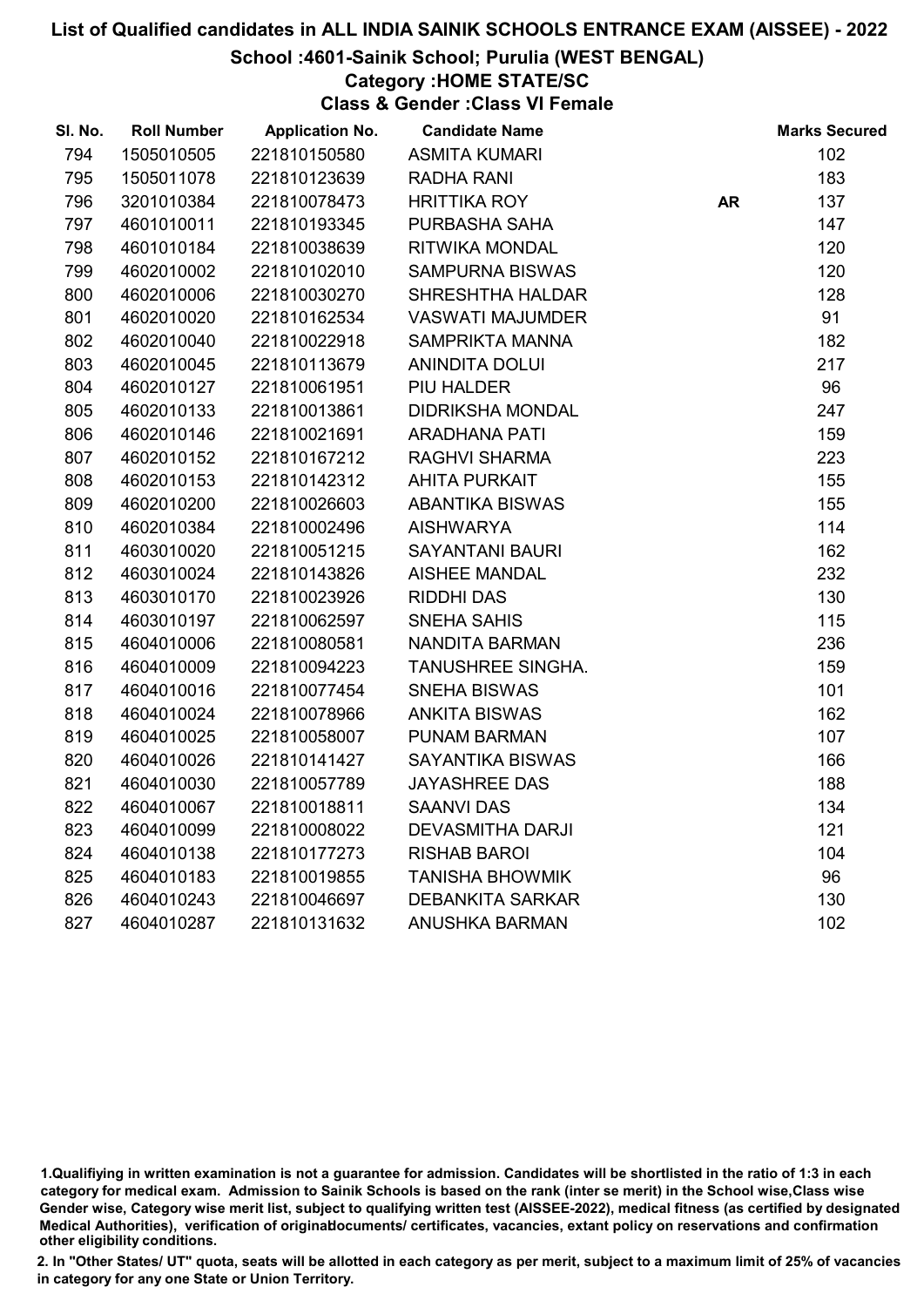# List of Qualified candidates in ALL INDIA SAINIK SCHOOLS ENTRANCE EXAM (AISSEE) - 2022

## School :4601-Sainik School; Purulia (WEST BENGAL)

### Category :HOME STATE/SC

### Class & Gender :Class VI Female

| Sl. No. | Roll Number | Application No. | Candidate Name | | Marks Secured |
|---|---|---|---|---|---|
| 794 | 1505010505 | 221810150580 | ASMITA KUMARI | | 102 |
| 795 | 1505011078 | 221810123639 | RADHA RANI | | 183 |
| 796 | 3201010384 | 221810078473 | HRITTIKA ROY | AR | 137 |
| 797 | 4601010011 | 221810193345 | PURBASHA SAHA | | 147 |
| 798 | 4601010184 | 221810038639 | RITWIKA MONDAL | | 120 |
| 799 | 4602010002 | 221810102010 | SAMPURNA BISWAS | | 120 |
| 800 | 4602010006 | 221810030270 | SHRESHTHA HALDAR | | 128 |
| 801 | 4602010020 | 221810162534 | VASWATI MAJUMDER | | 91 |
| 802 | 4602010040 | 221810022918 | SAMPRIKTA MANNA | | 182 |
| 803 | 4602010045 | 221810113679 | ANINDITA DOLUI | | 217 |
| 804 | 4602010127 | 221810061951 | PIU HALDER | | 96 |
| 805 | 4602010133 | 221810013861 | DIDRIKSHA MONDAL | | 247 |
| 806 | 4602010146 | 221810021691 | ARADHANA PATI | | 159 |
| 807 | 4602010152 | 221810167212 | RAGHVI SHARMA | | 223 |
| 808 | 4602010153 | 221810142312 | AHITA PURKAIT | | 155 |
| 809 | 4602010200 | 221810026603 | ABANTIKA BISWAS | | 155 |
| 810 | 4602010384 | 221810002496 | AISHWARYA | | 114 |
| 811 | 4603010020 | 221810051215 | SAYANTANI BAURI | | 162 |
| 812 | 4603010024 | 221810143826 | AISHEE MANDAL | | 232 |
| 813 | 4603010170 | 221810023926 | RIDDHI DAS | | 130 |
| 814 | 4603010197 | 221810062597 | SNEHA SAHIS | | 115 |
| 815 | 4604010006 | 221810080581 | NANDITA BARMAN | | 236 |
| 816 | 4604010009 | 221810094223 | TANUSHREE SINGHA. | | 159 |
| 817 | 4604010016 | 221810077454 | SNEHA BISWAS | | 101 |
| 818 | 4604010024 | 221810078966 | ANKITA BISWAS | | 162 |
| 819 | 4604010025 | 221810058007 | PUNAM BARMAN | | 107 |
| 820 | 4604010026 | 221810141427 | SAYANTIKA BISWAS | | 166 |
| 821 | 4604010030 | 221810057789 | JAYASHREE DAS | | 188 |
| 822 | 4604010067 | 221810018811 | SAANVI DAS | | 134 |
| 823 | 4604010099 | 221810008022 | DEVASMITHA DARJI | | 121 |
| 824 | 4604010138 | 221810177273 | RISHAB BAROI | | 104 |
| 825 | 4604010183 | 221810019855 | TANISHA BHOWMIK | | 96 |
| 826 | 4604010243 | 221810046697 | DEBANKITA SARKAR | | 130 |
| 827 | 4604010287 | 221810131632 | ANUSHKA BARMAN | | 102 |

1.Qualifiying in written examination is not a guarantee for admission. Candidates will be shortlisted in the ratio of 1:3 in each category for medical exam. Admission to Sainik Schools is based on the rank (inter se merit) in the School wise,Class wise Gender wise, Category wise merit list, subject to qualifying written test (AISSEE-2022), medical fitness (as certified by designated Medical Authorities), verification of originaldocuments/ certificates, vacancies, extant policy on reservations and confirmation other eligibility conditions.

2. In "Other States/ UT" quota, seats will be allotted in each category as per merit, subject to a maximum limit of 25% of vacancies in category for any one State or Union Territory.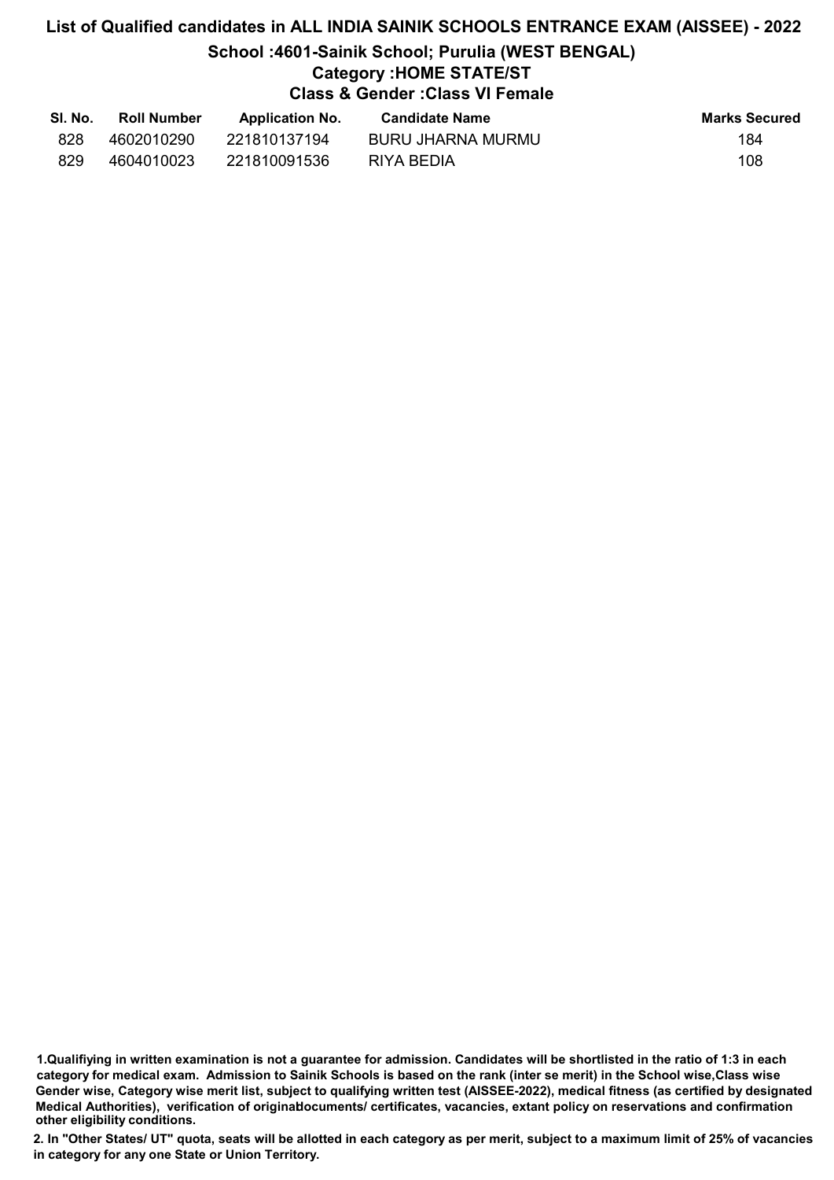# List of Qualified candidates in ALL INDIA SAINIK SCHOOLS ENTRANCE EXAM (AISSEE) - 2022

## School :4601-Sainik School; Purulia (WEST BENGAL)

### Category :HOME STATE/ST

### Class & Gender :Class VI Female

| Sl. No. | Roll Number | Application No. | Candidate Name | Marks Secured |
|---|---|---|---|---|
| 828 | 4602010290 | 221810137194 | BURU JHARNA MURMU | 184 |
| 829 | 4604010023 | 221810091536 | RIYA BEDIA | 108 |

**1.Qualifiying in written examination is not a guarantee for admission. Candidates will be shortlisted in the ratio of 1:3 in each category for medical exam. Admission to Sainik Schools is based on the rank (inter se merit) in the School wise,Class wise Gender wise, Category wise merit list, subject to qualifying written test (AISSEE-2022), medical fitness (as certified by designated Medical Authorities), verification of originaldocuments/ certificates, vacancies, extant policy on reservations and confirmation other eligibility conditions.**

**2. In "Other States/ UT" quota, seats will be allotted in each category as per merit, subject to a maximum limit of 25% of vacancies in category for any one State or Union Territory.**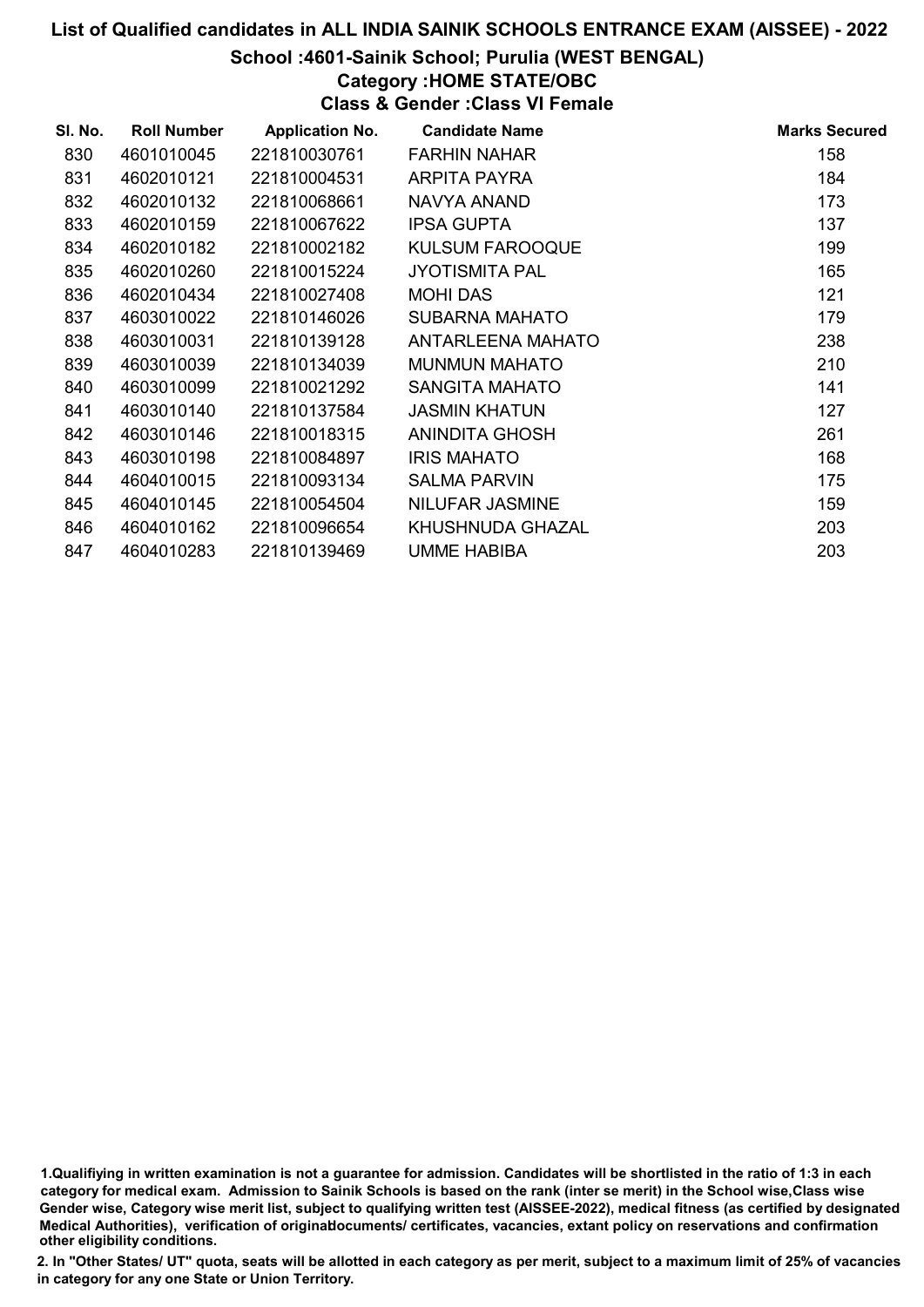# List of Qualified candidates in ALL INDIA SAINIK SCHOOLS ENTRANCE EXAM (AISSEE) - 2022

## School :4601-Sainik School; Purulia (WEST BENGAL)

### Category :HOME STATE/OBC

### Class & Gender :Class VI Female

| Sl. No. | Roll Number | Application No. | Candidate Name | Marks Secured |
|---|---|---|---|---|
| 830 | 4601010045 | 221810030761 | FARHIN NAHAR | 158 |
| 831 | 4602010121 | 221810004531 | ARPITA PAYRA | 184 |
| 832 | 4602010132 | 221810068661 | NAVYA ANAND | 173 |
| 833 | 4602010159 | 221810067622 | IPSA GUPTA | 137 |
| 834 | 4602010182 | 221810002182 | KULSUM FAROOQUE | 199 |
| 835 | 4602010260 | 221810015224 | JYOTISMITA PAL | 165 |
| 836 | 4602010434 | 221810027408 | MOHI DAS | 121 |
| 837 | 4603010022 | 221810146026 | SUBARNA MAHATO | 179 |
| 838 | 4603010031 | 221810139128 | ANTARLEENA MAHATO | 238 |
| 839 | 4603010039 | 221810134039 | MUNMUN MAHATO | 210 |
| 840 | 4603010099 | 221810021292 | SANGITA MAHATO | 141 |
| 841 | 4603010140 | 221810137584 | JASMIN KHATUN | 127 |
| 842 | 4603010146 | 221810018315 | ANINDITA GHOSH | 261 |
| 843 | 4603010198 | 221810084897 | IRIS MAHATO | 168 |
| 844 | 4604010015 | 221810093134 | SALMA PARVIN | 175 |
| 845 | 4604010145 | 221810054504 | NILUFAR JASMINE | 159 |
| 846 | 4604010162 | 221810096654 | KHUSHNUDA GHAZAL | 203 |
| 847 | 4604010283 | 221810139469 | UMME HABIBA | 203 |

1.Qualifiying in written examination is not a guarantee for admission. Candidates will be shortlisted in the ratio of 1:3 in each category for medical exam. Admission to Sainik Schools is based on the rank (inter se merit) in the School wise,Class wise Gender wise, Category wise merit list, subject to qualifying written test (AISSEE-2022), medical fitness (as certified by designated Medical Authorities), verification of originaldocuments/ certificates, vacancies, extant policy on reservations and confirmation other eligibility conditions.

2. In "Other States/ UT" quota, seats will be allotted in each category as per merit, subject to a maximum limit of 25% of vacancies in category for any one State or Union Territory.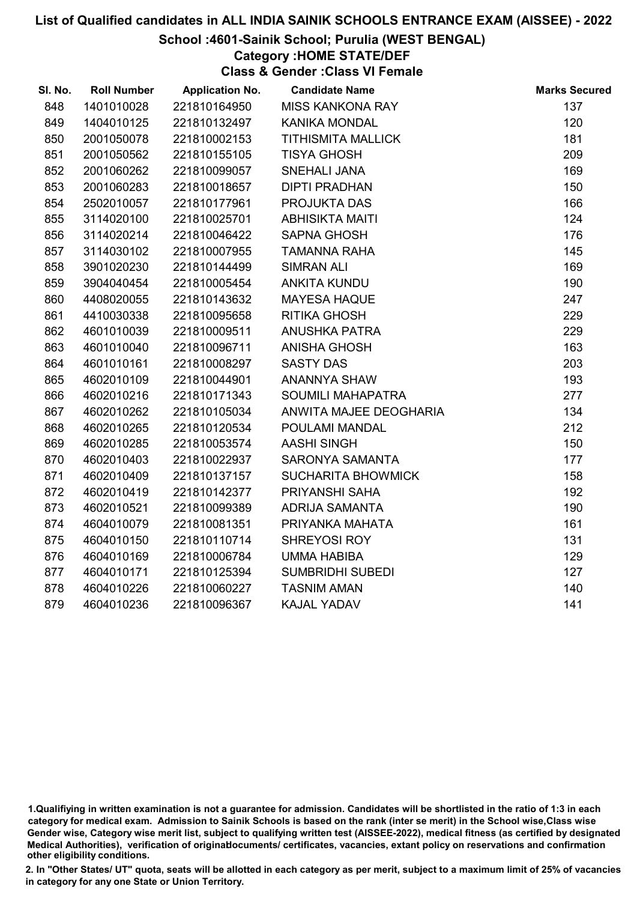# List of Qualified candidates in ALL INDIA SAINIK SCHOOLS ENTRANCE EXAM (AISSEE) - 2022

## School :4601-Sainik School; Purulia (WEST BENGAL)

### Category :HOME STATE/DEF

### Class & Gender :Class VI Female

| Sl. No. | Roll Number | Application No. | Candidate Name | Marks Secured |
|---|---|---|---|---|
| 848 | 1401010028 | 221810164950 | MISS KANKONA RAY | 137 |
| 849 | 1404010125 | 221810132497 | KANIKA MONDAL | 120 |
| 850 | 2001050078 | 221810002153 | TITHISMITA MALLICK | 181 |
| 851 | 2001050562 | 221810155105 | TISYA GHOSH | 209 |
| 852 | 2001060262 | 221810099057 | SNEHALI JANA | 169 |
| 853 | 2001060283 | 221810018657 | DIPTI PRADHAN | 150 |
| 854 | 2502010057 | 221810177961 | PROJUKTA DAS | 166 |
| 855 | 3114020100 | 221810025701 | ABHISIKTA MAITI | 124 |
| 856 | 3114020214 | 221810046422 | SAPNA GHOSH | 176 |
| 857 | 3114030102 | 221810007955 | TAMANNA RAHA | 145 |
| 858 | 3901020230 | 221810144499 | SIMRAN ALI | 169 |
| 859 | 3904040454 | 221810005454 | ANKITA KUNDU | 190 |
| 860 | 4408020055 | 221810143632 | MAYESA HAQUE | 247 |
| 861 | 4410030338 | 221810095658 | RITIKA GHOSH | 229 |
| 862 | 4601010039 | 221810009511 | ANUSHKA PATRA | 229 |
| 863 | 4601010040 | 221810096711 | ANISHA GHOSH | 163 |
| 864 | 4601010161 | 221810008297 | SASTY DAS | 203 |
| 865 | 4602010109 | 221810044901 | ANANNYA SHAW | 193 |
| 866 | 4602010216 | 221810171343 | SOUMILI MAHAPATRA | 277 |
| 867 | 4602010262 | 221810105034 | ANWITA MAJEE DEOGHARIA | 134 |
| 868 | 4602010265 | 221810120534 | POULAMI MANDAL | 212 |
| 869 | 4602010285 | 221810053574 | AASHI SINGH | 150 |
| 870 | 4602010403 | 221810022937 | SARONYA SAMANTA | 177 |
| 871 | 4602010409 | 221810137157 | SUCHARITA BHOWMICK | 158 |
| 872 | 4602010419 | 221810142377 | PRIYANSHI SAHA | 192 |
| 873 | 4602010521 | 221810099389 | ADRIJA SAMANTA | 190 |
| 874 | 4604010079 | 221810081351 | PRIYANKA MAHATA | 161 |
| 875 | 4604010150 | 221810110714 | SHREYOSI ROY | 131 |
| 876 | 4604010169 | 221810006784 | UMMA HABIBA | 129 |
| 877 | 4604010171 | 221810125394 | SUMBRIDHI SUBEDI | 127 |
| 878 | 4604010226 | 221810060227 | TASNIM AMAN | 140 |
| 879 | 4604010236 | 221810096367 | KAJAL YADAV | 141 |

1.Qualifiying in written examination is not a guarantee for admission. Candidates will be shortlisted in the ratio of 1:3 in each category for medical exam. Admission to Sainik Schools is based on the rank (inter se merit) in the School wise,Class wise Gender wise, Category wise merit list, subject to qualifying written test (AISSEE-2022), medical fitness (as certified by designated Medical Authorities), verification of originaldocuments/ certificates, vacancies, extant policy on reservations and confirmation other eligibility conditions.

2. In "Other States/ UT" quota, seats will be allotted in each category as per merit, subject to a maximum limit of 25% of vacancies in category for any one State or Union Territory.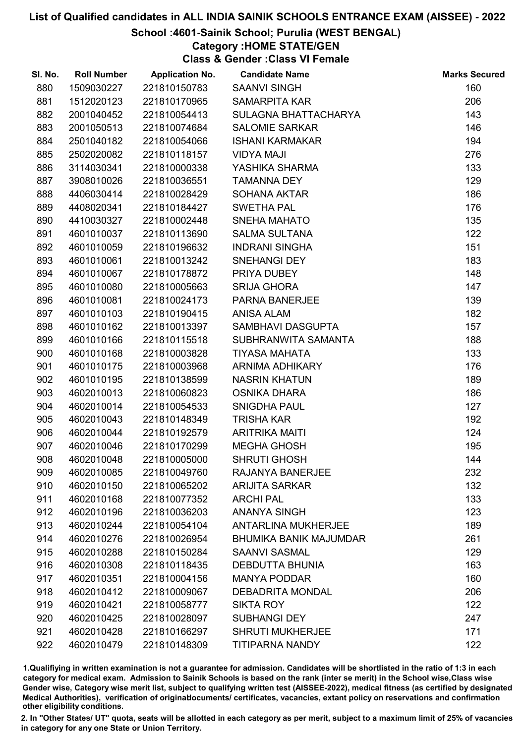# List of Qualified candidates in ALL INDIA SAINIK SCHOOLS ENTRANCE EXAM (AISSEE) - 2022

## School :4601-Sainik School; Purulia (WEST BENGAL)

### Category :HOME STATE/GEN

### Class & Gender :Class VI Female

| Sl. No. | Roll Number | Application No. | Candidate Name | Marks Secured |
|---|---|---|---|---|
| 880 | 1509030227 | 221810150783 | SAANVI SINGH | 160 |
| 881 | 1512020123 | 221810170965 | SAMARPITA KAR | 206 |
| 882 | 2001040452 | 221810054413 | SULAGNA BHATTACHARYA | 143 |
| 883 | 2001050513 | 221810074684 | SALOMIE SARKAR | 146 |
| 884 | 2501040182 | 221810054066 | ISHANI KARMAKAR | 194 |
| 885 | 2502020082 | 221810118157 | VIDYA MAJI | 276 |
| 886 | 3114030341 | 221810000338 | YASHIKA SHARMA | 133 |
| 887 | 3908010026 | 221810036551 | TAMANNA DEY | 129 |
| 888 | 4406030414 | 221810028429 | SOHANA AKTAR | 186 |
| 889 | 4408020341 | 221810184427 | SWETHA PAL | 176 |
| 890 | 4410030327 | 221810002448 | SNEHA MAHATO | 135 |
| 891 | 4601010037 | 221810113690 | SALMA SULTANA | 122 |
| 892 | 4601010059 | 221810196632 | INDRANI SINGHA | 151 |
| 893 | 4601010061 | 221810013242 | SNEHANGI DEY | 183 |
| 894 | 4601010067 | 221810178872 | PRIYA DUBEY | 148 |
| 895 | 4601010080 | 221810005663 | SRIJA GHORA | 147 |
| 896 | 4601010081 | 221810024173 | PARNA BANERJEE | 139 |
| 897 | 4601010103 | 221810190415 | ANISA ALAM | 182 |
| 898 | 4601010162 | 221810013397 | SAMBHAVI DASGUPTA | 157 |
| 899 | 4601010166 | 221810115518 | SUBHRANWITA SAMANTA | 188 |
| 900 | 4601010168 | 221810003828 | TIYASA MAHATA | 133 |
| 901 | 4601010175 | 221810003968 | ARNIMA ADHIKARY | 176 |
| 902 | 4601010195 | 221810138599 | NASRIN KHATUN | 189 |
| 903 | 4602010013 | 221810060823 | OSNIKA DHARA | 186 |
| 904 | 4602010014 | 221810054533 | SNIGDHA PAUL | 127 |
| 905 | 4602010043 | 221810148349 | TRISHA KAR | 192 |
| 906 | 4602010044 | 221810192579 | ARITRIKA MAITI | 124 |
| 907 | 4602010046 | 221810170299 | MEGHA GHOSH | 195 |
| 908 | 4602010048 | 221810005000 | SHRUTI GHOSH | 144 |
| 909 | 4602010085 | 221810049760 | RAJANYA BANERJEE | 232 |
| 910 | 4602010150 | 221810065202 | ARIJITA SARKAR | 132 |
| 911 | 4602010168 | 221810077352 | ARCHI PAL | 133 |
| 912 | 4602010196 | 221810036203 | ANANYA SINGH | 123 |
| 913 | 4602010244 | 221810054104 | ANTARLINA MUKHERJEE | 189 |
| 914 | 4602010276 | 221810026954 | BHUMIKA BANIK MAJUMDAR | 261 |
| 915 | 4602010288 | 221810150284 | SAANVI SASMAL | 129 |
| 916 | 4602010308 | 221810118435 | DEBDUTTA BHUNIA | 163 |
| 917 | 4602010351 | 221810004156 | MANYA PODDAR | 160 |
| 918 | 4602010412 | 221810009067 | DEBADRITA MONDAL | 206 |
| 919 | 4602010421 | 221810058777 | SIKTA ROY | 122 |
| 920 | 4602010425 | 221810028097 | SUBHANGI DEY | 247 |
| 921 | 4602010428 | 221810166297 | SHRUTI MUKHERJEE | 171 |
| 922 | 4602010479 | 221810148309 | TITIPARNA NANDY | 122 |

1.Qualifying in written examination is not a guarantee for admission. Candidates will be shortlisted in the ratio of 1:3 in each category for medical exam. Admission to Sainik Schools is based on the rank (inter se merit) in the School wise,Class wise Gender wise, Category wise merit list, subject to qualifying written test (AISSEE-2022), medical fitness (as certified by designated Medical Authorities), verification of originaldocuments/ certificates, vacancies, extant policy on reservations and confirmation other eligibility conditions.

2. In "Other States/ UT" quota, seats will be allotted in each category as per merit, subject to a maximum limit of 25% of vacancies in category for any one State or Union Territory.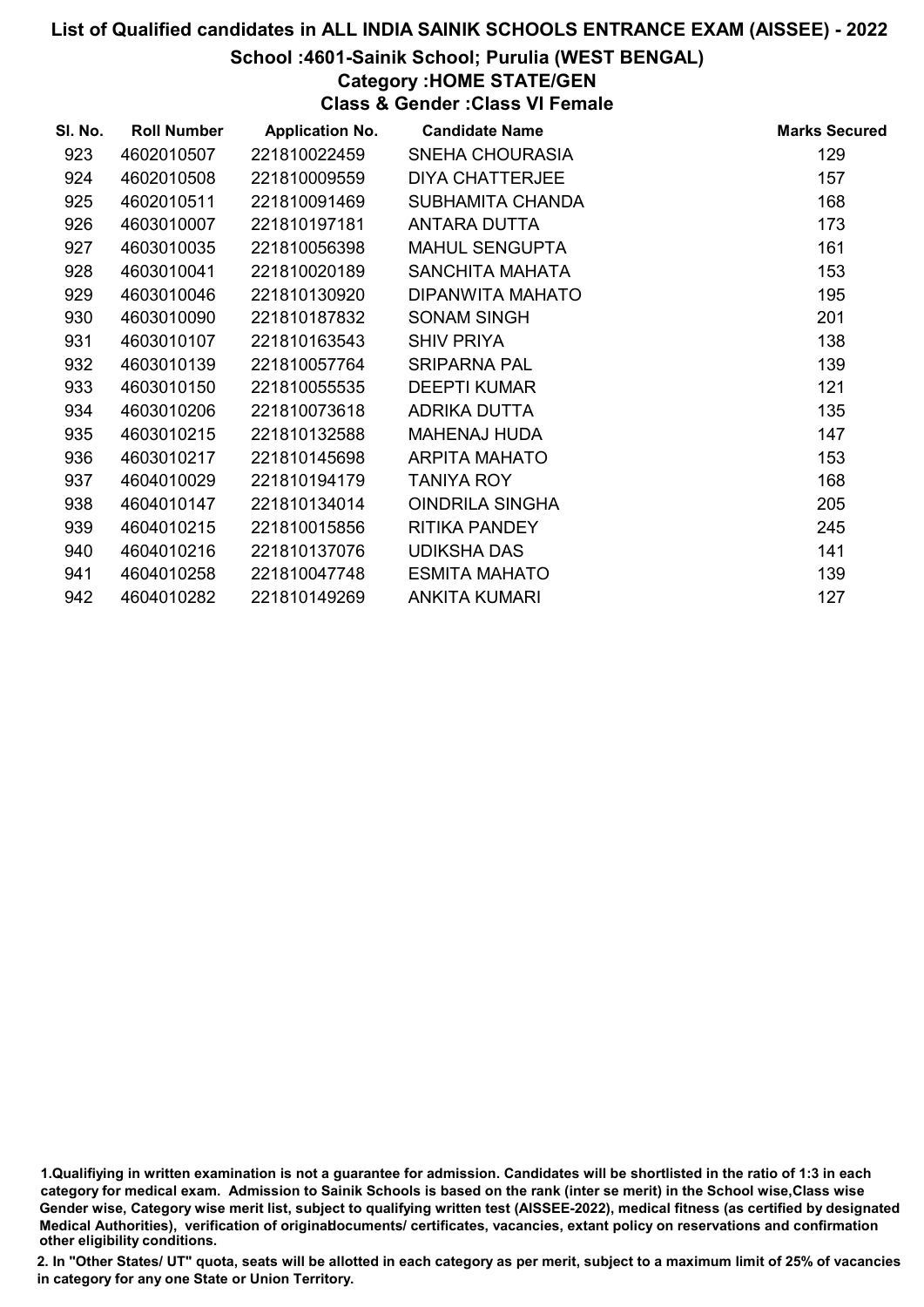# List of Qualified candidates in ALL INDIA SAINIK SCHOOLS ENTRANCE EXAM (AISSEE) - 2022

## School :4601-Sainik School; Purulia (WEST BENGAL)

### Category :HOME STATE/GEN

### Class & Gender :Class VI Female

| Sl. No. | Roll Number | Application No. | Candidate Name | Marks Secured |
|---|---|---|---|---|
| 923 | 4602010507 | 221810022459 | SNEHA CHOURASIA | 129 |
| 924 | 4602010508 | 221810009559 | DIYA CHATTERJEE | 157 |
| 925 | 4602010511 | 221810091469 | SUBHAMITA CHANDA | 168 |
| 926 | 4603010007 | 221810197181 | ANTARA DUTTA | 173 |
| 927 | 4603010035 | 221810056398 | MAHUL SENGUPTA | 161 |
| 928 | 4603010041 | 221810020189 | SANCHITA MAHATA | 153 |
| 929 | 4603010046 | 221810130920 | DIPANWITA MAHATO | 195 |
| 930 | 4603010090 | 221810187832 | SONAM SINGH | 201 |
| 931 | 4603010107 | 221810163543 | SHIV PRIYA | 138 |
| 932 | 4603010139 | 221810057764 | SRIPARNA PAL | 139 |
| 933 | 4603010150 | 221810055535 | DEEPTI KUMAR | 121 |
| 934 | 4603010206 | 221810073618 | ADRIKA DUTTA | 135 |
| 935 | 4603010215 | 221810132588 | MAHENAJ HUDA | 147 |
| 936 | 4603010217 | 221810145698 | ARPITA MAHATO | 153 |
| 937 | 4604010029 | 221810194179 | TANIYA ROY | 168 |
| 938 | 4604010147 | 221810134014 | OINDRILA SINGHA | 205 |
| 939 | 4604010215 | 221810015856 | RITIKA PANDEY | 245 |
| 940 | 4604010216 | 221810137076 | UDIKSHA DAS | 141 |
| 941 | 4604010258 | 221810047748 | ESMITA MAHATO | 139 |
| 942 | 4604010282 | 221810149269 | ANKITA KUMARI | 127 |

1.Qualifiying in written examination is not a guarantee for admission. Candidates will be shortlisted in the ratio of 1:3 in each category for medical exam. Admission to Sainik Schools is based on the rank (inter se merit) in the School wise,Class wise Gender wise, Category wise merit list, subject to qualifying written test (AISSEE-2022), medical fitness (as certified by designated Medical Authorities), verification of originaldocuments/ certificates, vacancies, extant policy on reservations and confirmation other eligibility conditions.

2. In "Other States/ UT" quota, seats will be allotted in each category as per merit, subject to a maximum limit of 25% of vacancies in category for any one State or Union Territory.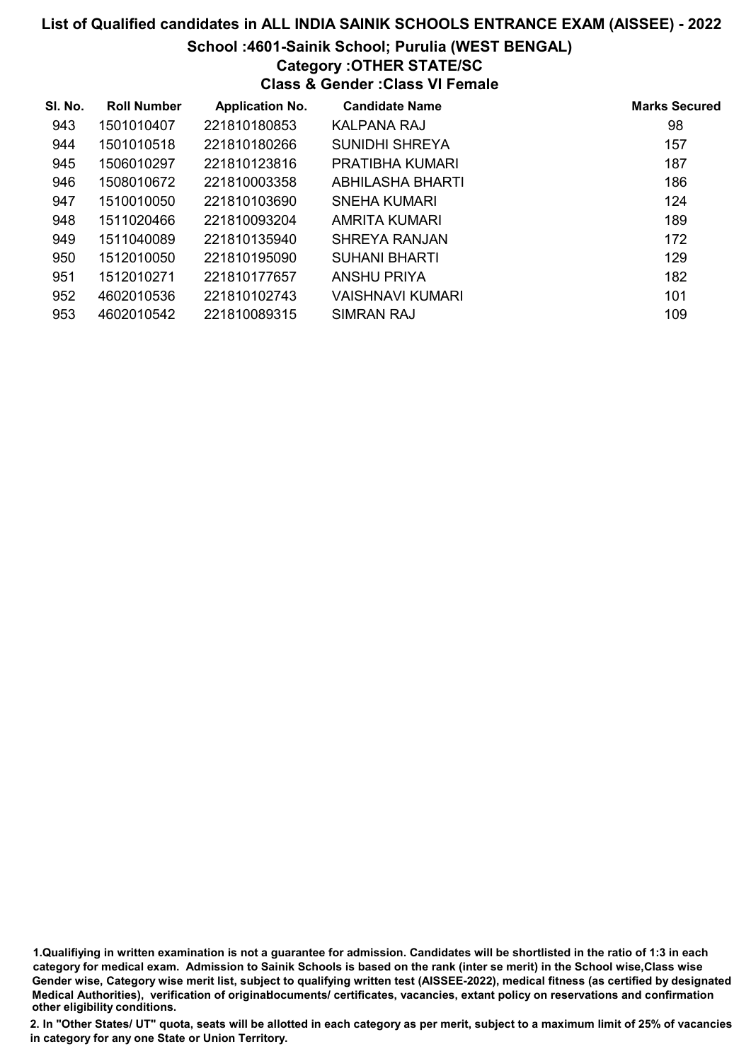# List of Qualified candidates in ALL INDIA SAINIK SCHOOLS ENTRANCE EXAM (AISSEE) - 2022

## School :4601-Sainik School; Purulia (WEST BENGAL)

### Category :OTHER STATE/SC

### Class & Gender :Class VI Female

| Sl. No. | Roll Number | Application No. | Candidate Name | Marks Secured |
|---|---|---|---|---|
| 943 | 1501010407 | 221810180853 | KALPANA RAJ | 98 |
| 944 | 1501010518 | 221810180266 | SUNIDHI SHREYA | 157 |
| 945 | 1506010297 | 221810123816 | PRATIBHA KUMARI | 187 |
| 946 | 1508010672 | 221810003358 | ABHILASHA BHARTI | 186 |
| 947 | 1510010050 | 221810103690 | SNEHA KUMARI | 124 |
| 948 | 1511020466 | 221810093204 | AMRITA KUMARI | 189 |
| 949 | 1511040089 | 221810135940 | SHREYA RANJAN | 172 |
| 950 | 1512010050 | 221810195090 | SUHANI BHARTI | 129 |
| 951 | 1512010271 | 221810177657 | ANSHU PRIYA | 182 |
| 952 | 4602010536 | 221810102743 | VAISHNAVI KUMARI | 101 |
| 953 | 4602010542 | 221810089315 | SIMRAN RAJ | 109 |

1.Qualifiying in written examination is not a guarantee for admission. Candidates will be shortlisted in the ratio of 1:3 in each category for medical exam. Admission to Sainik Schools is based on the rank (inter se merit) in the School wise,Class wise Gender wise, Category wise merit list, subject to qualifying written test (AISSEE-2022), medical fitness (as certified by designated Medical Authorities), verification of originaldocuments/ certificates, vacancies, extant policy on reservations and confirmation other eligibility conditions.

2. In "Other States/ UT" quota, seats will be allotted in each category as per merit, subject to a maximum limit of 25% of vacancies in category for any one State or Union Territory.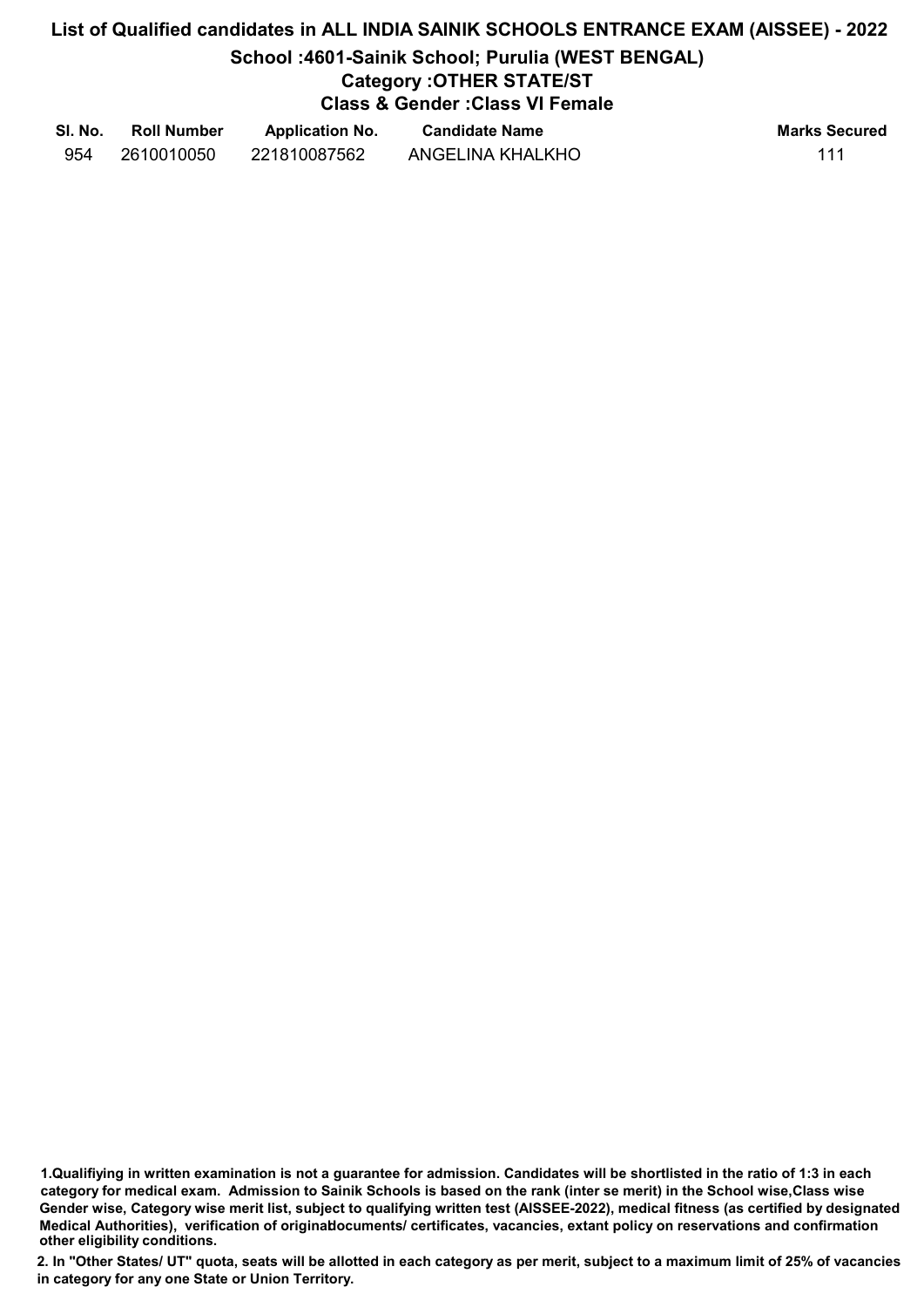# List of Qualified candidates in ALL INDIA SAINIK SCHOOLS ENTRANCE EXAM (AISSEE) - 2022

## School :4601-Sainik School; Purulia (WEST BENGAL)

### Category :OTHER STATE/ST

### Class & Gender :Class VI Female

| Sl. No. | Roll Number | Application No. | Candidate Name | Marks Secured |
|---|---|---|---|---|
| 954 | 2610010050 | 221810087562 | ANGELINA KHALKHO | 111 |

**1.Qualifiying in written examination is not a guarantee for admission. Candidates will be shortlisted in the ratio of 1:3 in each category for medical exam. Admission to Sainik Schools is based on the rank (inter se merit) in the School wise,Class wise Gender wise, Category wise merit list, subject to qualifying written test (AISSEE-2022), medical fitness (as certified by designated Medical Authorities), verification of originaldocuments/ certificates, vacancies, extant policy on reservations and confirmation other eligibility conditions.**

**2. In "Other States/ UT" quota, seats will be allotted in each category as per merit, subject to a maximum limit of 25% of vacancies in category for any one State or Union Territory.**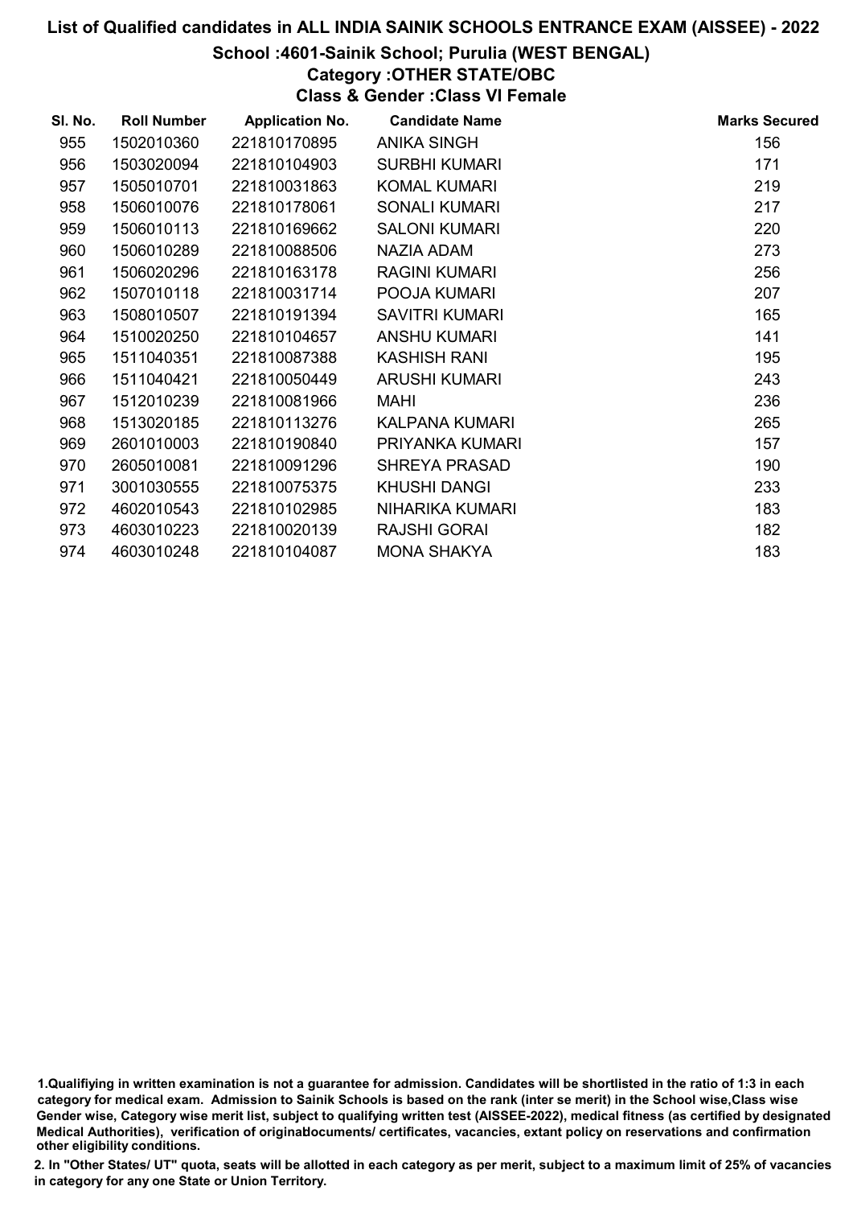# List of Qualified candidates in ALL INDIA SAINIK SCHOOLS ENTRANCE EXAM (AISSEE) - 2022

## School :4601-Sainik School; Purulia (WEST BENGAL)

### Category :OTHER STATE/OBC

### Class & Gender :Class VI Female

| Sl. No. | Roll Number | Application No. | Candidate Name | Marks Secured |
|---|---|---|---|---|
| 955 | 1502010360 | 221810170895 | ANIKA SINGH | 156 |
| 956 | 1503020094 | 221810104903 | SURBHI KUMARI | 171 |
| 957 | 1505010701 | 221810031863 | KOMAL KUMARI | 219 |
| 958 | 1506010076 | 221810178061 | SONALI KUMARI | 217 |
| 959 | 1506010113 | 221810169662 | SALONI KUMARI | 220 |
| 960 | 1506010289 | 221810088506 | NAZIA ADAM | 273 |
| 961 | 1506020296 | 221810163178 | RAGINI KUMARI | 256 |
| 962 | 1507010118 | 221810031714 | POOJA KUMARI | 207 |
| 963 | 1508010507 | 221810191394 | SAVITRI KUMARI | 165 |
| 964 | 1510020250 | 221810104657 | ANSHU KUMARI | 141 |
| 965 | 1511040351 | 221810087388 | KASHISH RANI | 195 |
| 966 | 1511040421 | 221810050449 | ARUSHI KUMARI | 243 |
| 967 | 1512010239 | 221810081966 | MAHI | 236 |
| 968 | 1513020185 | 221810113276 | KALPANA KUMARI | 265 |
| 969 | 2601010003 | 221810190840 | PRIYANKA KUMARI | 157 |
| 970 | 2605010081 | 221810091296 | SHREYA PRASAD | 190 |
| 971 | 3001030555 | 221810075375 | KHUSHI DANGI | 233 |
| 972 | 4602010543 | 221810102985 | NIHARIKA KUMARI | 183 |
| 973 | 4603010223 | 221810020139 | RAJSHI GORAI | 182 |
| 974 | 4603010248 | 221810104087 | MONA SHAKYA | 183 |

1.Qualifiying in written examination is not a guarantee for admission. Candidates will be shortlisted in the ratio of 1:3 in each category for medical exam. Admission to Sainik Schools is based on the rank (inter se merit) in the School wise,Class wise Gender wise, Category wise merit list, subject to qualifying written test (AISSEE-2022), medical fitness (as certified by designated Medical Authorities), verification of originaldocuments/ certificates, vacancies, extant policy on reservations and confirmation other eligibility conditions.

2. In "Other States/ UT" quota, seats will be allotted in each category as per merit, subject to a maximum limit of 25% of vacancies in category for any one State or Union Territory.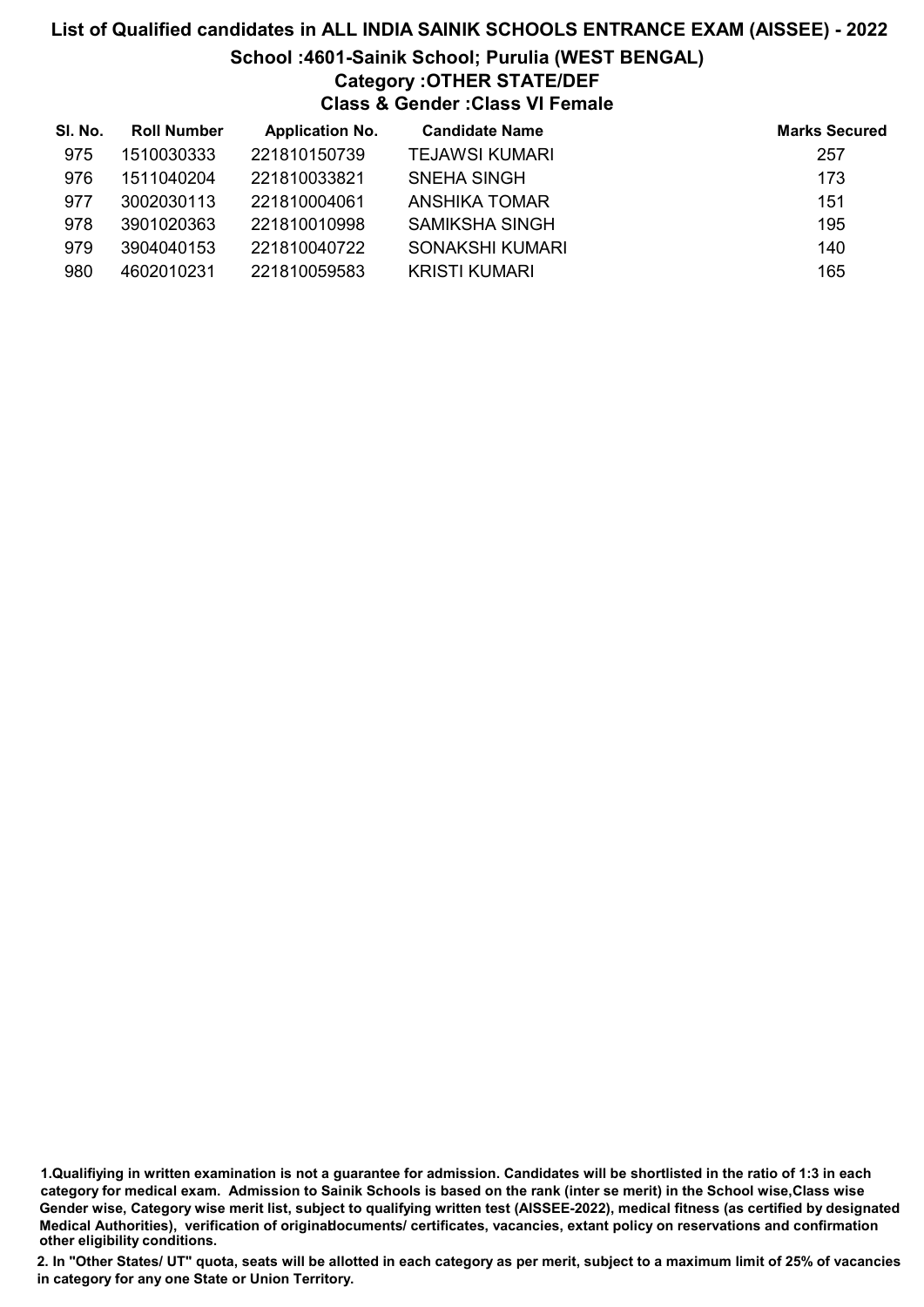## List of Qualified candidates in ALL INDIA SAINIK SCHOOLS ENTRANCE EXAM (AISSEE) - 2022

### School :4601-Sainik School; Purulia (WEST BENGAL)

### Category :OTHER STATE/DEF

### Class & Gender :Class VI Female

| Sl. No. | Roll Number | Application No. | Candidate Name | Marks Secured |
|---|---|---|---|---|
| 975 | 1510030333 | 221810150739 | TEJAWSI KUMARI | 257 |
| 976 | 1511040204 | 221810033821 | SNEHA SINGH | 173 |
| 977 | 3002030113 | 221810004061 | ANSHIKA TOMAR | 151 |
| 978 | 3901020363 | 221810010998 | SAMIKSHA SINGH | 195 |
| 979 | 3904040153 | 221810040722 | SONAKSHI KUMARI | 140 |
| 980 | 4602010231 | 221810059583 | KRISTI KUMARI | 165 |

1.Qualifiying in written examination is not a guarantee for admission. Candidates will be shortlisted in the ratio of 1:3 in each category for medical exam. Admission to Sainik Schools is based on the rank (inter se merit) in the School wise,Class wise Gender wise, Category wise merit list, subject to qualifying written test (AISSEE-2022), medical fitness (as certified by designated Medical Authorities), verification of originaldocuments/ certificates, vacancies, extant policy on reservations and confirmation other eligibility conditions.

2. In "Other States/ UT" quota, seats will be allotted in each category as per merit, subject to a maximum limit of 25% of vacancies in category for any one State or Union Territory.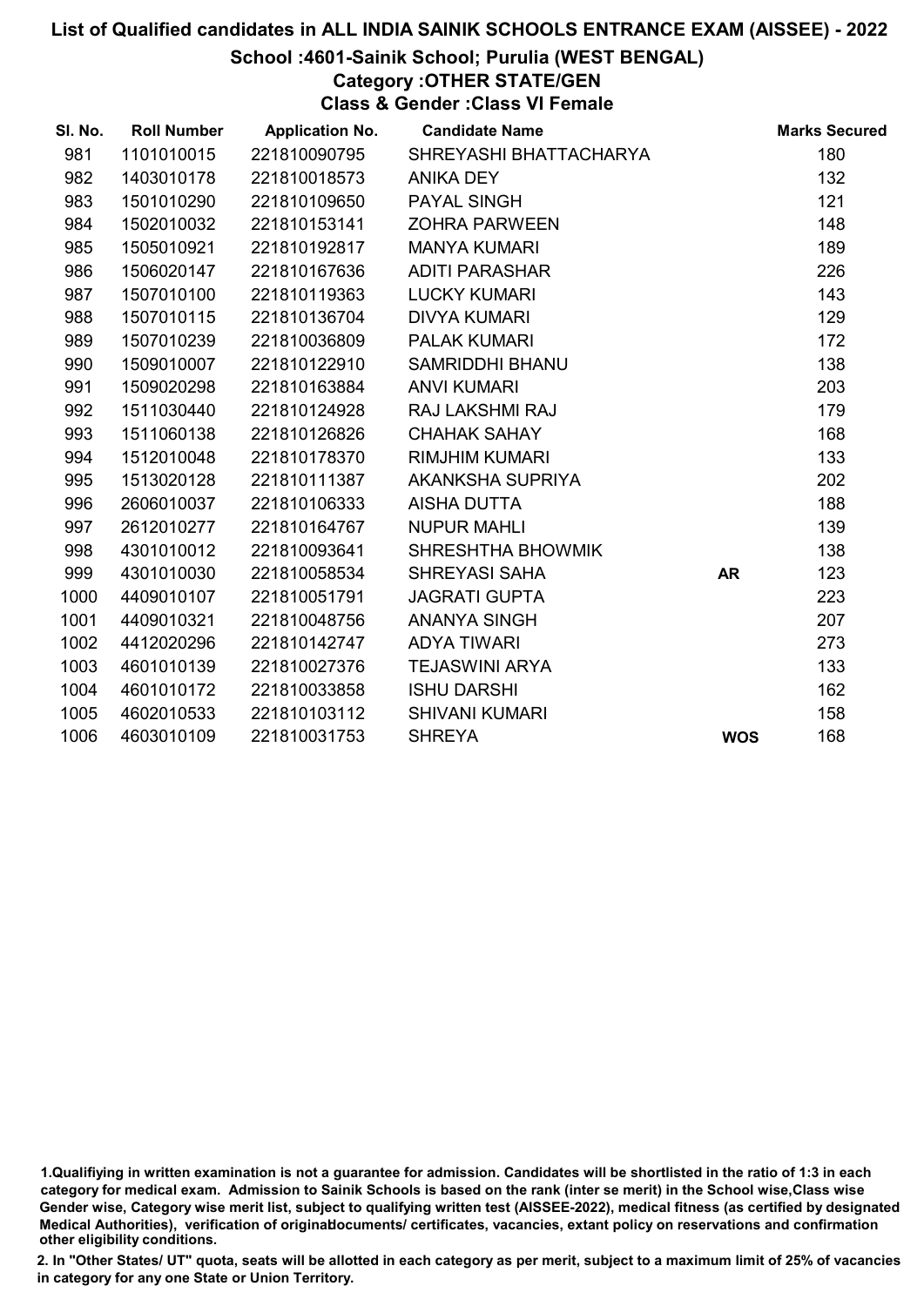# List of Qualified candidates in ALL INDIA SAINIK SCHOOLS ENTRANCE EXAM (AISSEE) - 2022

## School :4601-Sainik School; Purulia (WEST BENGAL)

### Category :OTHER STATE/GEN

### Class & Gender :Class VI Female

| Sl. No. | Roll Number | Application No. | Candidate Name | | Marks Secured |
|---|---|---|---|---|---|
| 981 | 1101010015 | 221810090795 | SHREYASHI BHATTACHARYA | | 180 |
| 982 | 1403010178 | 221810018573 | ANIKA DEY | | 132 |
| 983 | 1501010290 | 221810109650 | PAYAL SINGH | | 121 |
| 984 | 1502010032 | 221810153141 | ZOHRA PARWEEN | | 148 |
| 985 | 1505010921 | 221810192817 | MANYA KUMARI | | 189 |
| 986 | 1506020147 | 221810167636 | ADITI PARASHAR | | 226 |
| 987 | 1507010100 | 221810119363 | LUCKY KUMARI | | 143 |
| 988 | 1507010115 | 221810136704 | DIVYA KUMARI | | 129 |
| 989 | 1507010239 | 221810036809 | PALAK KUMARI | | 172 |
| 990 | 1509010007 | 221810122910 | SAMRIDDHI BHANU | | 138 |
| 991 | 1509020298 | 221810163884 | ANVI KUMARI | | 203 |
| 992 | 1511030440 | 221810124928 | RAJ LAKSHMI RAJ | | 179 |
| 993 | 1511060138 | 221810126826 | CHAHAK SAHAY | | 168 |
| 994 | 1512010048 | 221810178370 | RIMJHIM KUMARI | | 133 |
| 995 | 1513020128 | 221810111387 | AKANKSHA SUPRIYA | | 202 |
| 996 | 2606010037 | 221810106333 | AISHA DUTTA | | 188 |
| 997 | 2612010277 | 221810164767 | NUPUR MAHLI | | 139 |
| 998 | 4301010012 | 221810093641 | SHRESHTHA BHOWMIK | | 138 |
| 999 | 4301010030 | 221810058534 | SHREYASI SAHA | AR | 123 |
| 1000 | 4409010107 | 221810051791 | JAGRATI GUPTA | | 223 |
| 1001 | 4409010321 | 221810048756 | ANANYA SINGH | | 207 |
| 1002 | 4412020296 | 221810142747 | ADYA TIWARI | | 273 |
| 1003 | 4601010139 | 221810027376 | TEJASWINI ARYA | | 133 |
| 1004 | 4601010172 | 221810033858 | ISHU DARSHI | | 162 |
| 1005 | 4602010533 | 221810103112 | SHIVANI KUMARI | | 158 |
| 1006 | 4603010109 | 221810031753 | SHREYA | WOS | 168 |

1.Qualifiying in written examination is not a guarantee for admission. Candidates will be shortlisted in the ratio of 1:3 in each category for medical exam. Admission to Sainik Schools is based on the rank (inter se merit) in the School wise,Class wise Gender wise, Category wise merit list, subject to qualifying written test (AISSEE-2022), medical fitness (as certified by designated Medical Authorities), verification of originaldocuments/ certificates, vacancies, extant policy on reservations and confirmation other eligibility conditions.

2. In "Other States/ UT" quota, seats will be allotted in each category as per merit, subject to a maximum limit of 25% of vacancies in category for any one State or Union Territory.